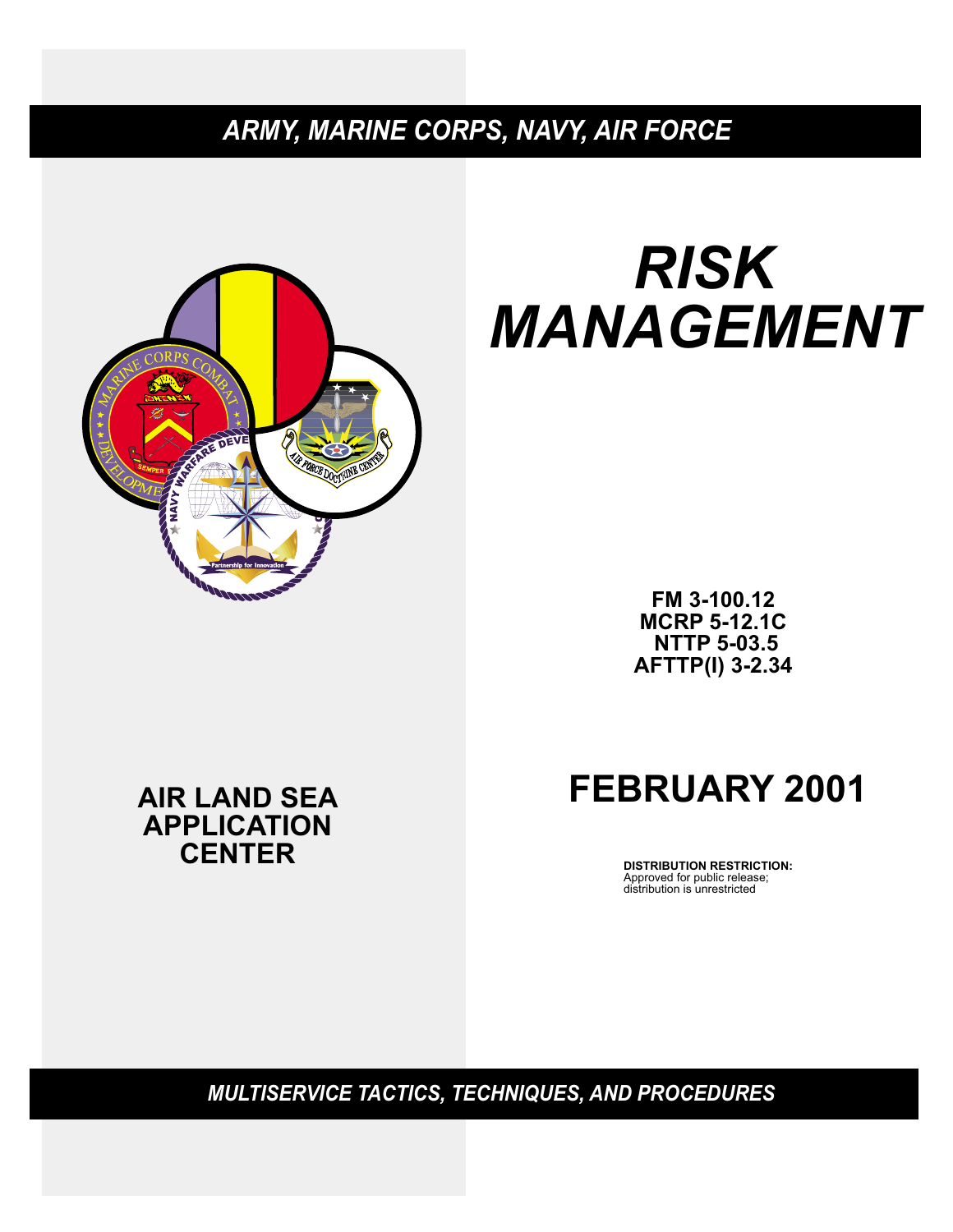*ARMY, MARINE CORPS, NAVY, AIR FORCE*

# *RISK MANAGEMENT*

**FM 3-100.12**
**MCRP 5-12.1C**
**NTTP 5-03.5**
**AFTTP(I) 3-2.34**

**AIR LAND SEA APPLICATION CENTER**

## FEBRUARY 2001

**DISTRIBUTION RESTRICTION:**
Approved for public release; distribution is unrestricted

*MULTISERVICE TACTICS, TECHNIQUES, AND PROCEDURES*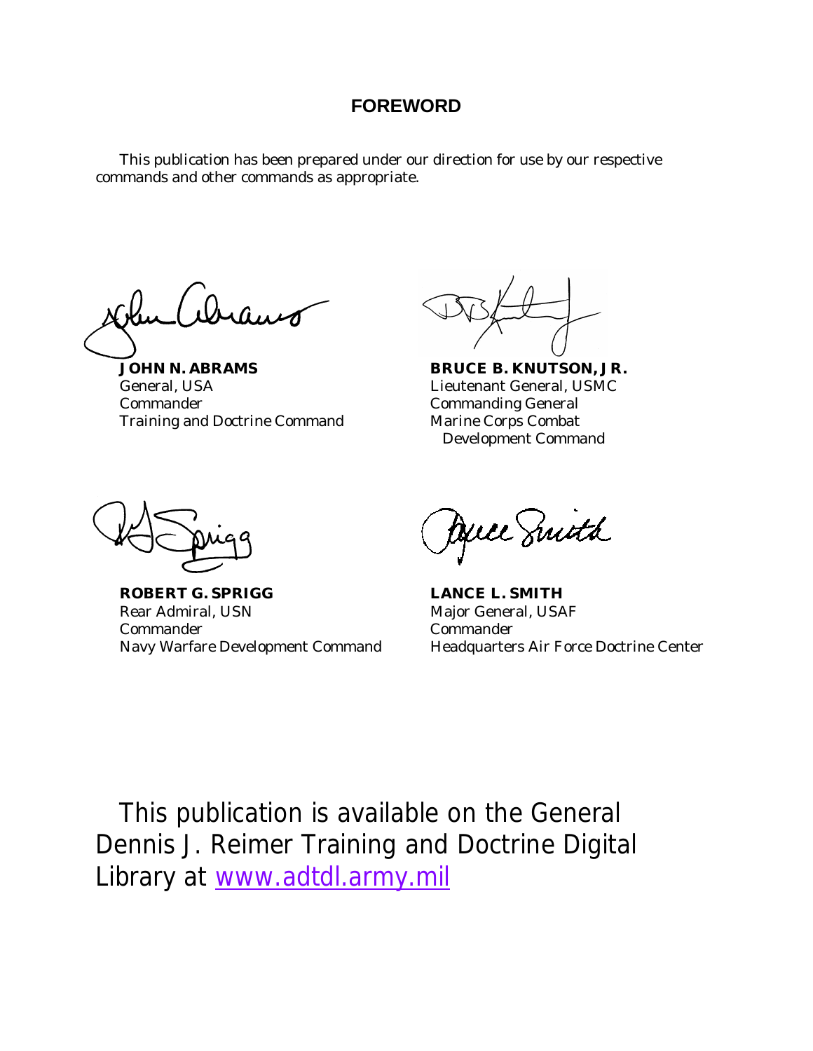## FOREWORD

This publication has been prepared under our direction for use by our respective commands and other commands as appropriate.

**JOHN N. ABRAMS**
General, USA
Commander
Training and Doctrine Command

**BRUCE B. KNUTSON, JR.**
Lieutenant General, USMC
Commanding General
Marine Corps Combat Development Command

**ROBERT G. SPRIGG**
Rear Admiral, USN
Commander
Navy Warfare Development Command

**LANCE L. SMITH**
Major General, USAF
Commander
Headquarters Air Force Doctrine Center

This publication is available on the General Dennis J. Reimer Training and Doctrine Digital Library at www.adtdl.army.mil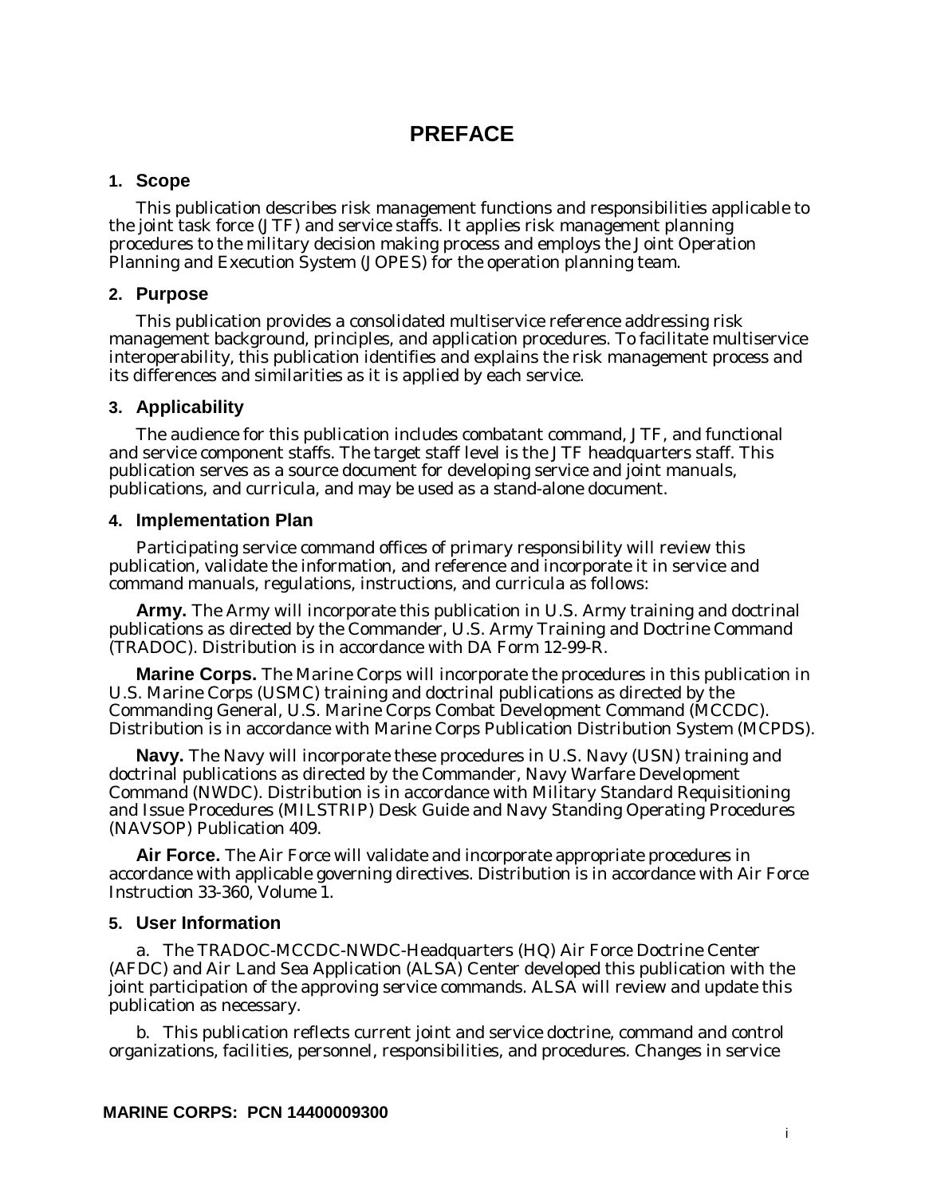# PREFACE

## 1. Scope

This publication describes risk management functions and responsibilities applicable to the joint task force (JTF) and service staffs. It applies risk management planning procedures to the military decision making process and employs the Joint Operation Planning and Execution System (JOPES) for the operation planning team.

## 2. Purpose

This publication provides a consolidated multiservice reference addressing risk management background, principles, and application procedures. To facilitate multiservice interoperability, this publication identifies and explains the risk management process and its differences and similarities as it is applied by each service.

## 3. Applicability

The audience for this publication includes combatant command, JTF, and functional and service component staffs. The target staff level is the JTF headquarters staff. This publication serves as a source document for developing service and joint manuals, publications, and curricula, and may be used as a stand-alone document.

## 4. Implementation Plan

Participating service command offices of primary responsibility will review this publication, validate the information, and reference and incorporate it in service and command manuals, regulations, instructions, and curricula as follows:

**Army.** The Army will incorporate this publication in U.S. Army training and doctrinal publications as directed by the Commander, U.S. Army Training and Doctrine Command (TRADOC). Distribution is in accordance with DA Form 12-99-R.

**Marine Corps.** The Marine Corps will incorporate the procedures in this publication in U.S. Marine Corps (USMC) training and doctrinal publications as directed by the Commanding General, U.S. Marine Corps Combat Development Command (MCCDC). Distribution is in accordance with Marine Corps Publication Distribution System (MCPDS).

**Navy.** The Navy will incorporate these procedures in U.S. Navy (USN) training and doctrinal publications as directed by the Commander, Navy Warfare Development Command (NWDC). Distribution is in accordance with Military Standard Requisitioning and Issue Procedures (MILSTRIP) Desk Guide and Navy Standing Operating Procedures (NAVSOP) Publication 409.

**Air Force.** The Air Force will validate and incorporate appropriate procedures in accordance with applicable governing directives. Distribution is in accordance with Air Force Instruction 33-360, Volume 1.

## 5. User Information

a. The TRADOC-MCCDC-NWDC-Headquarters (HQ) Air Force Doctrine Center (AFDC) and Air Land Sea Application (ALSA) Center developed this publication with the joint participation of the approving service commands. ALSA will review and update this publication as necessary.

b. This publication reflects current joint and service doctrine, command and control organizations, facilities, personnel, responsibilities, and procedures. Changes in service

**MARINE CORPS: PCN 14400009300**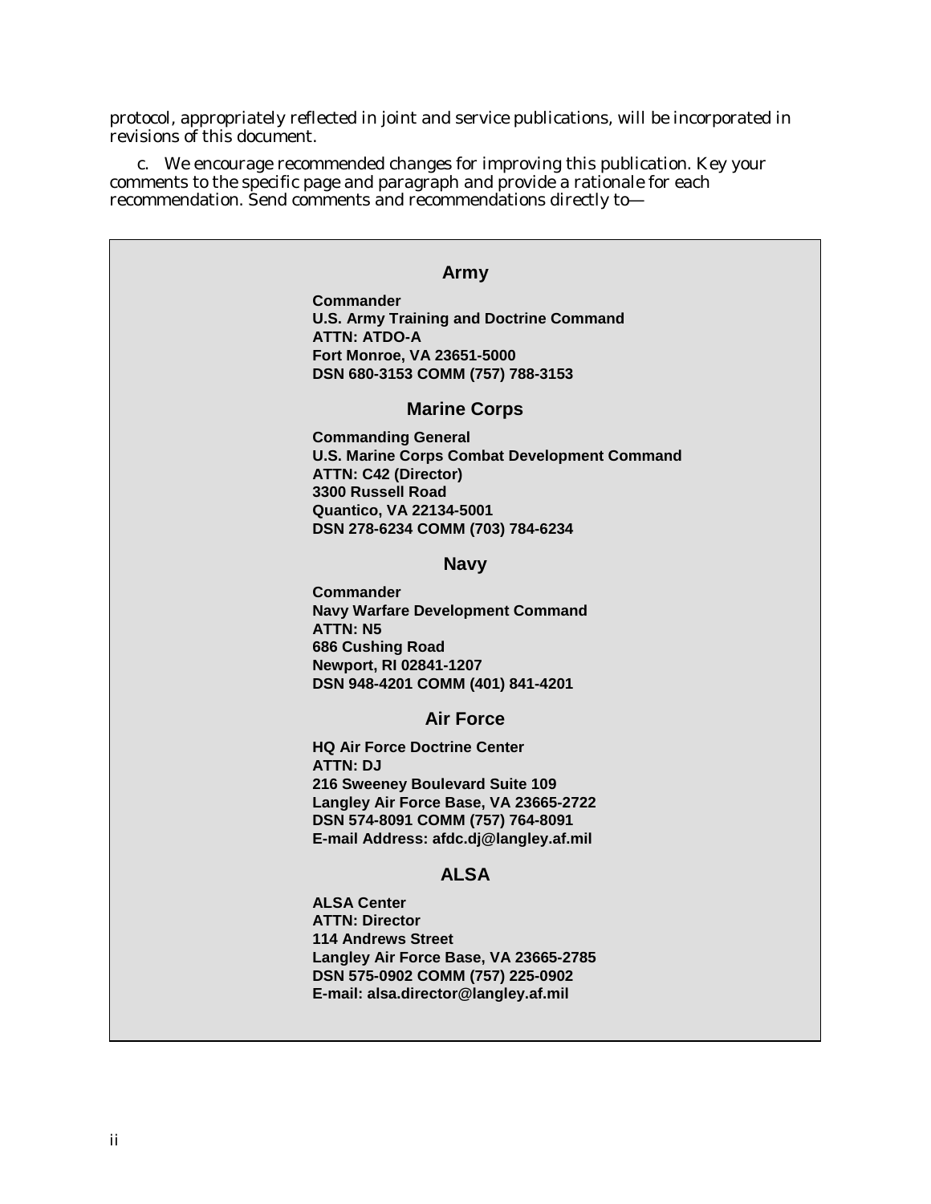protocol, appropriately reflected in joint and service publications, will be incorporated in revisions of this document.

c. We encourage recommended changes for improving this publication. Key your comments to the specific page and paragraph and provide a rationale for each recommendation. Send comments and recommendations directly to—

**Army**

**Commander**
**U.S. Army Training and Doctrine Command**
**ATTN: ATDO-A**
**Fort Monroe, VA 23651-5000**
**DSN 680-3153 COMM (757) 788-3153**

**Marine Corps**

**Commanding General**
**U.S. Marine Corps Combat Development Command**
**ATTN: C42 (Director)**
**3300 Russell Road**
**Quantico, VA 22134-5001**
**DSN 278-6234 COMM (703) 784-6234**

**Navy**

**Commander**
**Navy Warfare Development Command**
**ATTN: N5**
**686 Cushing Road**
**Newport, RI 02841-1207**
**DSN 948-4201 COMM (401) 841-4201**

**Air Force**

**HQ Air Force Doctrine Center**
**ATTN: DJ**
**216 Sweeney Boulevard Suite 109**
**Langley Air Force Base, VA 23665-2722**
**DSN 574-8091 COMM (757) 764-8091**
**E-mail Address: afdc.dj@langley.af.mil**

**ALSA**

**ALSA Center**
**ATTN: Director**
**114 Andrews Street**
**Langley Air Force Base, VA 23665-2785**
**DSN 575-0902 COMM (757) 225-0902**
**E-mail: alsa.director@langley.af.mil**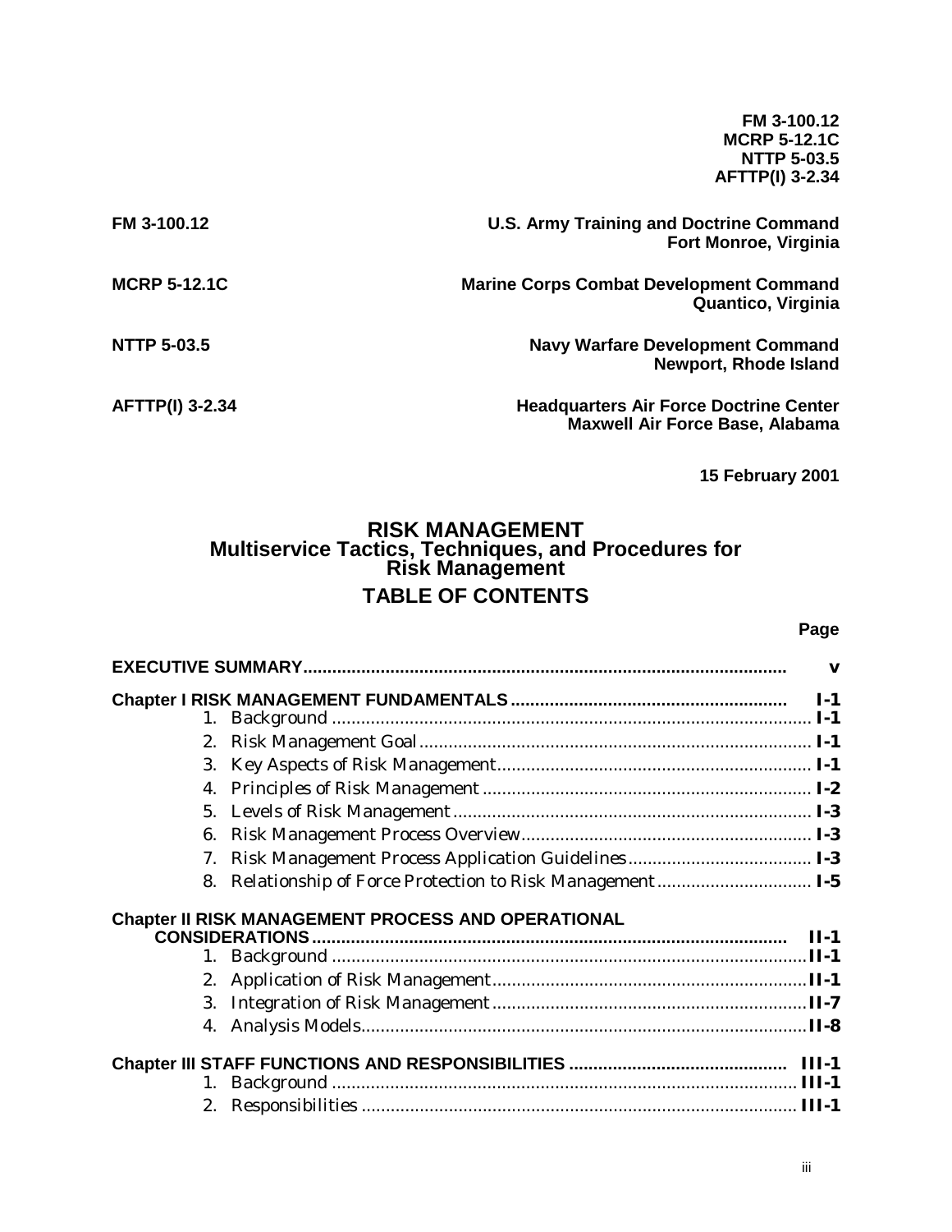**FM 3-100.12**
**MCRP 5-12.1C**
**NTTP 5-03.5**
**AFTTP(I) 3-2.34**

| | |
|---|---|
| **FM 3-100.12** | **U.S. Army Training and Doctrine Command**<br>**Fort Monroe, Virginia** |
| **MCRP 5-12.1C** | **Marine Corps Combat Development Command**<br>**Quantico, Virginia** |
| **NTTP 5-03.5** | **Navy Warfare Development Command**<br>**Newport, Rhode Island** |
| **AFTTP(I) 3-2.34** | **Headquarters Air Force Doctrine Center**<br>**Maxwell Air Force Base, Alabama** |

**15 February 2001**

# RISK MANAGEMENT
## Multiservice Tactics, Techniques, and Procedures for Risk Management

## TABLE OF CONTENTS

| | Page |
|---|---|
| **EXECUTIVE SUMMARY** | **v** |
| **Chapter I RISK MANAGEMENT FUNDAMENTALS** | **I-1** |
| 1. Background | **I-1** |
| 2. Risk Management Goal | **I-1** |
| 3. Key Aspects of Risk Management | **I-1** |
| 4. Principles of Risk Management | **I-2** |
| 5. Levels of Risk Management | **I-3** |
| 6. Risk Management Process Overview | **I-3** |
| 7. Risk Management Process Application Guidelines | **I-3** |
| 8. Relationship of Force Protection to Risk Management | **I-5** |
| **Chapter II RISK MANAGEMENT PROCESS AND OPERATIONAL CONSIDERATIONS** | **II-1** |
| 1. Background | **II-1** |
| 2. Application of Risk Management | **II-1** |
| 3. Integration of Risk Management | **II-7** |
| 4. Analysis Models | **II-8** |
| **Chapter III STAFF FUNCTIONS AND RESPONSIBILITIES** | **III-1** |
| 1. Background | **III-1** |
| 2. Responsibilities | **III-1** |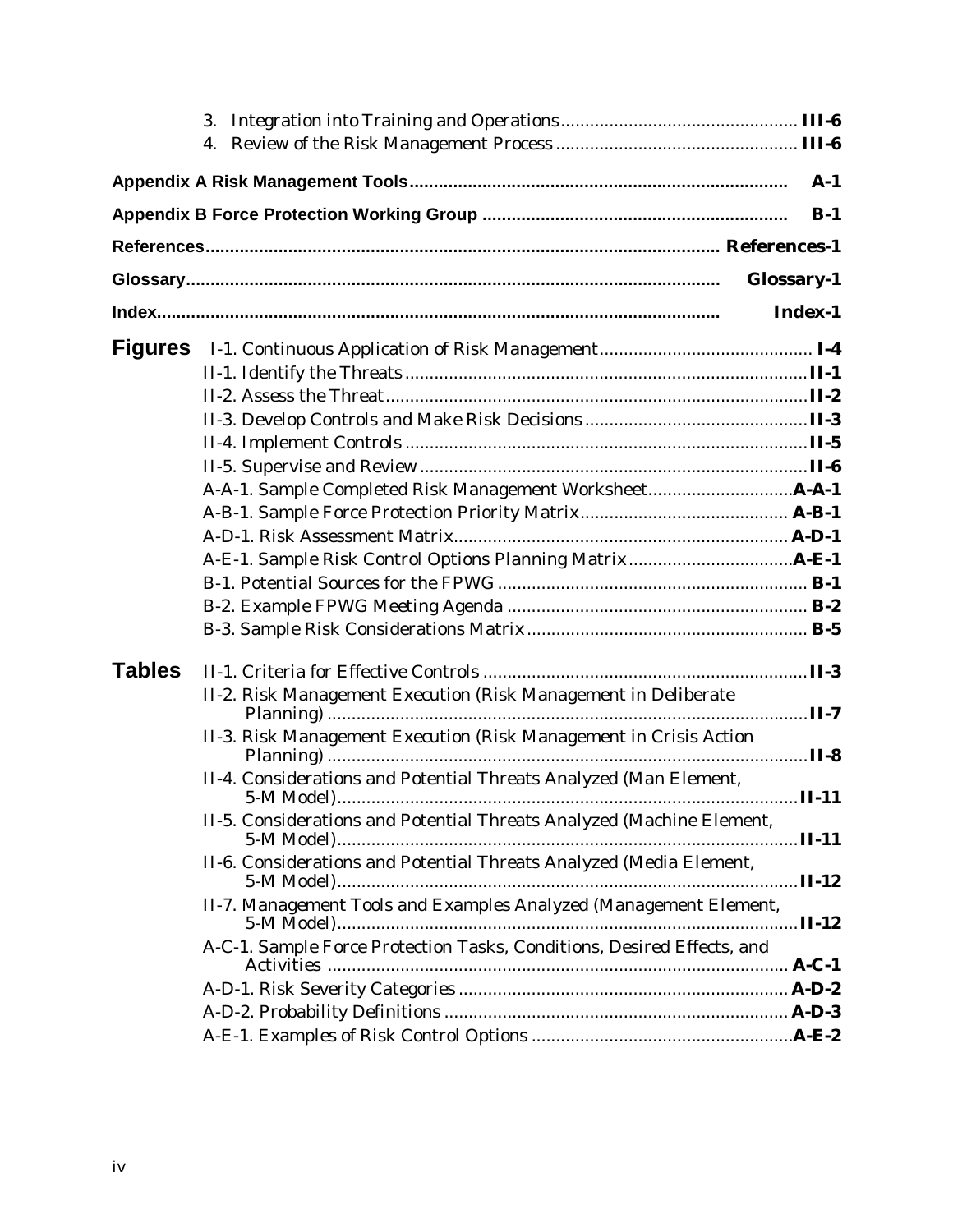3. Integration into Training and Operations ................................................ **III-6**
4. Review of the Risk Management Process ................................................. **III-6**

**Appendix A Risk Management Tools** ............................................................................ **A-1**

**Appendix B Force Protection Working Group** .............................................................. **B-1**

**References** ........................................................................................................ **References-1**

**Glossary** ............................................................................................................ **Glossary-1**

**Index** ....................................................................................................................... **Index-1**

**Figures**

I-1. Continuous Application of Risk Management ........................................... **I-4**
II-1. Identify the Threats .................................................................................. **II-1**
II-2. Assess the Threat ...................................................................................... **II-2**
II-3. Develop Controls and Make Risk Decisions ............................................. **II-3**
II-4. Implement Controls .................................................................................. **II-5**
II-5. Supervise and Review ............................................................................... **II-6**
A-A-1. Sample Completed Risk Management Worksheet ............................. **A-A-1**
A-B-1. Sample Force Protection Priority Matrix ........................................... **A-B-1**
A-D-1. Risk Assessment Matrix .................................................................... **A-D-1**
A-E-1. Sample Risk Control Options Planning Matrix .................................. **A-E-1**
B-1. Potential Sources for the FPWG ................................................................ **B-1**
B-2. Example FPWG Meeting Agenda ............................................................. **B-2**
B-3. Sample Risk Considerations Matrix ......................................................... **B-5**

**Tables**

II-1. Criteria for Effective Controls .................................................................. **II-3**
II-2. Risk Management Execution (Risk Management in Deliberate Planning) ................................................................................................... **II-7**
II-3. Risk Management Execution (Risk Management in Crisis Action Planning) ................................................................................................... **II-8**
II-4. Considerations and Potential Threats Analyzed (Man Element, 5-M Model) ............................................................................................... **II-11**
II-5. Considerations and Potential Threats Analyzed (Machine Element, 5-M Model) ............................................................................................... **II-11**
II-6. Considerations and Potential Threats Analyzed (Media Element, 5-M Model) ............................................................................................... **II-12**
II-7. Management Tools and Examples Analyzed (Management Element, 5-M Model) ............................................................................................... **II-12**
A-C-1. Sample Force Protection Tasks, Conditions, Desired Effects, and Activities ............................................................................................... **A-C-1**
A-D-1. Risk Severity Categories ................................................................... **A-D-2**
A-D-2. Probability Definitions ...................................................................... **A-D-3**
A-E-1. Examples of Risk Control Options ..................................................... **A-E-2**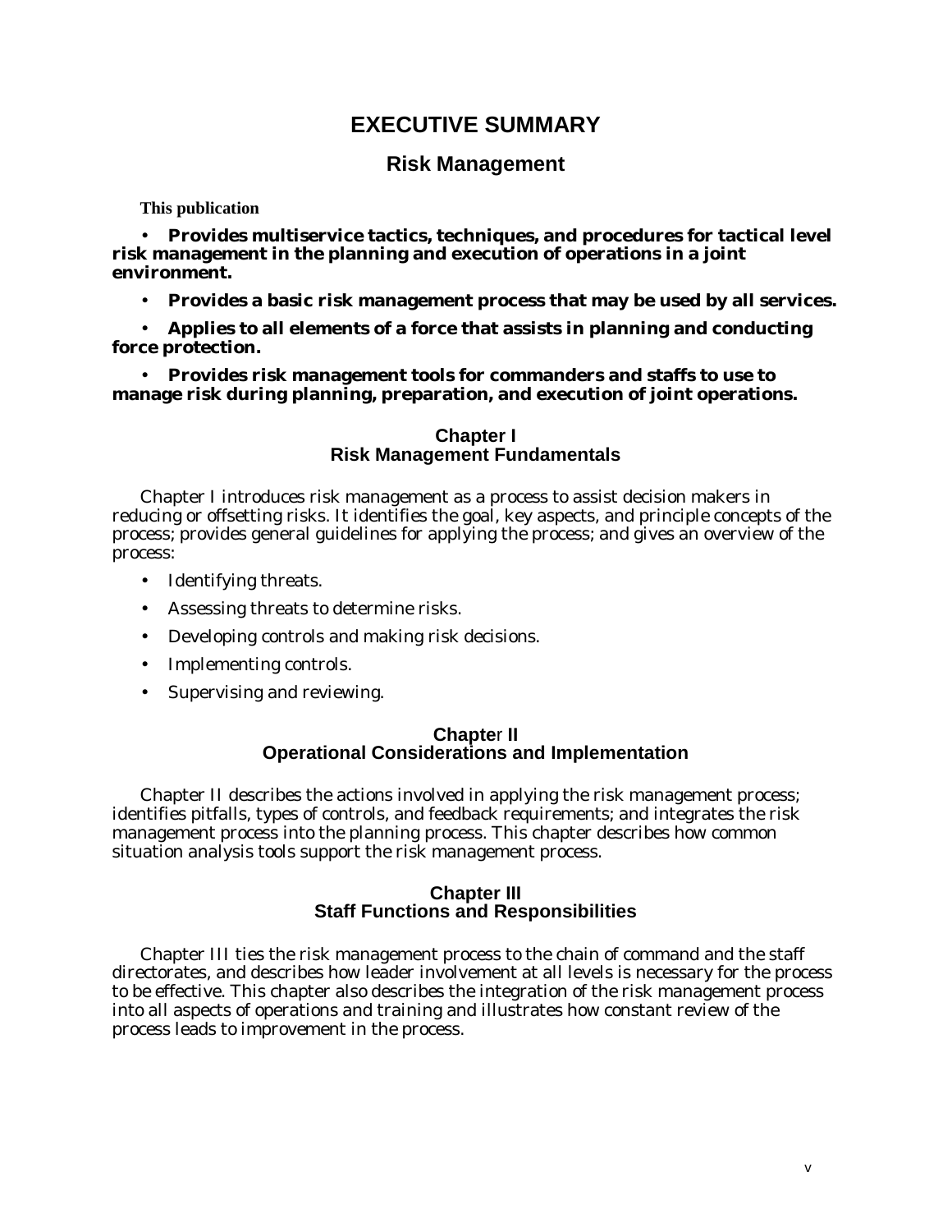# EXECUTIVE SUMMARY

## Risk Management

**This publication**

- **Provides multiservice tactics, techniques, and procedures for tactical level risk management in the planning and execution of operations in a joint environment.**
- **Provides a basic risk management process that may be used by all services.**
- **Applies to all elements of a force that assists in planning and conducting force protection.**
- **Provides risk management tools for commanders and staffs to use to manage risk during planning, preparation, and execution of joint operations.**

### Chapter I
### Risk Management Fundamentals

Chapter I introduces risk management as a process to assist decision makers in reducing or offsetting risks. It identifies the goal, key aspects, and principle concepts of the process; provides general guidelines for applying the process; and gives an overview of the process:

- Identifying threats.
- Assessing threats to determine risks.
- Developing controls and making risk decisions.
- Implementing controls.
- Supervising and reviewing.

### Chapter II
### Operational Considerations and Implementation

Chapter II describes the actions involved in applying the risk management process; identifies pitfalls, types of controls, and feedback requirements; and integrates the risk management process into the planning process. This chapter describes how common situation analysis tools support the risk management process.

### Chapter III
### Staff Functions and Responsibilities

Chapter III ties the risk management process to the chain of command and the staff directorates, and describes how leader involvement at all levels is necessary for the process to be effective. This chapter also describes the integration of the risk management process into all aspects of operations and training and illustrates how constant review of the process leads to improvement in the process.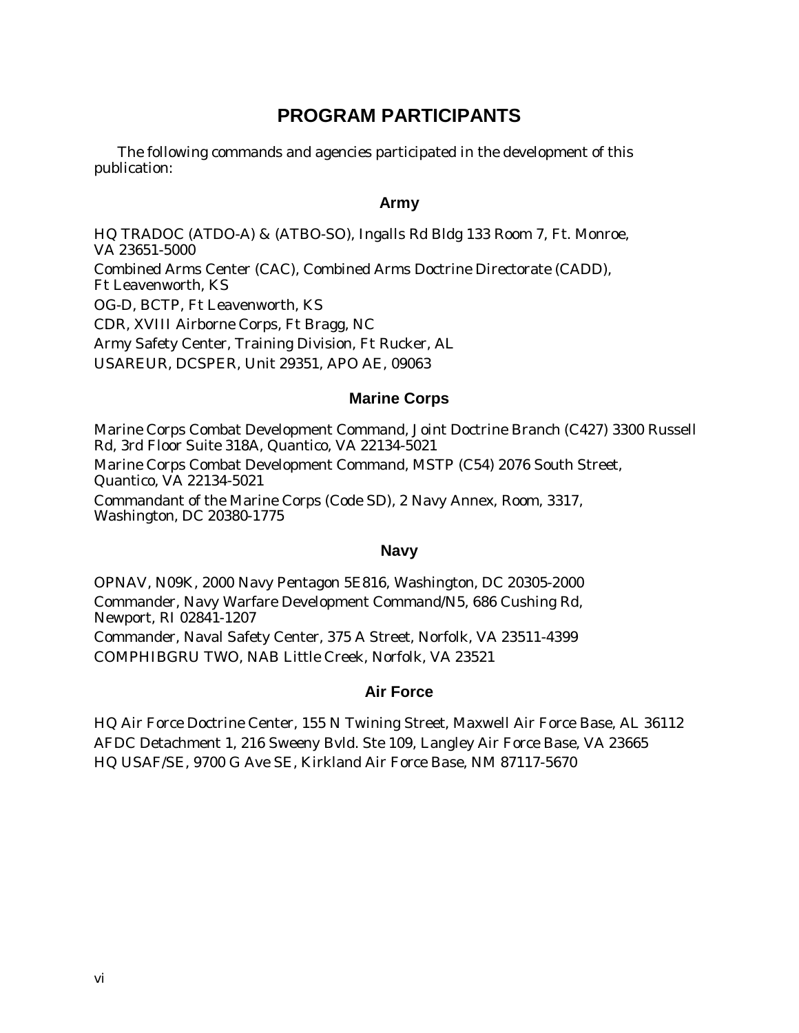# PROGRAM PARTICIPANTS

The following commands and agencies participated in the development of this publication:

## Army

HQ TRADOC (ATDO-A) & (ATBO-SO), Ingalls Rd Bldg 133 Room 7, Ft. Monroe, VA 23651-5000

Combined Arms Center (CAC), Combined Arms Doctrine Directorate (CADD), Ft Leavenworth, KS

OG-D, BCTP, Ft Leavenworth, KS

CDR, XVIII Airborne Corps, Ft Bragg, NC

Army Safety Center, Training Division, Ft Rucker, AL

USAREUR, DCSPER, Unit 29351, APO AE, 09063

## Marine Corps

Marine Corps Combat Development Command, Joint Doctrine Branch (C427) 3300 Russell Rd, 3rd Floor Suite 318A, Quantico, VA 22134-5021

Marine Corps Combat Development Command, MSTP (C54) 2076 South Street, Quantico, VA 22134-5021

Commandant of the Marine Corps (Code SD), 2 Navy Annex, Room, 3317, Washington, DC 20380-1775

## Navy

OPNAV, N09K, 2000 Navy Pentagon 5E816, Washington, DC 20305-2000

Commander, Navy Warfare Development Command/N5, 686 Cushing Rd, Newport, RI 02841-1207

Commander, Naval Safety Center, 375 A Street, Norfolk, VA 23511-4399

COMPHIBGRU TWO, NAB Little Creek, Norfolk, VA 23521

## Air Force

HQ Air Force Doctrine Center, 155 N Twining Street, Maxwell Air Force Base, AL 36112

AFDC Detachment 1, 216 Sweeny Bvld. Ste 109, Langley Air Force Base, VA 23665

HQ USAF/SE, 9700 G Ave SE, Kirkland Air Force Base, NM 87117-5670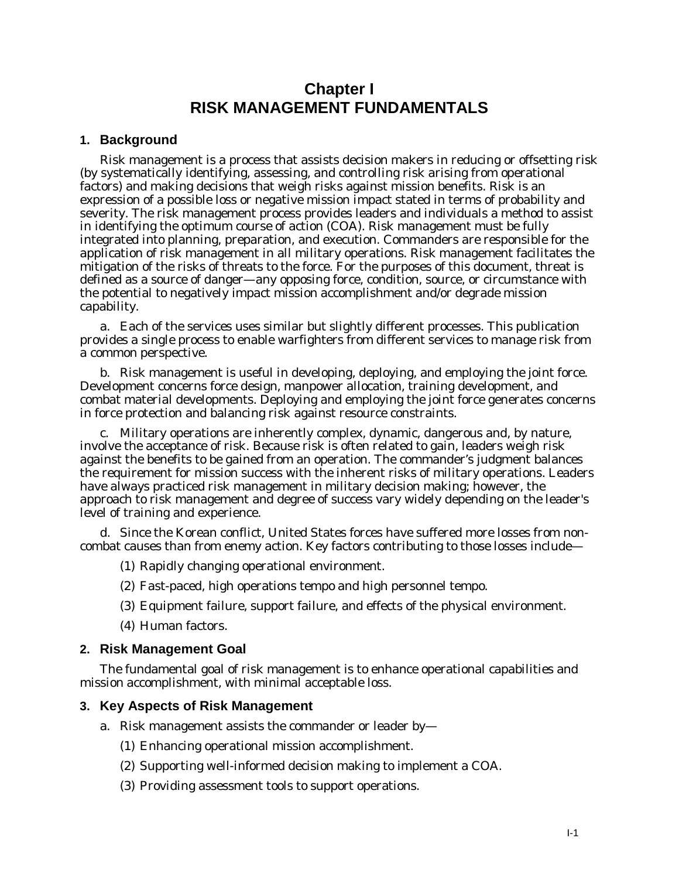# Chapter I
# RISK MANAGEMENT FUNDAMENTALS

## 1. Background

Risk management is a process that assists decision makers in reducing or offsetting risk (by systematically identifying, assessing, and controlling risk arising from operational factors) and making decisions that weigh risks against mission benefits. Risk is an expression of a possible loss or negative mission impact stated in terms of probability and severity. The risk management process provides leaders and individuals a method to assist in identifying the optimum course of action (COA). Risk management must be fully integrated into planning, preparation, and execution. Commanders are responsible for the application of risk management in all military operations. Risk management facilitates the mitigation of the risks of threats to the force. For the purposes of this document, threat is defined as a source of danger—any opposing force, condition, source, or circumstance with the potential to negatively impact mission accomplishment and/or degrade mission capability.

a. Each of the services uses similar but slightly different processes. This publication provides a single process to enable warfighters from different services to manage risk from a common perspective.

b. Risk management is useful in developing, deploying, and employing the joint force. Development concerns force design, manpower allocation, training development, and combat material developments. Deploying and employing the joint force generates concerns in force protection and balancing risk against resource constraints.

c. Military operations are inherently complex, dynamic, dangerous and, by nature, involve the acceptance of risk. Because risk is often related to gain, leaders weigh risk against the benefits to be gained from an operation. The commander's judgment balances the requirement for mission success with the inherent risks of military operations. Leaders have always practiced risk management in military decision making; however, the approach to risk management and degree of success vary widely depending on the leader's level of training and experience.

d. Since the Korean conflict, United States forces have suffered more losses from non-combat causes than from enemy action. Key factors contributing to those losses include—

(1) Rapidly changing operational environment.

(2) Fast-paced, high operations tempo and high personnel tempo.

(3) Equipment failure, support failure, and effects of the physical environment.

(4) Human factors.

## 2. Risk Management Goal

The fundamental goal of risk management is to enhance operational capabilities and mission accomplishment, with minimal acceptable loss.

## 3. Key Aspects of Risk Management

a. Risk management assists the commander or leader by—

(1) Enhancing operational mission accomplishment.

(2) Supporting well-informed decision making to implement a COA.

(3) Providing assessment tools to support operations.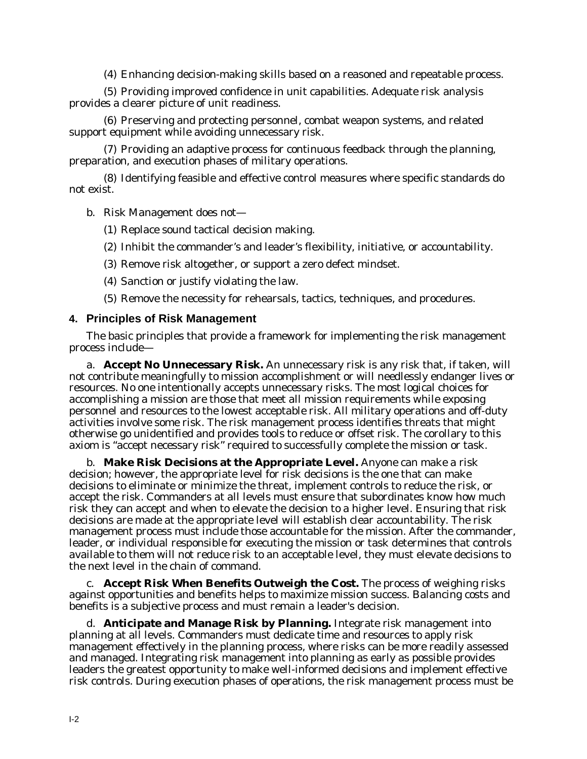(4) Enhancing decision-making skills based on a reasoned and repeatable process.

(5) Providing improved confidence in unit capabilities. Adequate risk analysis provides a clearer picture of unit readiness.

(6) Preserving and protecting personnel, combat weapon systems, and related support equipment while avoiding unnecessary risk.

(7) Providing an adaptive process for continuous feedback through the planning, preparation, and execution phases of military operations.

(8) Identifying feasible and effective control measures where specific standards do not exist.

b. Risk Management does not—

(1) Replace sound tactical decision making.

(2) Inhibit the commander's and leader's flexibility, initiative, or accountability.

(3) Remove risk altogether, or support a zero defect mindset.

(4) Sanction or justify violating the law.

(5) Remove the necessity for rehearsals, tactics, techniques, and procedures.

## 4. Principles of Risk Management

The basic principles that provide a framework for implementing the risk management process include—

a. **Accept No Unnecessary Risk.** An unnecessary risk is any risk that, if taken, will not contribute meaningfully to mission accomplishment or will needlessly endanger lives or resources. No one intentionally accepts unnecessary risks. The most logical choices for accomplishing a mission are those that meet all mission requirements while exposing personnel and resources to the lowest acceptable risk. All military operations and off-duty activities involve some risk. The risk management process identifies threats that might otherwise go unidentified and provides tools to reduce or offset risk. The corollary to this axiom is "accept necessary risk" required to successfully complete the mission or task.

b. **Make Risk Decisions at the Appropriate Level.** Anyone can make a risk decision; however, the appropriate level for risk decisions is the one that can make decisions to eliminate or minimize the threat, implement controls to reduce the risk, or accept the risk. Commanders at all levels must ensure that subordinates know how much risk they can accept and when to elevate the decision to a higher level. Ensuring that risk decisions are made at the appropriate level will establish clear accountability. The risk management process must include those accountable for the mission. After the commander, leader, or individual responsible for executing the mission or task determines that controls available to them will not reduce risk to an acceptable level, they must elevate decisions to the next level in the chain of command.

c. **Accept Risk When Benefits Outweigh the Cost.** The process of weighing risks against opportunities and benefits helps to maximize mission success. Balancing costs and benefits is a subjective process and must remain a leader's decision.

d. **Anticipate and Manage Risk by Planning.** Integrate risk management into planning at all levels. Commanders must dedicate time and resources to apply risk management effectively in the planning process, where risks can be more readily assessed and managed. Integrating risk management into planning as early as possible provides leaders the greatest opportunity to make well-informed decisions and implement effective risk controls. During execution phases of operations, the risk management process must be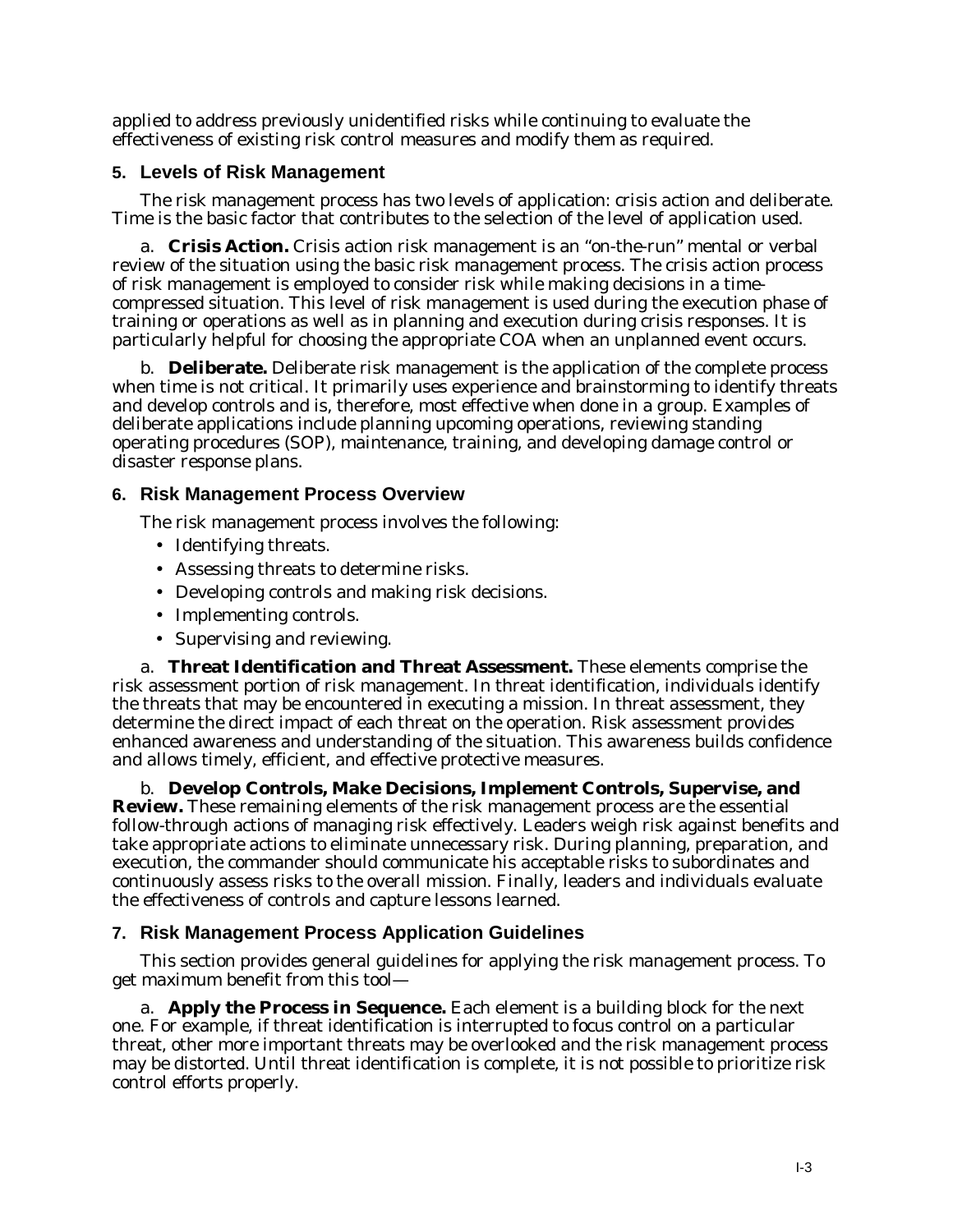applied to address previously unidentified risks while continuing to evaluate the effectiveness of existing risk control measures and modify them as required.

## 5. Levels of Risk Management

The risk management process has two levels of application: crisis action and deliberate. Time is the basic factor that contributes to the selection of the level of application used.

a. **Crisis Action.** Crisis action risk management is an "on-the-run" mental or verbal review of the situation using the basic risk management process. The crisis action process of risk management is employed to consider risk while making decisions in a time-compressed situation. This level of risk management is used during the execution phase of training or operations as well as in planning and execution during crisis responses. It is particularly helpful for choosing the appropriate COA when an unplanned event occurs.

b. **Deliberate.** Deliberate risk management is the application of the complete process when time is not critical. It primarily uses experience and brainstorming to identify threats and develop controls and is, therefore, most effective when done in a group. Examples of deliberate applications include planning upcoming operations, reviewing standing operating procedures (SOP), maintenance, training, and developing damage control or disaster response plans.

## 6. Risk Management Process Overview

The risk management process involves the following:

- Identifying threats.
- Assessing threats to determine risks.
- Developing controls and making risk decisions.
- Implementing controls.
- Supervising and reviewing.

a. **Threat Identification and Threat Assessment.** These elements comprise the risk assessment portion of risk management. In threat identification, individuals identify the threats that may be encountered in executing a mission. In threat assessment, they determine the direct impact of each threat on the operation. Risk assessment provides enhanced awareness and understanding of the situation. This awareness builds confidence and allows timely, efficient, and effective protective measures.

b. **Develop Controls, Make Decisions, Implement Controls, Supervise, and Review.** These remaining elements of the risk management process are the essential follow-through actions of managing risk effectively. Leaders weigh risk against benefits and take appropriate actions to eliminate unnecessary risk. During planning, preparation, and execution, the commander should communicate his acceptable risks to subordinates and continuously assess risks to the overall mission. Finally, leaders and individuals evaluate the effectiveness of controls and capture lessons learned.

## 7. Risk Management Process Application Guidelines

This section provides general guidelines for applying the risk management process. To get maximum benefit from this tool—

a. **Apply the Process in Sequence.** Each element is a building block for the next one. For example, if threat identification is interrupted to focus control on a particular threat, other more important threats may be overlooked and the risk management process may be distorted. Until threat identification is complete, it is not possible to prioritize risk control efforts properly.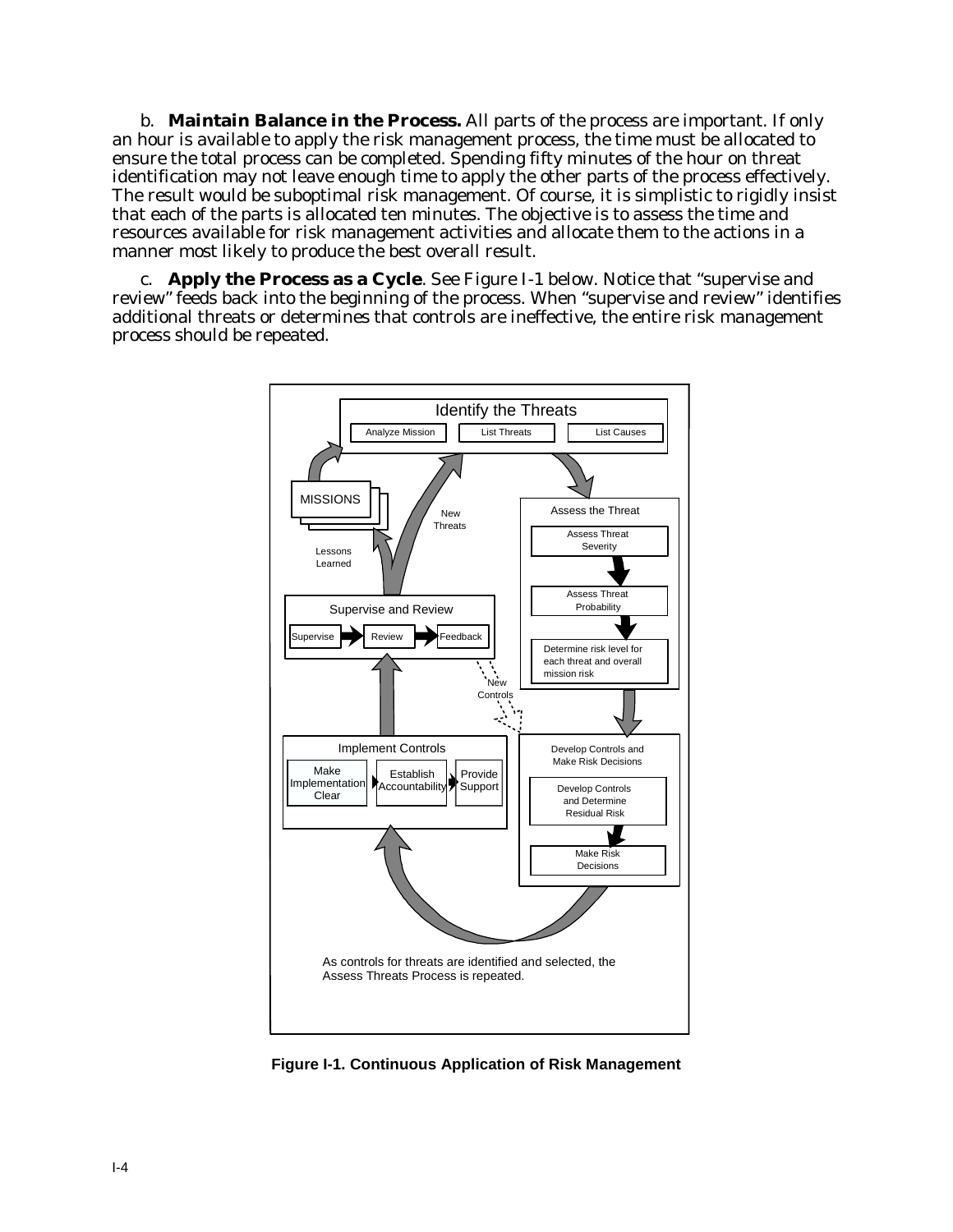b. **Maintain Balance in the Process.** All parts of the process are important. If only an hour is available to apply the risk management process, the time must be allocated to ensure the total process can be completed. Spending fifty minutes of the hour on threat identification may not leave enough time to apply the other parts of the process effectively. The result would be suboptimal risk management. Of course, it is simplistic to rigidly insist that each of the parts is allocated ten minutes. The objective is to assess the time and resources available for risk management activities and allocate them to the actions in a manner most likely to produce the best overall result.

c. **Apply the Process as a Cycle**. See Figure I-1 below. Notice that "supervise and review" feeds back into the beginning of the process. When "supervise and review" identifies additional threats or determines that controls are ineffective, the entire risk management process should be repeated.

Identify the Threats: Analyze Mission, List Threats, List Causes

Assess the Threat: Assess Threat Severity, Assess Threat Probability, Determine risk level for each threat and overall mission risk

Develop Controls and Make Risk Decisions: Develop Controls and Determine Residual Risk, Make Risk Decisions

Implement Controls: Make Implementation Clear, Establish Accountability, Provide Support

Supervise and Review: Supervise, Review, Feedback

MISSIONS

New Threats

Lessons Learned

New Controls

As controls for threats are identified and selected, the Assess Threats Process is repeated.

**Figure I-1. Continuous Application of Risk Management**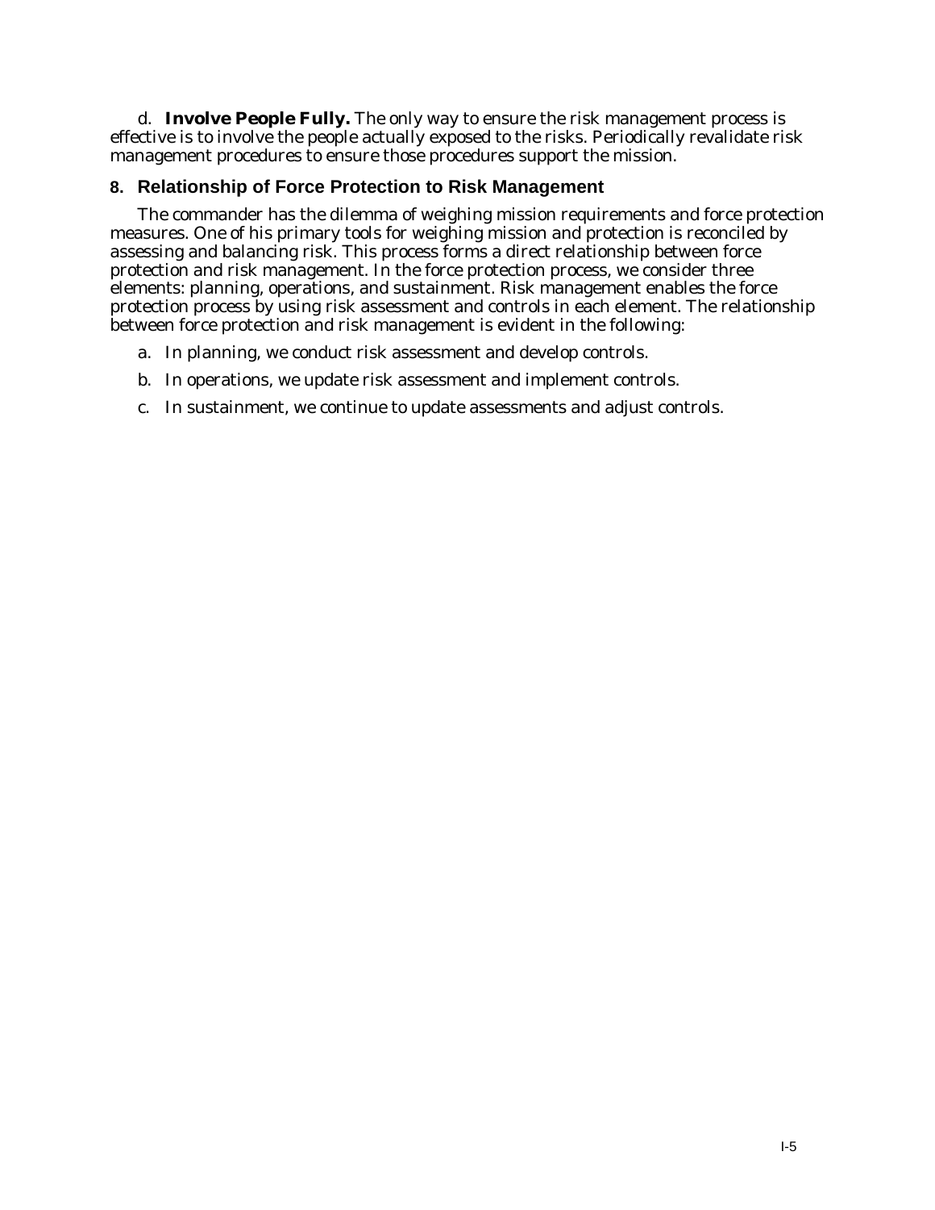d. **Involve People Fully.** The only way to ensure the risk management process is effective is to involve the people actually exposed to the risks. Periodically revalidate risk management procedures to ensure those procedures support the mission.

## 8. Relationship of Force Protection to Risk Management

The commander has the dilemma of weighing mission requirements and force protection measures. One of his primary tools for weighing mission and protection is reconciled by assessing and balancing risk. This process forms a direct relationship between force protection and risk management. In the force protection process, we consider three elements: planning, operations, and sustainment. Risk management enables the force protection process by using risk assessment and controls in each element. The relationship between force protection and risk management is evident in the following:

a. In planning, we conduct risk assessment and develop controls.

b. In operations, we update risk assessment and implement controls.

c. In sustainment, we continue to update assessments and adjust controls.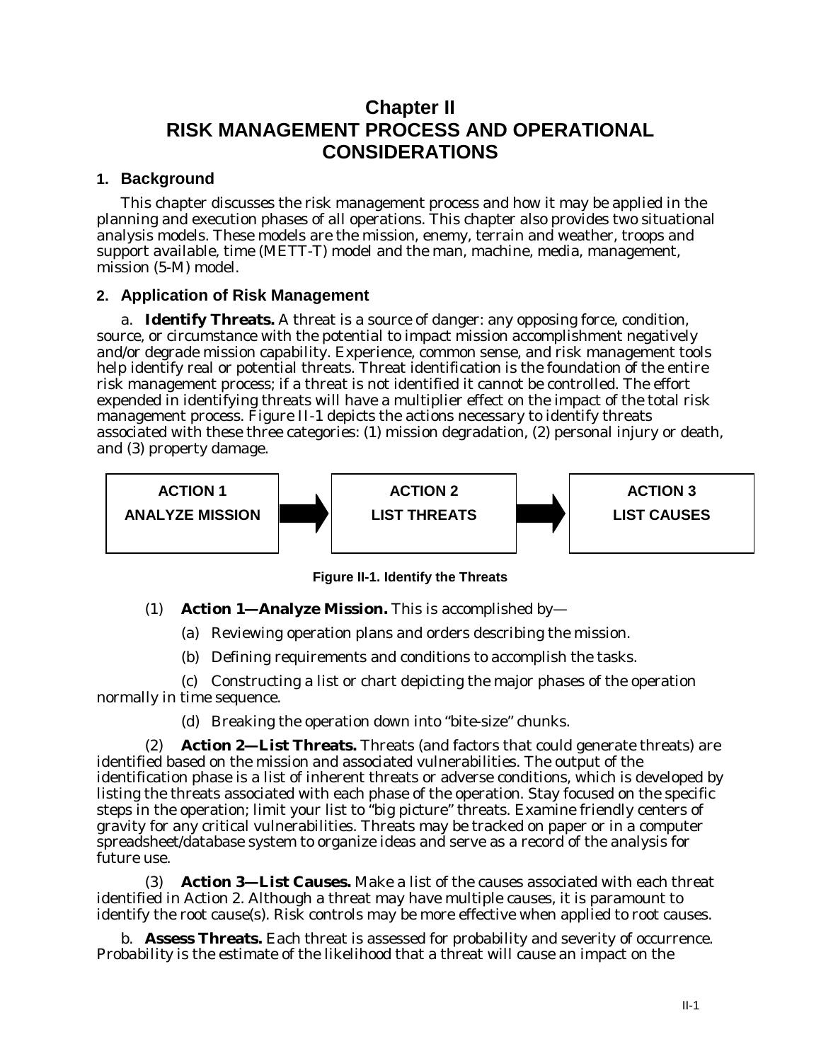# Chapter II
# RISK MANAGEMENT PROCESS AND OPERATIONAL CONSIDERATIONS

## 1. Background

This chapter discusses the risk management process and how it may be applied in the planning and execution phases of all operations. This chapter also provides two situational analysis models. These models are the mission, enemy, terrain and weather, troops and support available, time (METT-T) model and the man, machine, media, management, mission (5-M) model.

## 2. Application of Risk Management

a. **Identify Threats.** A threat is a source of danger: any opposing force, condition, source, or circumstance with the potential to impact mission accomplishment negatively and/or degrade mission capability. Experience, common sense, and risk management tools help identify real or potential threats. Threat identification is the foundation of the entire risk management process; if a threat is not identified it cannot be controlled. The effort expended in identifying threats will have a multiplier effect on the impact of the total risk management process. Figure II-1 depicts the actions necessary to identify threats associated with these three categories: (1) mission degradation, (2) personal injury or death, and (3) property damage.

| ACTION 1 | | ACTION 2 | | ACTION 3 |
|---|---|---|---|---|
| ANALYZE MISSION | → | LIST THREATS | → | LIST CAUSES |

**Figure II-1. Identify the Threats**

(1) **Action 1—Analyze Mission.** This is accomplished by—

(a) Reviewing operation plans and orders describing the mission.

(b) Defining requirements and conditions to accomplish the tasks.

(c) Constructing a list or chart depicting the major phases of the operation normally in time sequence.

(d) Breaking the operation down into "bite-size" chunks.

(2) **Action 2—List Threats.** Threats (and factors that could generate threats) are identified based on the mission and associated vulnerabilities. The output of the identification phase is a list of inherent threats or adverse conditions, which is developed by listing the threats associated with each phase of the operation. Stay focused on the specific steps in the operation; limit your list to "big picture" threats. Examine friendly centers of gravity for any critical vulnerabilities. Threats may be tracked on paper or in a computer spreadsheet/database system to organize ideas and serve as a record of the analysis for future use.

(3) **Action 3—List Causes.** Make a list of the causes associated with each threat identified in Action 2. Although a threat may have multiple causes, it is paramount to identify the root cause(s). Risk controls may be more effective when applied to root causes.

b. **Assess Threats.** Each threat is assessed for probability and severity of occurrence. Probability is the estimate of the likelihood that a threat will cause an impact on the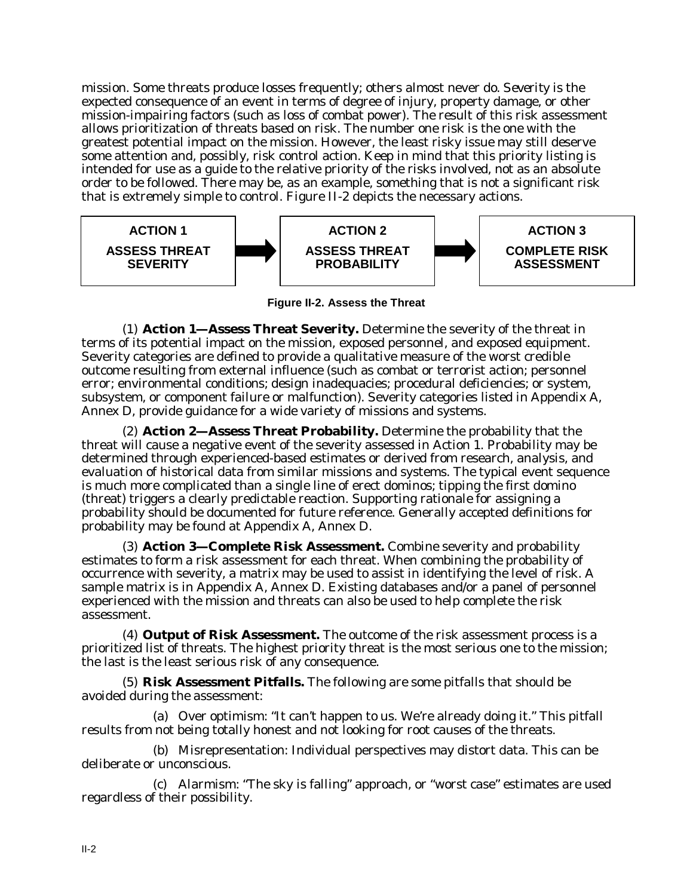mission. Some threats produce losses frequently; others almost never do. Severity is the expected consequence of an event in terms of degree of injury, property damage, or other mission-impairing factors (such as loss of combat power). The result of this risk assessment allows prioritization of threats based on risk. The number one risk is the one with the greatest potential impact on the mission. However, the least risky issue may still deserve some attention and, possibly, risk control action. Keep in mind that this priority listing is intended for use as a guide to the relative priority of the risks involved, not as an absolute order to be followed. There may be, as an example, something that is not a significant risk that is extremely simple to control. Figure II-2 depicts the necessary actions.

| ACTION 1 | | ACTION 2 | | ACTION 3 |
|---|---|---|---|---|
| **ASSESS THREAT SEVERITY** | → | **ASSESS THREAT PROBABILITY** | → | **COMPLETE RISK ASSESSMENT** |

**Figure II-2. Assess the Threat**

(1) **Action 1—Assess Threat Severity.** Determine the severity of the threat in terms of its potential impact on the mission, exposed personnel, and exposed equipment. Severity categories are defined to provide a qualitative measure of the worst credible outcome resulting from external influence (such as combat or terrorist action; personnel error; environmental conditions; design inadequacies; procedural deficiencies; or system, subsystem, or component failure or malfunction). Severity categories listed in Appendix A, Annex D, provide guidance for a wide variety of missions and systems.

(2) **Action 2—Assess Threat Probability.** Determine the probability that the threat will cause a negative event of the severity assessed in Action 1. Probability may be determined through experienced-based estimates or derived from research, analysis, and evaluation of historical data from similar missions and systems. The typical event sequence is much more complicated than a single line of erect dominos; tipping the first domino (threat) triggers a clearly predictable reaction. Supporting rationale for assigning a probability should be documented for future reference. Generally accepted definitions for probability may be found at Appendix A, Annex D.

(3) **Action 3—Complete Risk Assessment.** Combine severity and probability estimates to form a risk assessment for each threat. When combining the probability of occurrence with severity, a matrix may be used to assist in identifying the level of risk. A sample matrix is in Appendix A, Annex D. Existing databases and/or a panel of personnel experienced with the mission and threats can also be used to help complete the risk assessment.

(4) **Output of Risk Assessment.** The outcome of the risk assessment process is a prioritized list of threats. The highest priority threat is the most serious one to the mission; the last is the least serious risk of any consequence.

(5) **Risk Assessment Pitfalls.** The following are some pitfalls that should be avoided during the assessment:

(a) Over optimism: "It can't happen to us. We're already doing it." This pitfall results from not being totally honest and not looking for root causes of the threats.

(b) Misrepresentation: Individual perspectives may distort data. This can be deliberate or unconscious.

(c) Alarmism: "The sky is falling" approach, or "worst case" estimates are used regardless of their possibility.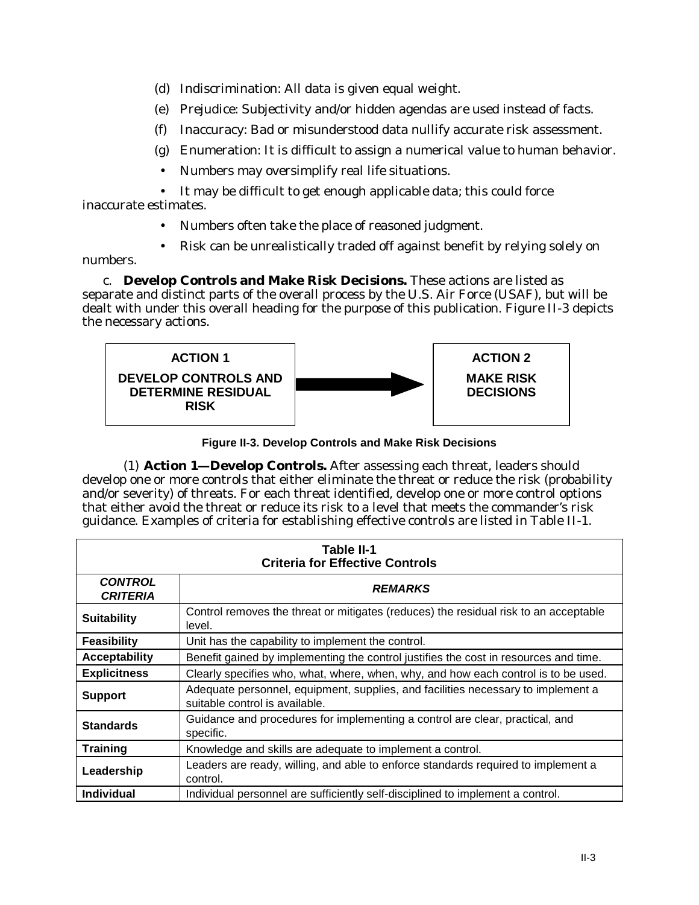(d) Indiscrimination: All data is given equal weight.

(e) Prejudice: Subjectivity and/or hidden agendas are used instead of facts.

(f) Inaccuracy: Bad or misunderstood data nullify accurate risk assessment.

(g) Enumeration: It is difficult to assign a numerical value to human behavior.

- Numbers may oversimplify real life situations.
- It may be difficult to get enough applicable data; this could force inaccurate estimates.
- Numbers often take the place of reasoned judgment.
- Risk can be unrealistically traded off against benefit by relying solely on numbers.

c. **Develop Controls and Make Risk Decisions.** These actions are listed as separate and distinct parts of the overall process by the U.S. Air Force (USAF), but will be dealt with under this overall heading for the purpose of this publication. Figure II-3 depicts the necessary actions.

**ACTION 1**
**DEVELOP CONTROLS AND DETERMINE RESIDUAL RISK**

→

**ACTION 2**
**MAKE RISK DECISIONS**

**Figure II-3. Develop Controls and Make Risk Decisions**

(1) **Action 1—Develop Controls.** After assessing each threat, leaders should develop one or more controls that either eliminate the threat or reduce the risk (probability and/or severity) of threats. For each threat identified, develop one or more control options that either avoid the threat or reduce its risk to a level that meets the commander's risk guidance. Examples of criteria for establishing effective controls are listed in Table II-1.

**Table II-1**
**Criteria for Effective Controls**

| ***CONTROL CRITERIA*** | ***REMARKS*** |
|---|---|
| **Suitability** | Control removes the threat or mitigates (reduces) the residual risk to an acceptable level. |
| **Feasibility** | Unit has the capability to implement the control. |
| **Acceptability** | Benefit gained by implementing the control justifies the cost in resources and time. |
| **Explicitness** | Clearly specifies who, what, where, when, why, and how each control is to be used. |
| **Support** | Adequate personnel, equipment, supplies, and facilities necessary to implement a suitable control is available. |
| **Standards** | Guidance and procedures for implementing a control are clear, practical, and specific. |
| **Training** | Knowledge and skills are adequate to implement a control. |
| **Leadership** | Leaders are ready, willing, and able to enforce standards required to implement a control. |
| **Individual** | Individual personnel are sufficiently self-disciplined to implement a control. |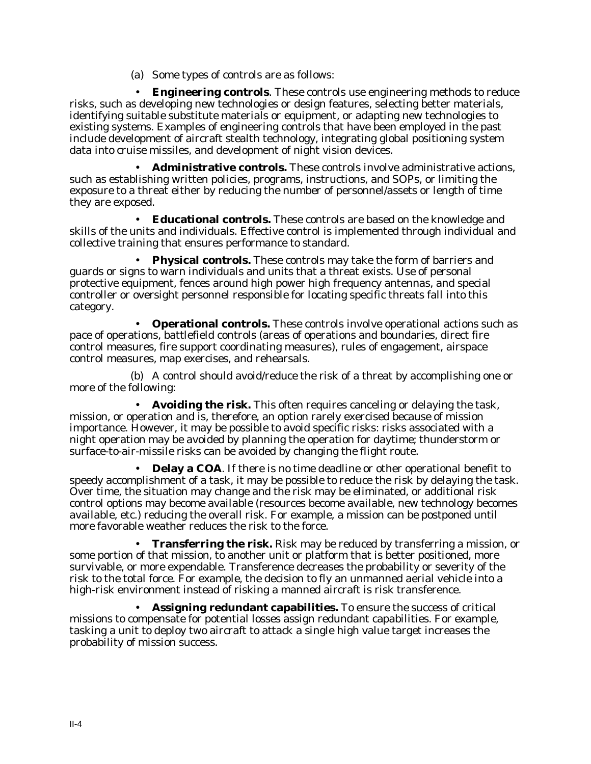(a) Some types of controls are as follows:

- **Engineering controls**. These controls use engineering methods to reduce risks, such as developing new technologies or design features, selecting better materials, identifying suitable substitute materials or equipment, or adapting new technologies to existing systems. Examples of engineering controls that have been employed in the past include development of aircraft stealth technology, integrating global positioning system data into cruise missiles, and development of night vision devices.

- **Administrative controls.** These controls involve administrative actions, such as establishing written policies, programs, instructions, and SOPs, or limiting the exposure to a threat either by reducing the number of personnel/assets or length of time they are exposed.

- **Educational controls.** These controls are based on the knowledge and skills of the units and individuals. Effective control is implemented through individual and collective training that ensures performance to standard.

- **Physical controls.** These controls may take the form of barriers and guards or signs to warn individuals and units that a threat exists. Use of personal protective equipment, fences around high power high frequency antennas, and special controller or oversight personnel responsible for locating specific threats fall into this category.

- **Operational controls.** These controls involve operational actions such as pace of operations, battlefield controls (areas of operations and boundaries, direct fire control measures, fire support coordinating measures), rules of engagement, airspace control measures, map exercises, and rehearsals.

(b) A control should avoid/reduce the risk of a threat by accomplishing one or more of the following:

- **Avoiding the risk.** This often requires canceling or delaying the task, mission, or operation and is, therefore, an option rarely exercised because of mission importance. However, it may be possible to avoid specific risks: risks associated with a night operation may be avoided by planning the operation for daytime; thunderstorm or surface-to-air-missile risks can be avoided by changing the flight route.

- **Delay a COA**. If there is no time deadline or other operational benefit to speedy accomplishment of a task, it may be possible to reduce the risk by delaying the task. Over time, the situation may change and the risk may be eliminated, or additional risk control options may become available (resources become available, new technology becomes available, etc.) reducing the overall risk. For example, a mission can be postponed until more favorable weather reduces the risk to the force.

- **Transferring the risk.** Risk may be reduced by transferring a mission, or some portion of that mission, to another unit or platform that is better positioned, more survivable, or more expendable. Transference decreases the probability or severity of the risk to the total force. For example, the decision to fly an unmanned aerial vehicle into a high-risk environment instead of risking a manned aircraft is risk transference.

- **Assigning redundant capabilities.** To ensure the success of critical missions to compensate for potential losses assign redundant capabilities. For example, tasking a unit to deploy two aircraft to attack a single high value target increases the probability of mission success.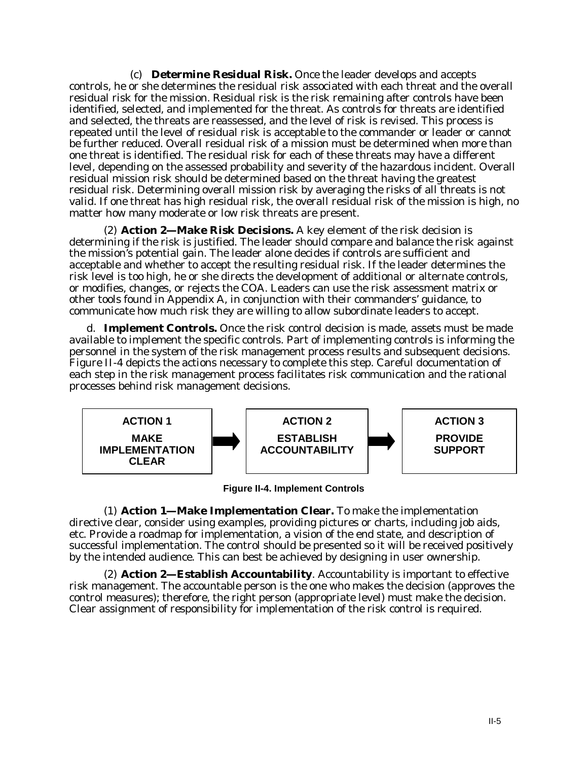(c) **Determine Residual Risk.** Once the leader develops and accepts controls, he or she determines the residual risk associated with each threat and the overall residual risk for the mission. Residual risk is the risk remaining after controls have been identified, selected, and implemented for the threat. As controls for threats are identified and selected, the threats are reassessed, and the level of risk is revised. This process is repeated until the level of residual risk is acceptable to the commander or leader or cannot be further reduced. Overall residual risk of a mission must be determined when more than one threat is identified. The residual risk for each of these threats may have a different level, depending on the assessed probability and severity of the hazardous incident. Overall residual mission risk should be determined based on the threat having the greatest residual risk. Determining overall mission risk by averaging the risks of all threats is not valid. If one threat has high residual risk, the overall residual risk of the mission is high, no matter how many moderate or low risk threats are present.

(2) **Action 2—Make Risk Decisions.** A key element of the risk decision is determining if the risk is justified. The leader should compare and balance the risk against the mission's potential gain. The leader alone decides if controls are sufficient and acceptable and whether to accept the resulting residual risk. If the leader determines the risk level is too high, he or she directs the development of additional or alternate controls, or modifies, changes, or rejects the COA. Leaders can use the risk assessment matrix or other tools found in Appendix A, in conjunction with their commanders' guidance, to communicate how much risk they are willing to allow subordinate leaders to accept.

d. **Implement Controls.** Once the risk control decision is made, assets must be made available to implement the specific controls. Part of implementing controls is informing the personnel in the system of the risk management process results and subsequent decisions. Figure II-4 depicts the actions necessary to complete this step. Careful documentation of each step in the risk management process facilitates risk communication and the rational processes behind risk management decisions.

**ACTION 1** MAKE IMPLEMENTATION CLEAR → **ACTION 2** ESTABLISH ACCOUNTABILITY → **ACTION 3** PROVIDE SUPPORT

**Figure II-4. Implement Controls**

(1) **Action 1—Make Implementation Clear.** To make the implementation directive clear, consider using examples, providing pictures or charts, including job aids, etc. Provide a roadmap for implementation, a vision of the end state, and description of successful implementation. The control should be presented so it will be received positively by the intended audience. This can best be achieved by designing in user ownership.

(2) **Action 2—Establish Accountability**. Accountability is important to effective risk management. The accountable person is the one who makes the decision (approves the control measures); therefore, the right person (appropriate level) must make the decision. Clear assignment of responsibility for implementation of the risk control is required.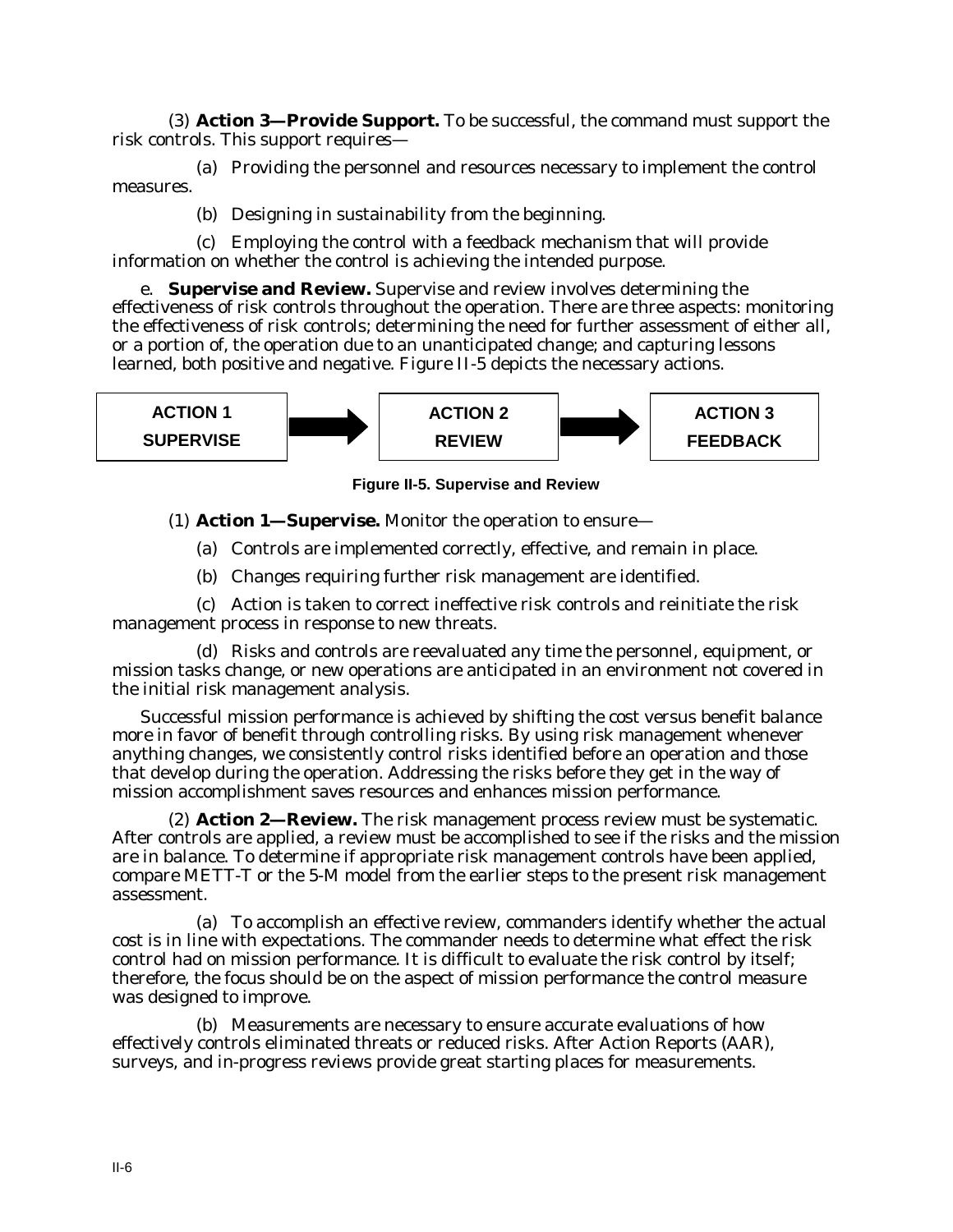(3) **Action 3—Provide Support.** To be successful, the command must support the risk controls. This support requires—

(a) Providing the personnel and resources necessary to implement the control measures.

(b) Designing in sustainability from the beginning.

(c) Employing the control with a feedback mechanism that will provide information on whether the control is achieving the intended purpose.

e. **Supervise and Review.** Supervise and review involves determining the effectiveness of risk controls throughout the operation. There are three aspects: monitoring the effectiveness of risk controls; determining the need for further assessment of either all, or a portion of, the operation due to an unanticipated change; and capturing lessons learned, both positive and negative. Figure II-5 depicts the necessary actions.

**ACTION 1 SUPERVISE** → **ACTION 2 REVIEW** → **ACTION 3 FEEDBACK**

**Figure II-5. Supervise and Review**

(1) **Action 1—Supervise.** Monitor the operation to ensure—

(a) Controls are implemented correctly, effective, and remain in place.

(b) Changes requiring further risk management are identified.

(c) Action is taken to correct ineffective risk controls and reinitiate the risk management process in response to new threats.

(d) Risks and controls are reevaluated any time the personnel, equipment, or mission tasks change, or new operations are anticipated in an environment not covered in the initial risk management analysis.

Successful mission performance is achieved by shifting the cost versus benefit balance more in favor of benefit through controlling risks. By using risk management whenever anything changes, we consistently control risks identified before an operation and those that develop during the operation. Addressing the risks before they get in the way of mission accomplishment saves resources and enhances mission performance.

(2) **Action 2—Review.** The risk management process review must be systematic. After controls are applied, a review must be accomplished to see if the risks and the mission are in balance. To determine if appropriate risk management controls have been applied, compare METT-T or the 5-M model from the earlier steps to the present risk management assessment.

(a) To accomplish an effective review, commanders identify whether the actual cost is in line with expectations. The commander needs to determine what effect the risk control had on mission performance. It is difficult to evaluate the risk control by itself; therefore, the focus should be on the aspect of mission performance the control measure was designed to improve.

(b) Measurements are necessary to ensure accurate evaluations of how effectively controls eliminated threats or reduced risks. After Action Reports (AAR), surveys, and in-progress reviews provide great starting places for measurements.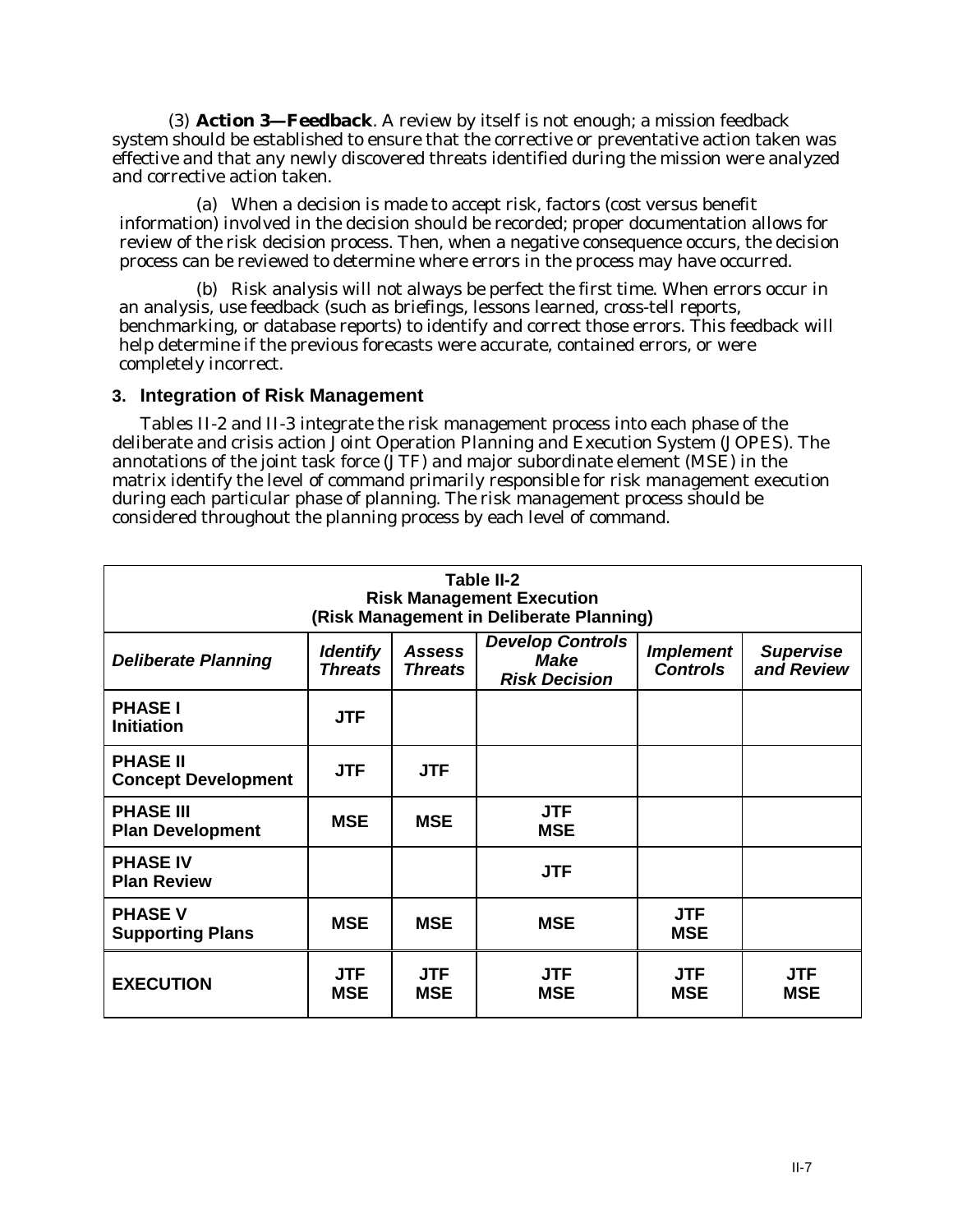(3) **Action 3—Feedback**. A review by itself is not enough; a mission feedback system should be established to ensure that the corrective or preventative action taken was effective and that any newly discovered threats identified during the mission were analyzed and corrective action taken.

(a) When a decision is made to accept risk, factors (cost versus benefit information) involved in the decision should be recorded; proper documentation allows for review of the risk decision process. Then, when a negative consequence occurs, the decision process can be reviewed to determine where errors in the process may have occurred.

(b) Risk analysis will not always be perfect the first time. When errors occur in an analysis, use feedback (such as briefings, lessons learned, cross-tell reports, benchmarking, or database reports) to identify and correct those errors. This feedback will help determine if the previous forecasts were accurate, contained errors, or were completely incorrect.

## 3. Integration of Risk Management

Tables II-2 and II-3 integrate the risk management process into each phase of the deliberate and crisis action Joint Operation Planning and Execution System (JOPES). The annotations of the joint task force (JTF) and major subordinate element (MSE) in the matrix identify the level of command primarily responsible for risk management execution during each particular phase of planning. The risk management process should be considered throughout the planning process by each level of command.

**Table II-2**
**Risk Management Execution**
**(Risk Management in Deliberate Planning)**

| *Deliberate Planning* | *Identify Threats* | *Assess Threats* | *Develop Controls Make Risk Decision* | *Implement Controls* | *Supervise and Review* |
|---|---|---|---|---|---|
| **PHASE I Initiation** | **JTF** | | | | |
| **PHASE II Concept Development** | **JTF** | **JTF** | | | |
| **PHASE III Plan Development** | **MSE** | **MSE** | **JTF MSE** | | |
| **PHASE IV Plan Review** | | | **JTF** | | |
| **PHASE V Supporting Plans** | **MSE** | **MSE** | **MSE** | **JTF MSE** | |
| **EXECUTION** | **JTF MSE** | **JTF MSE** | **JTF MSE** | **JTF MSE** | **JTF MSE** |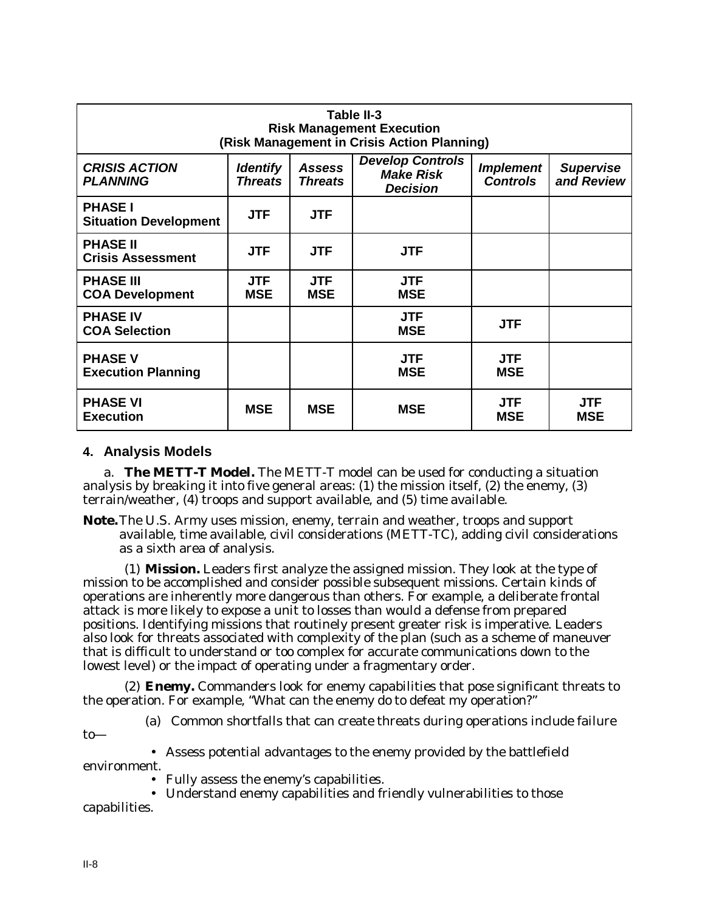**Table II-3**
**Risk Management Execution**
**(Risk Management in Crisis Action Planning)**

| *CRISIS ACTION PLANNING* | *Identify Threats* | *Assess Threats* | *Develop Controls Make Risk Decision* | *Implement Controls* | *Supervise and Review* |
|---|---|---|---|---|---|
| **PHASE I Situation Development** | **JTF** | **JTF** | | | |
| **PHASE II Crisis Assessment** | **JTF** | **JTF** | **JTF** | | |
| **PHASE III COA Development** | **JTF MSE** | **JTF MSE** | **JTF MSE** | | |
| **PHASE IV COA Selection** | | | **JTF MSE** | **JTF** | |
| **PHASE V Execution Planning** | | | **JTF MSE** | **JTF MSE** | |
| **PHASE VI Execution** | **MSE** | **MSE** | **MSE** | **JTF MSE** | **JTF MSE** |

## 4. Analysis Models

a. **The METT-T Model.** The METT-T model can be used for conducting a situation analysis by breaking it into five general areas: (1) the mission itself, (2) the enemy, (3) terrain/weather, (4) troops and support available, and (5) time available.

**Note.** The U.S. Army uses mission, enemy, terrain and weather, troops and support available, time available, civil considerations (METT-TC), adding civil considerations as a sixth area of analysis.

(1) **Mission.** Leaders first analyze the assigned mission. They look at the type of mission to be accomplished and consider possible subsequent missions. Certain kinds of operations are inherently more dangerous than others. For example, a deliberate frontal attack is more likely to expose a unit to losses than would a defense from prepared positions. Identifying missions that routinely present greater risk is imperative. Leaders also look for threats associated with complexity of the plan (such as a scheme of maneuver that is difficult to understand or too complex for accurate communications down to the lowest level) or the impact of operating under a fragmentary order.

(2) **Enemy.** Commanders look for enemy capabilities that pose significant threats to the operation. For example, "What can the enemy do to defeat my operation?"

(a) Common shortfalls that can create threats during operations include failure to—

- Assess potential advantages to the enemy provided by the battlefield environment.
- Fully assess the enemy's capabilities.
- Understand enemy capabilities and friendly vulnerabilities to those capabilities.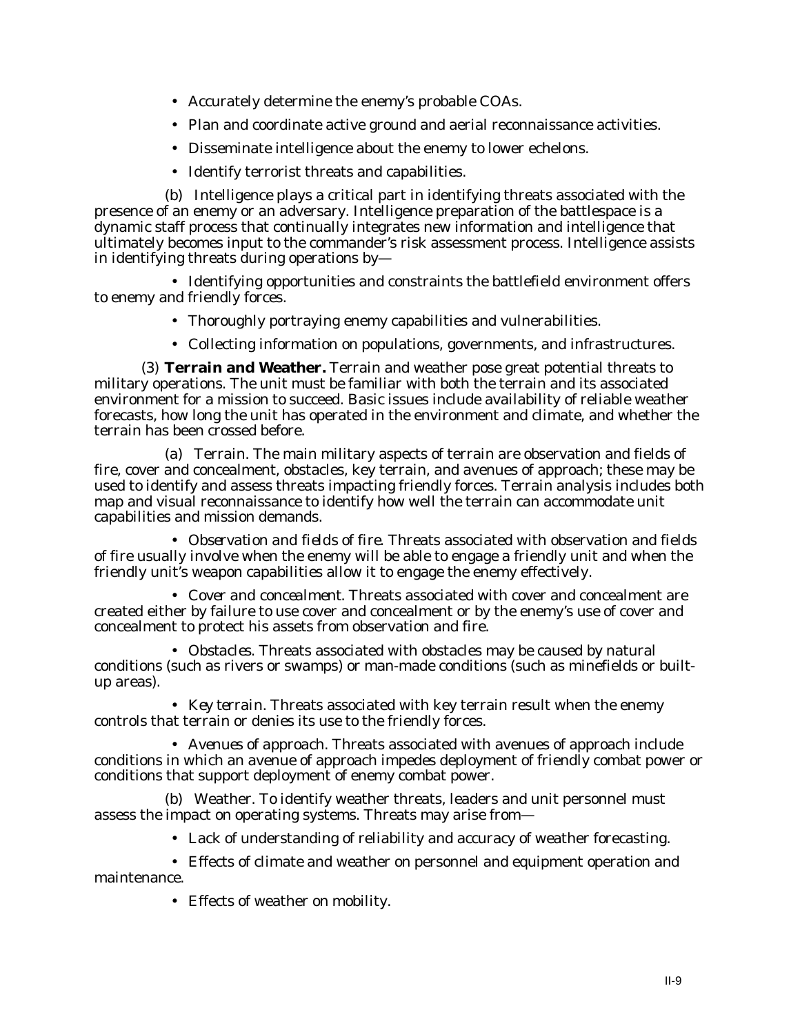- Accurately determine the enemy's probable COAs.
- Plan and coordinate active ground and aerial reconnaissance activities.
- Disseminate intelligence about the enemy to lower echelons.
- Identify terrorist threats and capabilities.

(b) Intelligence plays a critical part in identifying threats associated with the presence of an enemy or an adversary. Intelligence preparation of the battlespace is a dynamic staff process that continually integrates new information and intelligence that ultimately becomes input to the commander's risk assessment process. Intelligence assists in identifying threats during operations by—

- Identifying opportunities and constraints the battlefield environment offers to enemy and friendly forces.
- Thoroughly portraying enemy capabilities and vulnerabilities.
- Collecting information on populations, governments, and infrastructures.

(3) **Terrain and Weather.** Terrain and weather pose great potential threats to military operations. The unit must be familiar with both the terrain and its associated environment for a mission to succeed. Basic issues include availability of reliable weather forecasts, how long the unit has operated in the environment and climate, and whether the terrain has been crossed before.

(a) Terrain. The main military aspects of terrain are observation and fields of fire, cover and concealment, obstacles, key terrain, and avenues of approach; these may be used to identify and assess threats impacting friendly forces. Terrain analysis includes both map and visual reconnaissance to identify how well the terrain can accommodate unit capabilities and mission demands.

- *Observation and fields of fire*. Threats associated with observation and fields of fire usually involve when the enemy will be able to engage a friendly unit and when the friendly unit's weapon capabilities allow it to engage the enemy effectively.
- *Cover and concealment*. Threats associated with cover and concealment are created either by failure to use cover and concealment or by the enemy's use of cover and concealment to protect his assets from observation and fire.
- *Obstacles*. Threats associated with obstacles may be caused by natural conditions (such as rivers or swamps) or man-made conditions (such as minefields or built-up areas).
- *Key terrain*. Threats associated with key terrain result when the enemy controls that terrain or denies its use to the friendly forces.
- *Avenues of approach*. Threats associated with avenues of approach include conditions in which an avenue of approach impedes deployment of friendly combat power or conditions that support deployment of enemy combat power.

(b) Weather. To identify weather threats, leaders and unit personnel must assess the impact on operating systems. Threats may arise from—

- Lack of understanding of reliability and accuracy of weather forecasting.
- Effects of climate and weather on personnel and equipment operation and maintenance.
- Effects of weather on mobility.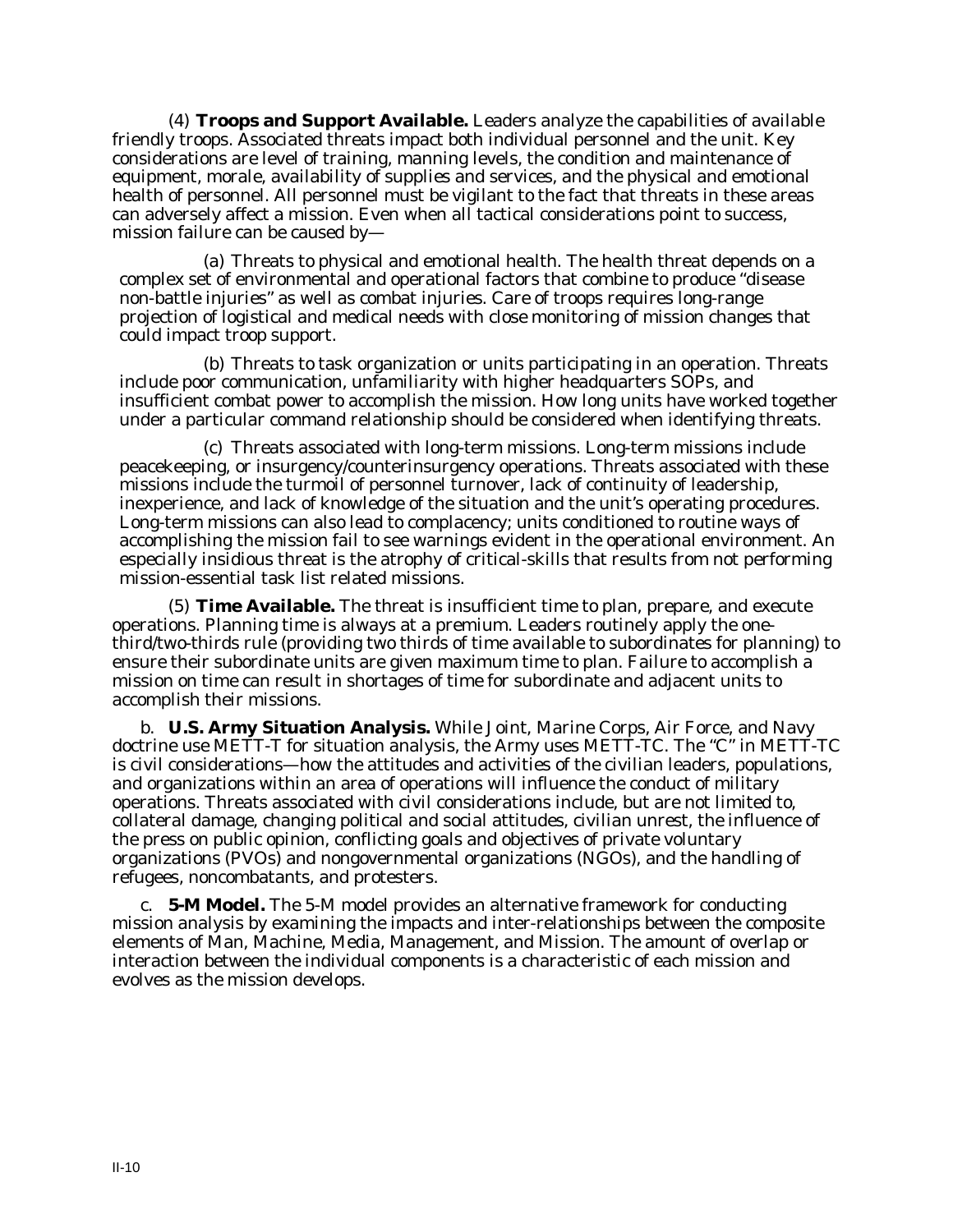(4) **Troops and Support Available.** Leaders analyze the capabilities of available friendly troops. Associated threats impact both individual personnel and the unit. Key considerations are level of training, manning levels, the condition and maintenance of equipment, morale, availability of supplies and services, and the physical and emotional health of personnel. All personnel must be vigilant to the fact that threats in these areas can adversely affect a mission. Even when all tactical considerations point to success, mission failure can be caused by—

(a) Threats to physical and emotional health. The health threat depends on a complex set of environmental and operational factors that combine to produce "disease non-battle injuries" as well as combat injuries. Care of troops requires long-range projection of logistical and medical needs with close monitoring of mission changes that could impact troop support.

(b) Threats to task organization or units participating in an operation. Threats include poor communication, unfamiliarity with higher headquarters SOPs, and insufficient combat power to accomplish the mission. How long units have worked together under a particular command relationship should be considered when identifying threats.

(c) Threats associated with long-term missions. Long-term missions include peacekeeping, or insurgency/counterinsurgency operations. Threats associated with these missions include the turmoil of personnel turnover, lack of continuity of leadership, inexperience, and lack of knowledge of the situation and the unit's operating procedures. Long-term missions can also lead to complacency; units conditioned to routine ways of accomplishing the mission fail to see warnings evident in the operational environment. An especially insidious threat is the atrophy of critical-skills that results from not performing mission-essential task list related missions.

(5) **Time Available.** The threat is insufficient time to plan, prepare, and execute operations. Planning time is always at a premium. Leaders routinely apply the one-third/two-thirds rule (providing two thirds of time available to subordinates for planning) to ensure their subordinate units are given maximum time to plan. Failure to accomplish a mission on time can result in shortages of time for subordinate and adjacent units to accomplish their missions.

b. **U.S. Army Situation Analysis.** While Joint, Marine Corps, Air Force, and Navy doctrine use METT-T for situation analysis, the Army uses METT-TC. The "C" in METT-TC is civil considerations—how the attitudes and activities of the civilian leaders, populations, and organizations within an area of operations will influence the conduct of military operations. Threats associated with civil considerations include, but are not limited to, collateral damage, changing political and social attitudes, civilian unrest, the influence of the press on public opinion, conflicting goals and objectives of private voluntary organizations (PVOs) and nongovernmental organizations (NGOs), and the handling of refugees, noncombatants, and protesters.

c. **5-M Model.** The 5-M model provides an alternative framework for conducting mission analysis by examining the impacts and inter-relationships between the composite elements of Man, Machine, Media, Management, and Mission. The amount of overlap or interaction between the individual components is a characteristic of each mission and evolves as the mission develops.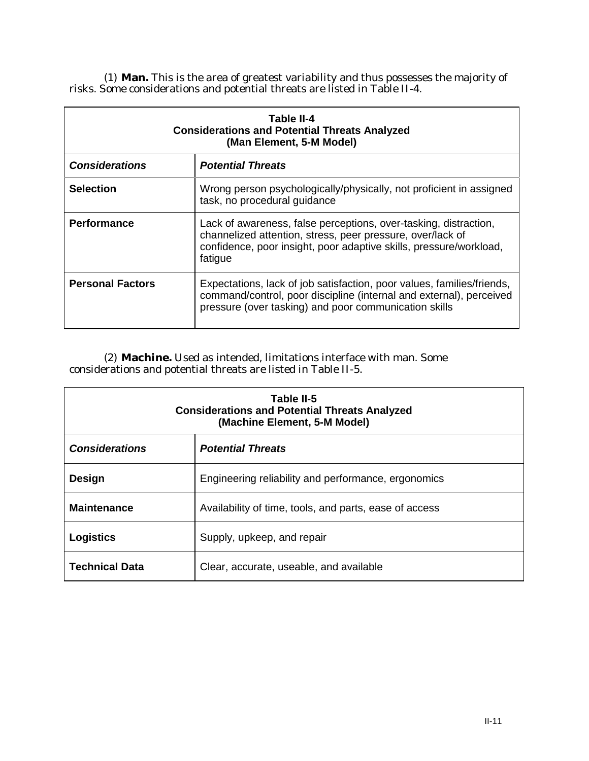(1) **Man.** This is the area of greatest variability and thus possesses the majority of risks. Some considerations and potential threats are listed in Table II-4.

| **Table II-4 Considerations and Potential Threats Analyzed (Man Element, 5-M Model)** | |
|---|---|
| ***Considerations*** | ***Potential Threats*** |
| **Selection** | Wrong person psychologically/physically, not proficient in assigned task, no procedural guidance |
| **Performance** | Lack of awareness, false perceptions, over-tasking, distraction, channelized attention, stress, peer pressure, over/lack of confidence, poor insight, poor adaptive skills, pressure/workload, fatigue |
| **Personal Factors** | Expectations, lack of job satisfaction, poor values, families/friends, command/control, poor discipline (internal and external), perceived pressure (over tasking) and poor communication skills |

(2) **Machine.** Used as intended, limitations interface with man. Some considerations and potential threats are listed in Table II-5.

| **Table II-5 Considerations and Potential Threats Analyzed (Machine Element, 5-M Model)** | |
|---|---|
| ***Considerations*** | ***Potential Threats*** |
| **Design** | Engineering reliability and performance, ergonomics |
| **Maintenance** | Availability of time, tools, and parts, ease of access |
| **Logistics** | Supply, upkeep, and repair |
| **Technical Data** | Clear, accurate, useable, and available |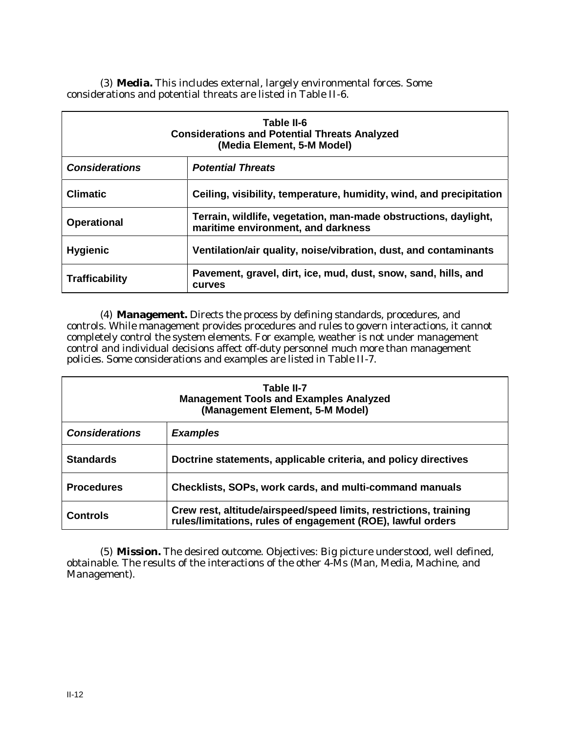(3) **Media.** This includes external, largely environmental forces. Some considerations and potential threats are listed in Table II-6.

**Table II-6**
**Considerations and Potential Threats Analyzed**
**(Media Element, 5-M Model)**

| ***Considerations*** | ***Potential Threats*** |
|---|---|
| **Climatic** | **Ceiling, visibility, temperature, humidity, wind, and precipitation** |
| **Operational** | **Terrain, wildlife, vegetation, man-made obstructions, daylight, maritime environment, and darkness** |
| **Hygienic** | **Ventilation/air quality, noise/vibration, dust, and contaminants** |
| **Trafficability** | **Pavement, gravel, dirt, ice, mud, dust, snow, sand, hills, and curves** |

(4) **Management.** Directs the process by defining standards, procedures, and controls. While management provides procedures and rules to govern interactions, it cannot completely control the system elements. For example, weather is not under management control and individual decisions affect off-duty personnel much more than management policies. Some considerations and examples are listed in Table II-7.

**Table II-7**
**Management Tools and Examples Analyzed**
**(Management Element, 5-M Model)**

| ***Considerations*** | ***Examples*** |
|---|---|
| **Standards** | **Doctrine statements, applicable criteria, and policy directives** |
| **Procedures** | **Checklists, SOPs, work cards, and multi-command manuals** |
| **Controls** | **Crew rest, altitude/airspeed/speed limits, restrictions, training rules/limitations, rules of engagement (ROE), lawful orders** |

(5) **Mission.** The desired outcome. Objectives: Big picture understood, well defined, obtainable. The results of the interactions of the other 4-Ms (Man, Media, Machine, and Management).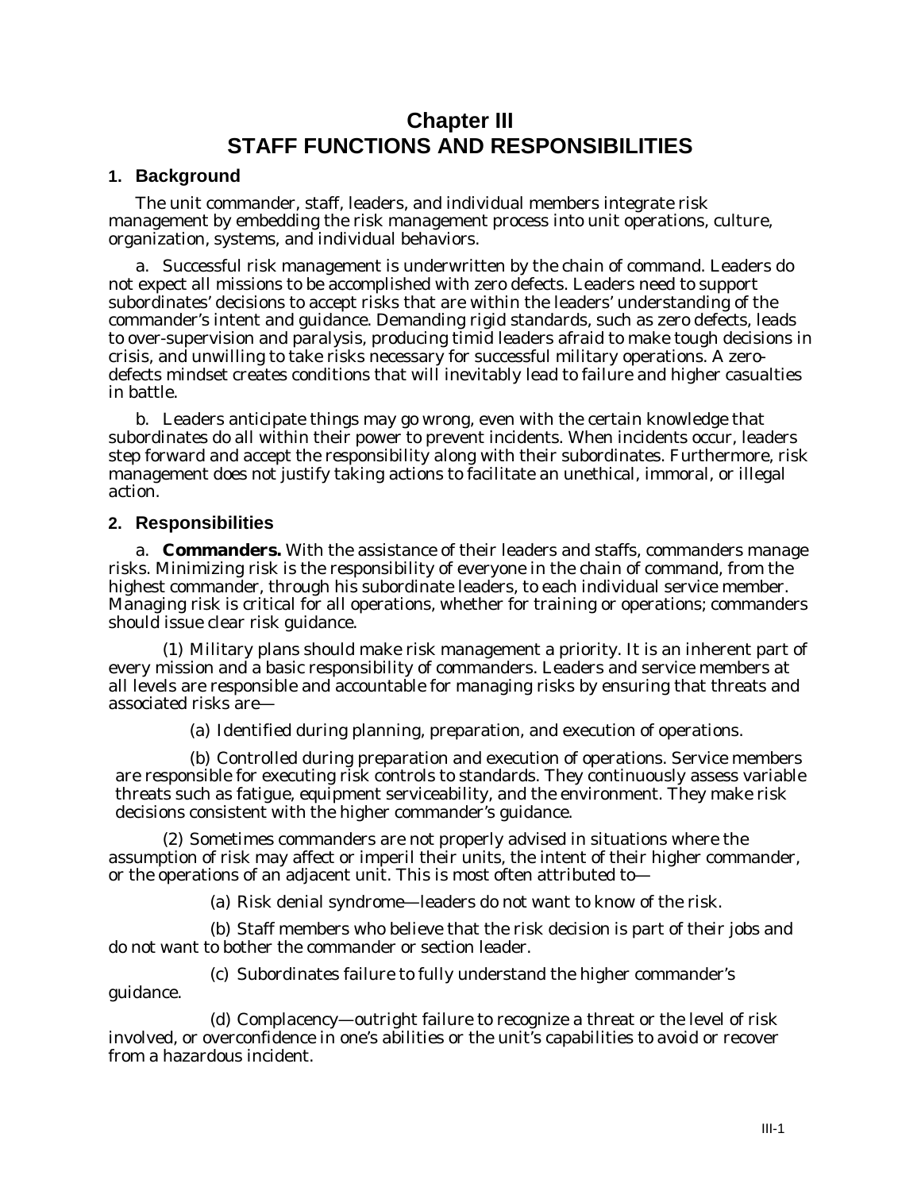# Chapter III
# STAFF FUNCTIONS AND RESPONSIBILITIES

## 1. Background

The unit commander, staff, leaders, and individual members integrate risk management by embedding the risk management process into unit operations, culture, organization, systems, and individual behaviors.

a. Successful risk management is underwritten by the chain of command. Leaders do not expect all missions to be accomplished with zero defects. Leaders need to support subordinates' decisions to accept risks that are within the leaders' understanding of the commander's intent and guidance. Demanding rigid standards, such as zero defects, leads to over-supervision and paralysis, producing timid leaders afraid to make tough decisions in crisis, and unwilling to take risks necessary for successful military operations. A zero-defects mindset creates conditions that will inevitably lead to failure and higher casualties in battle.

b. Leaders anticipate things may go wrong, even with the certain knowledge that subordinates do all within their power to prevent incidents. When incidents occur, leaders step forward and accept the responsibility along with their subordinates. Furthermore, risk management does not justify taking actions to facilitate an unethical, immoral, or illegal action.

## 2. Responsibilities

a. **Commanders.** With the assistance of their leaders and staffs, commanders manage risks. Minimizing risk is the responsibility of everyone in the chain of command, from the highest commander, through his subordinate leaders, to each individual service member. Managing risk is critical for all operations, whether for training or operations; commanders should issue clear risk guidance.

(1) Military plans should make risk management a priority. It is an inherent part of every mission and a basic responsibility of commanders. Leaders and service members at all levels are responsible and accountable for managing risks by ensuring that threats and associated risks are—

(a) Identified during planning, preparation, and execution of operations.

(b) Controlled during preparation and execution of operations. Service members are responsible for executing risk controls to standards. They continuously assess variable threats such as fatigue, equipment serviceability, and the environment. They make risk decisions consistent with the higher commander's guidance.

(2) Sometimes commanders are not properly advised in situations where the assumption of risk may affect or imperil their units, the intent of their higher commander, or the operations of an adjacent unit. This is most often attributed to—

(a) Risk denial syndrome—leaders do not want to know of the risk.

(b) Staff members who believe that the risk decision is part of their jobs and do not want to bother the commander or section leader.

(c) Subordinates failure to fully understand the higher commander's guidance.

(d) Complacency—outright failure to recognize a threat or the level of risk involved, or overconfidence in one's abilities or the unit's capabilities to avoid or recover from a hazardous incident.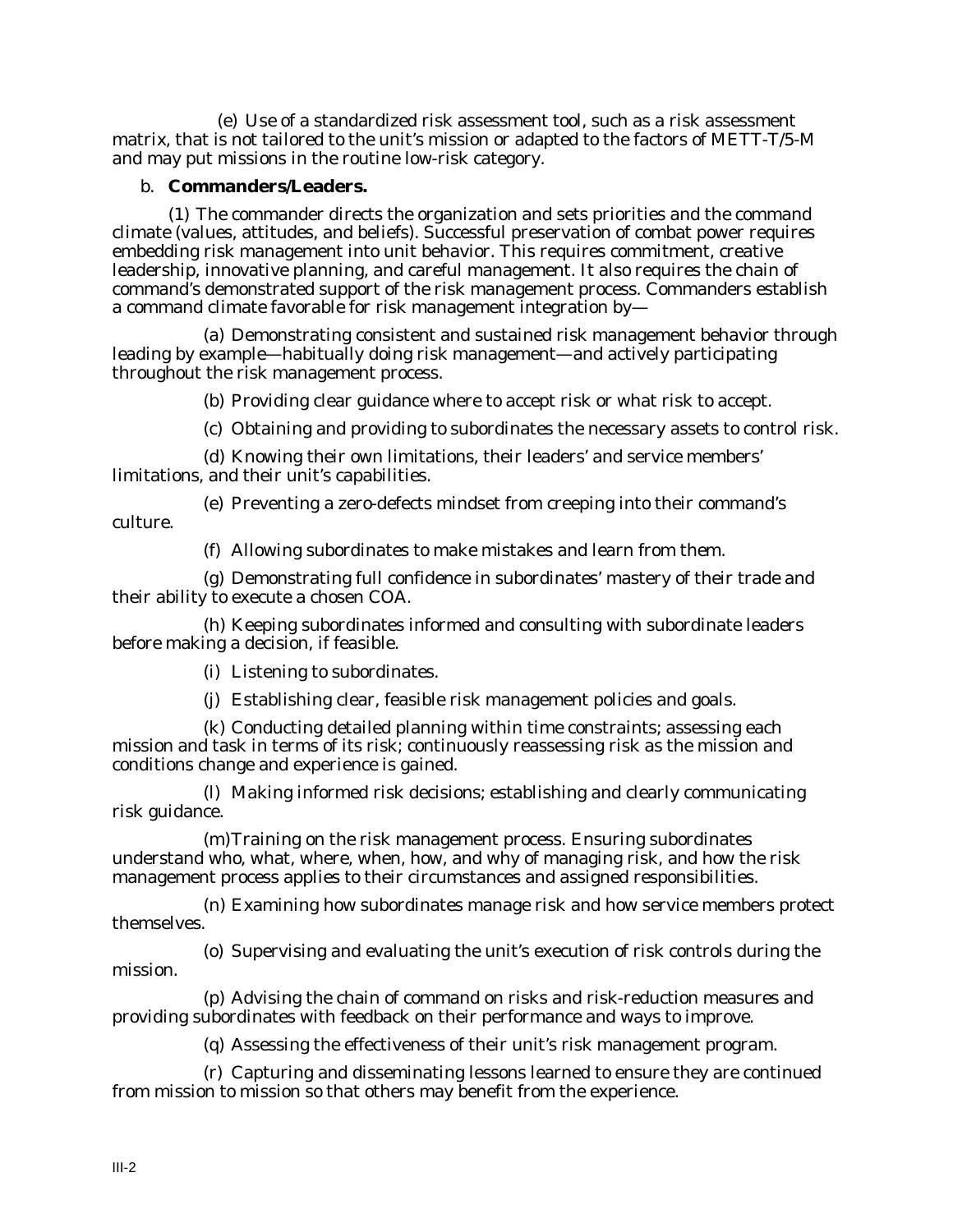(e) Use of a standardized risk assessment tool, such as a risk assessment matrix, that is not tailored to the unit's mission or adapted to the factors of METT-T/5-M and may put missions in the routine low-risk category.

b. **Commanders/Leaders.**

(1) The commander directs the organization and sets priorities and the command climate (values, attitudes, and beliefs). Successful preservation of combat power requires embedding risk management into unit behavior. This requires commitment, creative leadership, innovative planning, and careful management. It also requires the chain of command's demonstrated support of the risk management process. Commanders establish a command climate favorable for risk management integration by—

(a) Demonstrating consistent and sustained risk management behavior through leading by example—habitually doing risk management—and actively participating throughout the risk management process.

(b) Providing clear guidance where to accept risk or what risk to accept.

(c) Obtaining and providing to subordinates the necessary assets to control risk.

(d) Knowing their own limitations, their leaders' and service members' limitations, and their unit's capabilities.

(e) Preventing a zero-defects mindset from creeping into their command's culture.

(f) Allowing subordinates to make mistakes and learn from them.

(g) Demonstrating full confidence in subordinates' mastery of their trade and their ability to execute a chosen COA.

(h) Keeping subordinates informed and consulting with subordinate leaders before making a decision, if feasible.

(i) Listening to subordinates.

(j) Establishing clear, feasible risk management policies and goals.

(k) Conducting detailed planning within time constraints; assessing each mission and task in terms of its risk; continuously reassessing risk as the mission and conditions change and experience is gained.

(l) Making informed risk decisions; establishing and clearly communicating risk guidance.

(m)Training on the risk management process. Ensuring subordinates understand who, what, where, when, how, and why of managing risk, and how the risk management process applies to their circumstances and assigned responsibilities.

(n) Examining how subordinates manage risk and how service members protect themselves.

(o) Supervising and evaluating the unit's execution of risk controls during the mission.

(p) Advising the chain of command on risks and risk-reduction measures and providing subordinates with feedback on their performance and ways to improve.

(q) Assessing the effectiveness of their unit's risk management program.

(r) Capturing and disseminating lessons learned to ensure they are continued from mission to mission so that others may benefit from the experience.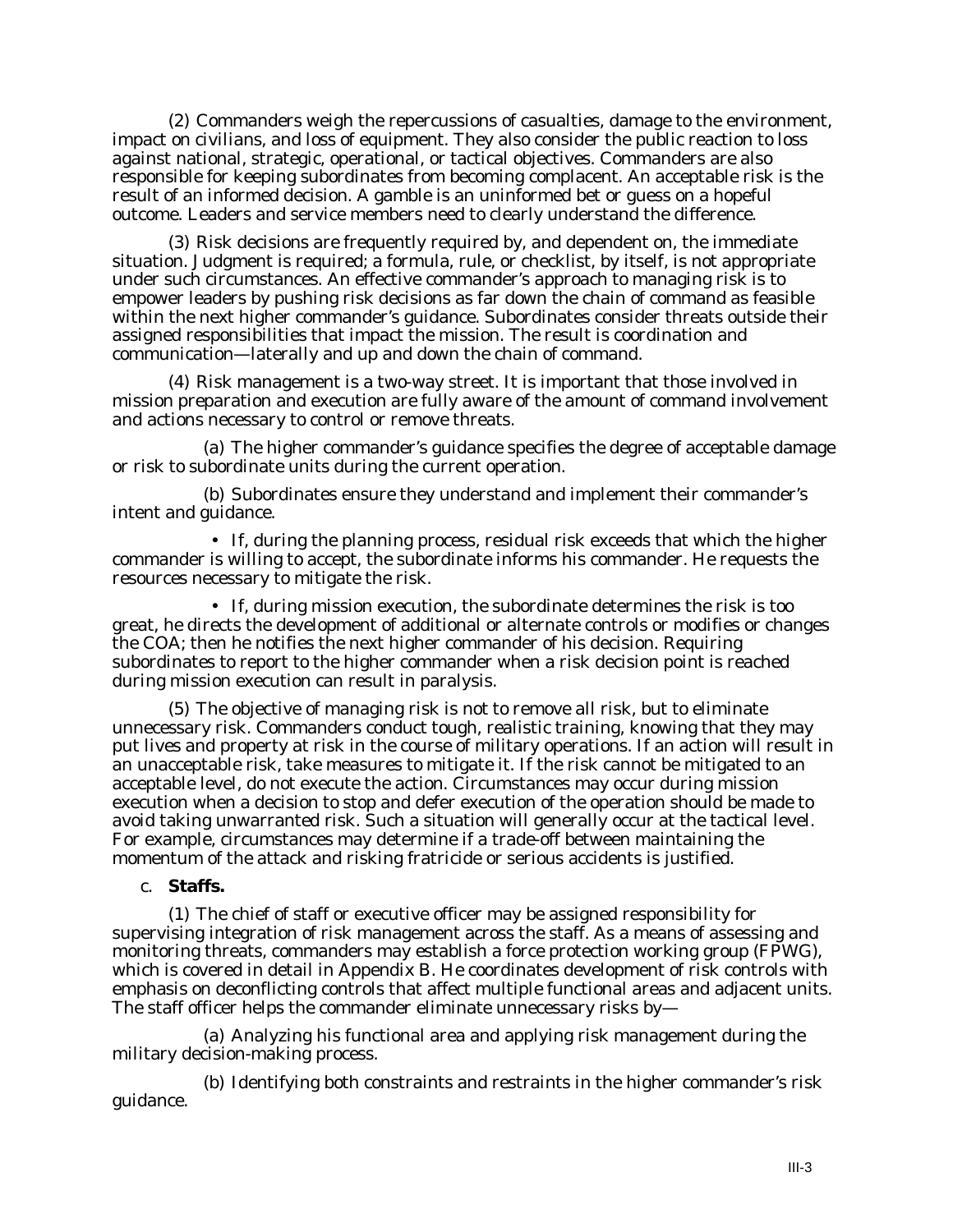(2) Commanders weigh the repercussions of casualties, damage to the environment, impact on civilians, and loss of equipment. They also consider the public reaction to loss against national, strategic, operational, or tactical objectives. Commanders are also responsible for keeping subordinates from becoming complacent. An acceptable risk is the result of an informed decision. A gamble is an uninformed bet or guess on a hopeful outcome. Leaders and service members need to clearly understand the difference.

(3) Risk decisions are frequently required by, and dependent on, the immediate situation. Judgment is required; a formula, rule, or checklist, by itself, is not appropriate under such circumstances. An effective commander's approach to managing risk is to empower leaders by pushing risk decisions as far down the chain of command as feasible within the next higher commander's guidance. Subordinates consider threats outside their assigned responsibilities that impact the mission. The result is coordination and communication—laterally and up and down the chain of command.

(4) Risk management is a two-way street. It is important that those involved in mission preparation and execution are fully aware of the amount of command involvement and actions necessary to control or remove threats.

(a) The higher commander's guidance specifies the degree of acceptable damage or risk to subordinate units during the current operation.

(b) Subordinates ensure they understand and implement their commander's intent and guidance.

- If, during the planning process, residual risk exceeds that which the higher commander is willing to accept, the subordinate informs his commander. He requests the resources necessary to mitigate the risk.

- If, during mission execution, the subordinate determines the risk is too great, he directs the development of additional or alternate controls or modifies or changes the COA; then he notifies the next higher commander of his decision. Requiring subordinates to report to the higher commander when a risk decision point is reached during mission execution can result in paralysis.

(5) The objective of managing risk is not to remove all risk, but to eliminate unnecessary risk. Commanders conduct tough, realistic training, knowing that they may put lives and property at risk in the course of military operations. If an action will result in an unacceptable risk, take measures to mitigate it. If the risk cannot be mitigated to an acceptable level, do not execute the action. Circumstances may occur during mission execution when a decision to stop and defer execution of the operation should be made to avoid taking unwarranted risk. Such a situation will generally occur at the tactical level. For example, circumstances may determine if a trade-off between maintaining the momentum of the attack and risking fratricide or serious accidents is justified.

c. **Staffs.**

(1) The chief of staff or executive officer may be assigned responsibility for supervising integration of risk management across the staff. As a means of assessing and monitoring threats, commanders may establish a force protection working group (FPWG), which is covered in detail in Appendix B. He coordinates development of risk controls with emphasis on deconflicting controls that affect multiple functional areas and adjacent units. The staff officer helps the commander eliminate unnecessary risks by—

(a) Analyzing his functional area and applying risk management during the military decision-making process.

(b) Identifying both constraints and restraints in the higher commander's risk guidance.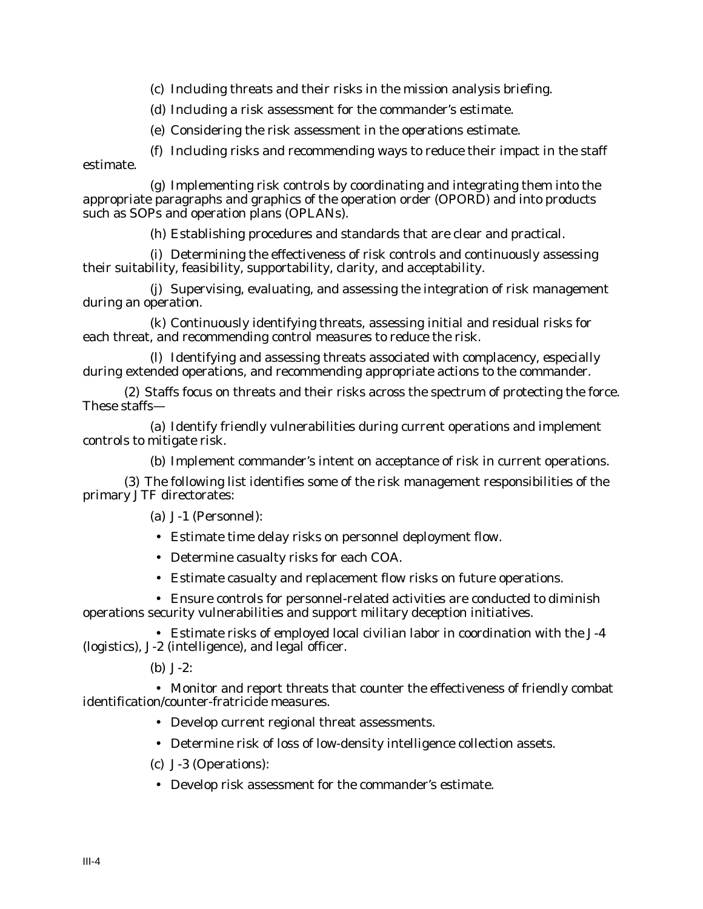(c) Including threats and their risks in the mission analysis briefing.

(d) Including a risk assessment for the commander's estimate.

(e) Considering the risk assessment in the operations estimate.

(f) Including risks and recommending ways to reduce their impact in the staff estimate.

(g) Implementing risk controls by coordinating and integrating them into the appropriate paragraphs and graphics of the operation order (OPORD) and into products such as SOPs and operation plans (OPLANs).

(h) Establishing procedures and standards that are clear and practical.

(i) Determining the effectiveness of risk controls and continuously assessing their suitability, feasibility, supportability, clarity, and acceptability.

(j) Supervising, evaluating, and assessing the integration of risk management during an operation.

(k) Continuously identifying threats, assessing initial and residual risks for each threat, and recommending control measures to reduce the risk.

(l) Identifying and assessing threats associated with complacency, especially during extended operations, and recommending appropriate actions to the commander.

(2) Staffs focus on threats and their risks across the spectrum of protecting the force. These staffs—

(a) Identify friendly vulnerabilities during current operations and implement controls to mitigate risk.

(b) Implement commander's intent on acceptance of risk in current operations.

(3) The following list identifies some of the risk management responsibilities of the primary JTF directorates:

(a) J-1 (Personnel):

- Estimate time delay risks on personnel deployment flow.
- Determine casualty risks for each COA.
- Estimate casualty and replacement flow risks on future operations.
- Ensure controls for personnel-related activities are conducted to diminish operations security vulnerabilities and support military deception initiatives.
- Estimate risks of employed local civilian labor in coordination with the J-4 (logistics), J-2 (intelligence), and legal officer.

(b) J-2:

- Monitor and report threats that counter the effectiveness of friendly combat identification/counter-fratricide measures.
- Develop current regional threat assessments.
- Determine risk of loss of low-density intelligence collection assets.

(c) J-3 (Operations):

- Develop risk assessment for the commander's estimate.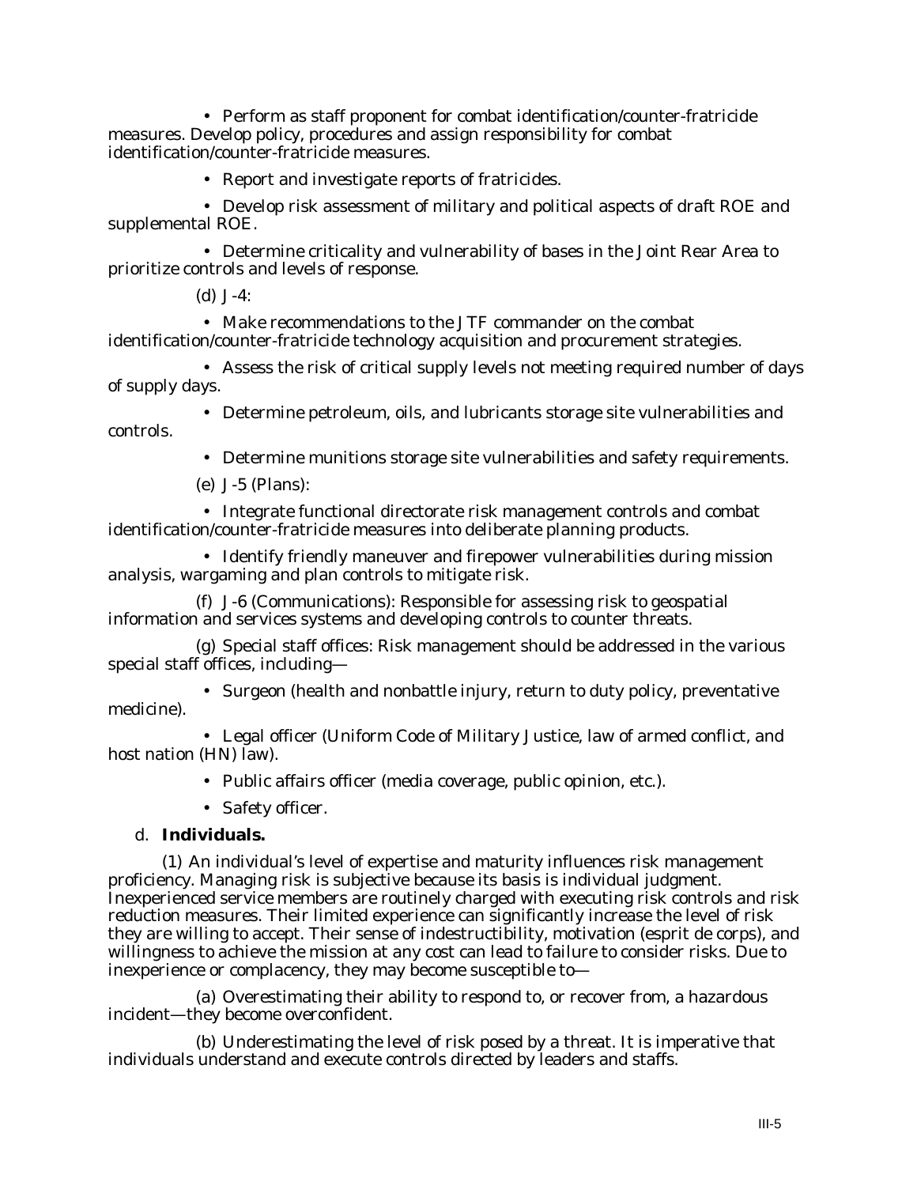- Perform as staff proponent for combat identification/counter-fratricide measures. Develop policy, procedures and assign responsibility for combat identification/counter-fratricide measures.

- Report and investigate reports of fratricides.

- Develop risk assessment of military and political aspects of draft ROE and supplemental ROE.

- Determine criticality and vulnerability of bases in the Joint Rear Area to prioritize controls and levels of response.

(d) J-4:

- Make recommendations to the JTF commander on the combat identification/counter-fratricide technology acquisition and procurement strategies.

- Assess the risk of critical supply levels not meeting required number of days of supply days.

- Determine petroleum, oils, and lubricants storage site vulnerabilities and controls.

- Determine munitions storage site vulnerabilities and safety requirements.

(e) J-5 (Plans):

- Integrate functional directorate risk management controls and combat identification/counter-fratricide measures into deliberate planning products.

- Identify friendly maneuver and firepower vulnerabilities during mission analysis, wargaming and plan controls to mitigate risk.

(f) J-6 (Communications): Responsible for assessing risk to geospatial information and services systems and developing controls to counter threats.

(g) Special staff offices: Risk management should be addressed in the various special staff offices, including—

- Surgeon (health and nonbattle injury, return to duty policy, preventative medicine).

- Legal officer (Uniform Code of Military Justice, law of armed conflict, and host nation (HN) law).

- Public affairs officer (media coverage, public opinion, etc.).

- Safety officer.

d. **Individuals.**

(1) An individual's level of expertise and maturity influences risk management proficiency. Managing risk is subjective because its basis is individual judgment. Inexperienced service members are routinely charged with executing risk controls and risk reduction measures. Their limited experience can significantly increase the level of risk they are willing to accept. Their sense of indestructibility, motivation (esprit de corps), and willingness to achieve the mission at any cost can lead to failure to consider risks. Due to inexperience or complacency, they may become susceptible to—

(a) Overestimating their ability to respond to, or recover from, a hazardous incident—they become overconfident.

(b) Underestimating the level of risk posed by a threat. It is imperative that individuals understand and execute controls directed by leaders and staffs.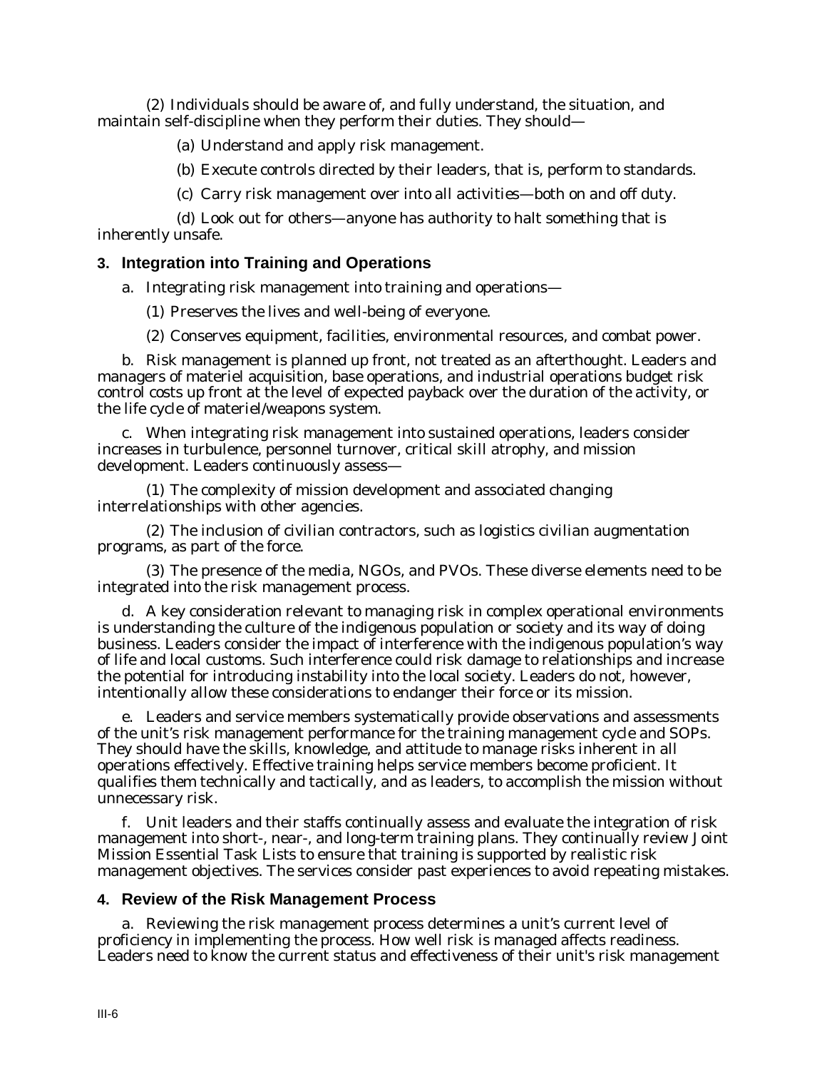(2) Individuals should be aware of, and fully understand, the situation, and maintain self-discipline when they perform their duties. They should—

(a) Understand and apply risk management.

(b) Execute controls directed by their leaders, that is, perform to standards.

(c) Carry risk management over into all activities—both on and off duty.

(d) Look out for others—anyone has authority to halt something that is inherently unsafe.

## 3. Integration into Training and Operations

a. Integrating risk management into training and operations—

(1) Preserves the lives and well-being of everyone.

(2) Conserves equipment, facilities, environmental resources, and combat power.

b. Risk management is planned up front, not treated as an afterthought. Leaders and managers of materiel acquisition, base operations, and industrial operations budget risk control costs up front at the level of expected payback over the duration of the activity, or the life cycle of materiel/weapons system.

c. When integrating risk management into sustained operations, leaders consider increases in turbulence, personnel turnover, critical skill atrophy, and mission development. Leaders continuously assess—

(1) The complexity of mission development and associated changing interrelationships with other agencies.

(2) The inclusion of civilian contractors, such as logistics civilian augmentation programs, as part of the force.

(3) The presence of the media, NGOs, and PVOs. These diverse elements need to be integrated into the risk management process.

d. A key consideration relevant to managing risk in complex operational environments is understanding the culture of the indigenous population or society and its way of doing business. Leaders consider the impact of interference with the indigenous population's way of life and local customs. Such interference could risk damage to relationships and increase the potential for introducing instability into the local society. Leaders do not, however, intentionally allow these considerations to endanger their force or its mission.

e. Leaders and service members systematically provide observations and assessments of the unit's risk management performance for the training management cycle and SOPs. They should have the skills, knowledge, and attitude to manage risks inherent in all operations effectively. Effective training helps service members become proficient. It qualifies them technically and tactically, and as leaders, to accomplish the mission without unnecessary risk.

f. Unit leaders and their staffs continually assess and evaluate the integration of risk management into short-, near-, and long-term training plans. They continually review Joint Mission Essential Task Lists to ensure that training is supported by realistic risk management objectives. The services consider past experiences to avoid repeating mistakes.

## 4. Review of the Risk Management Process

a. Reviewing the risk management process determines a unit's current level of proficiency in implementing the process. How well risk is managed affects readiness. Leaders need to know the current status and effectiveness of their unit's risk management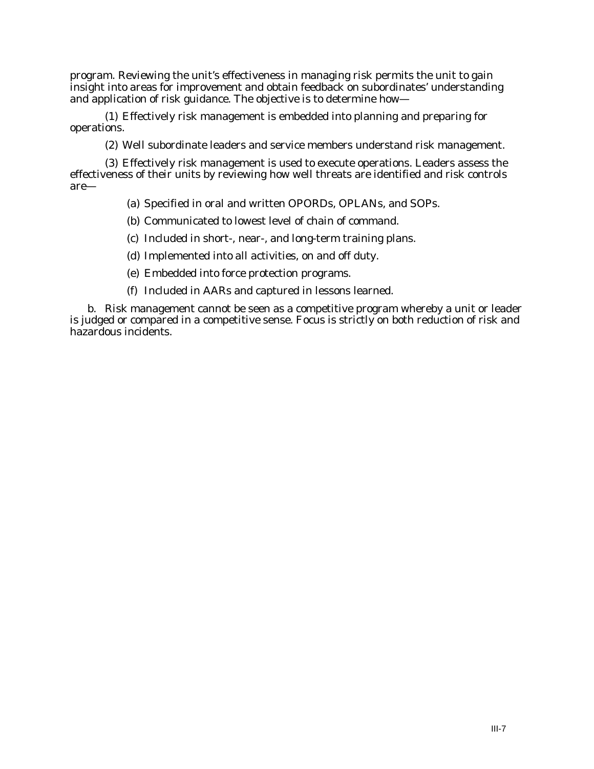program. Reviewing the unit's effectiveness in managing risk permits the unit to gain insight into areas for improvement and obtain feedback on subordinates' understanding and application of risk guidance. The objective is to determine how—

(1) Effectively risk management is embedded into planning and preparing for operations.

(2) Well subordinate leaders and service members understand risk management.

(3) Effectively risk management is used to execute operations. Leaders assess the effectiveness of their units by reviewing how well threats are identified and risk controls are—

(a) Specified in oral and written OPORDs, OPLANs, and SOPs.

(b) Communicated to lowest level of chain of command.

(c) Included in short-, near-, and long-term training plans.

(d) Implemented into all activities, on and off duty.

(e) Embedded into force protection programs.

(f) Included in AARs and captured in lessons learned.

b. Risk management cannot be seen as a competitive program whereby a unit or leader is judged or compared in a competitive sense. Focus is strictly on both reduction of risk and hazardous incidents.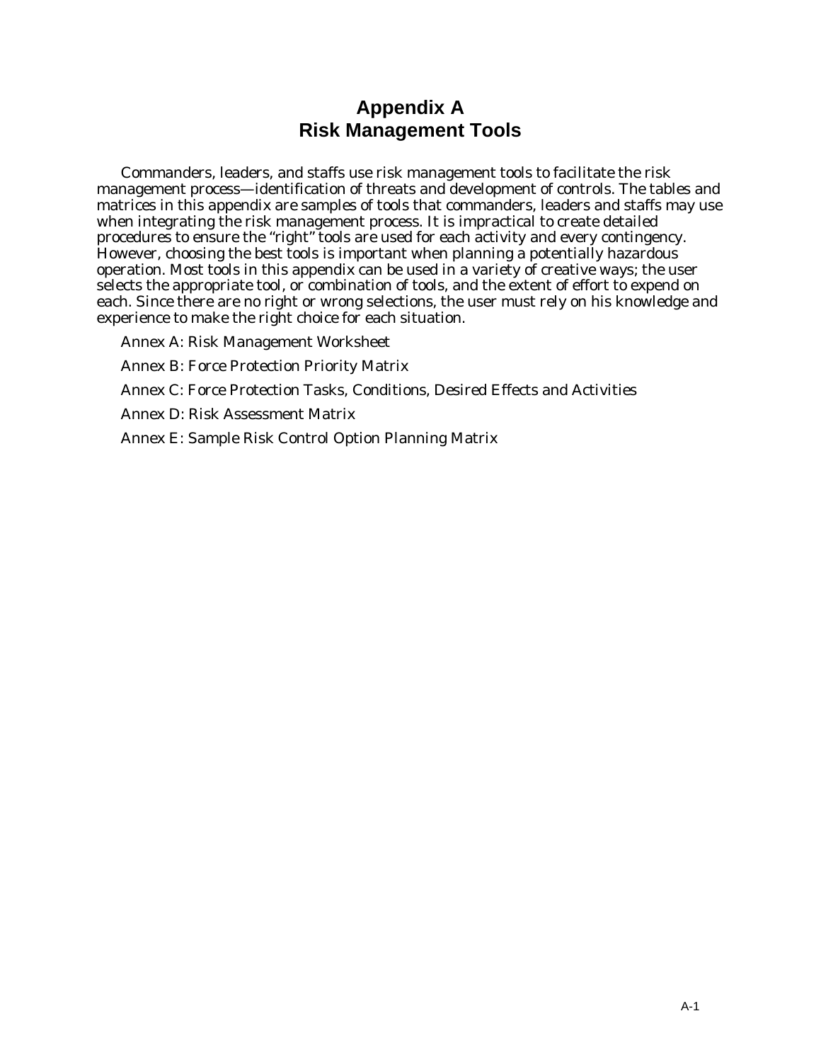# Appendix A
# Risk Management Tools

Commanders, leaders, and staffs use risk management tools to facilitate the risk management process—identification of threats and development of controls. The tables and matrices in this appendix are samples of tools that commanders, leaders and staffs may use when integrating the risk management process. It is impractical to create detailed procedures to ensure the "right" tools are used for each activity and every contingency. However, choosing the best tools is important when planning a potentially hazardous operation. Most tools in this appendix can be used in a variety of creative ways; the user selects the appropriate tool, or combination of tools, and the extent of effort to expend on each. Since there are no right or wrong selections, the user must rely on his knowledge and experience to make the right choice for each situation.

Annex A: Risk Management Worksheet

Annex B: Force Protection Priority Matrix

Annex C: Force Protection Tasks, Conditions, Desired Effects and Activities

Annex D: Risk Assessment Matrix

Annex E: Sample Risk Control Option Planning Matrix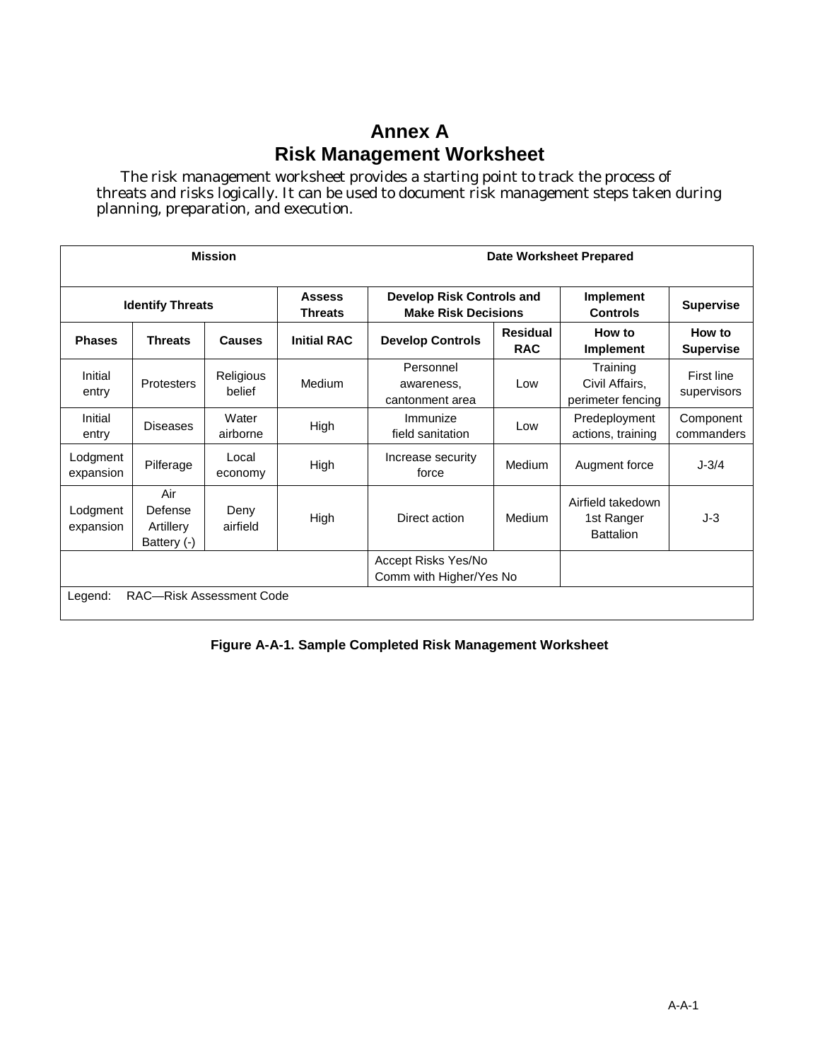# Annex A
# Risk Management Worksheet

The risk management worksheet provides a starting point to track the process of threats and risks logically. It can be used to document risk management steps taken during planning, preparation, and execution.

| **Mission** | | | | **Date Worksheet Prepared** | | | |
|---|---|---|---|---|---|---|---|
| **Identify Threats** | | | **Assess Threats** | **Develop Risk Controls and Make Risk Decisions** | | **Implement Controls** | **Supervise** |
| **Phases** | **Threats** | **Causes** | **Initial RAC** | **Develop Controls** | **Residual RAC** | **How to Implement** | **How to Supervise** |
| Initial entry | Protesters | Religious belief | Medium | Personnel awareness, cantonment area | Low | Training Civil Affairs, perimeter fencing | First line supervisors |
| Initial entry | Diseases | Water airborne | High | Immunize field sanitation | Low | Predeployment actions, training | Component commanders |
| Lodgment expansion | Pilferage | Local economy | High | Increase security force | Medium | Augment force | J-3/4 |
| Lodgment expansion | Air Defense Artillery Battery (-) | Deny airfield | High | Direct action | Medium | Airfield takedown 1st Ranger Battalion | J-3 |
| | | | | Accept Risks Yes/No Comm with Higher/Yes No | | | |
| Legend: RAC—Risk Assessment Code | | | | | | | |

**Figure A-A-1. Sample Completed Risk Management Worksheet**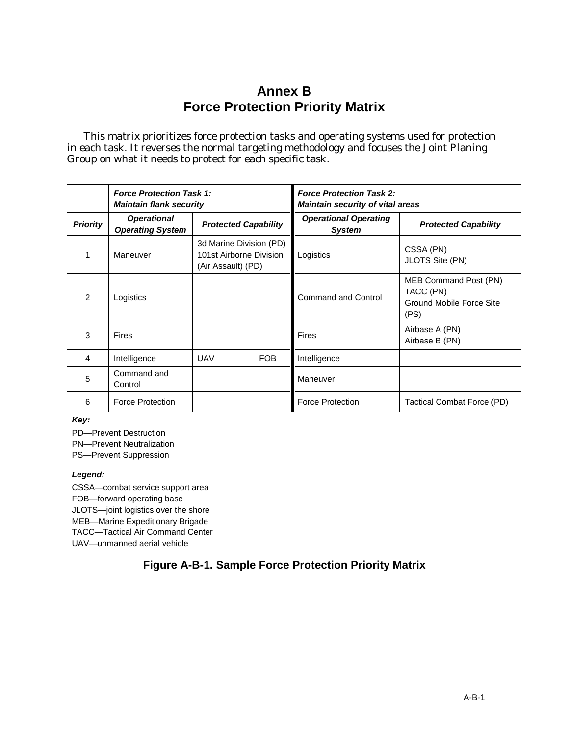# Annex B
# Force Protection Priority Matrix

This matrix prioritizes force protection tasks and operating systems used for protection in each task. It reverses the normal targeting methodology and focuses the Joint Planing Group on what it needs to protect for each specific task.

| | ***Force Protection Task 1: Maintain flank security*** | | ***Force Protection Task 2: Maintain security of vital areas*** | |
|---|---|---|---|---|
| ***Priority*** | ***Operational Operating System*** | ***Protected Capability*** | ***Operational Operating System*** | ***Protected Capability*** |
| 1 | Maneuver | 3d Marine Division (PD)<br>101st Airborne Division (Air Assault) (PD) | Logistics | CSSA (PN)<br>JLOTS Site (PN) |
| 2 | Logistics | | Command and Control | MEB Command Post (PN)<br>TACC (PN)<br>Ground Mobile Force Site (PS) |
| 3 | Fires | | Fires | Airbase A (PN)<br>Airbase B (PN) |
| 4 | Intelligence | UAV FOB | Intelligence | |
| 5 | Command and Control | | Maneuver | |
| 6 | Force Protection | | Force Protection | Tactical Combat Force (PD) |

***Key:***

PD—Prevent Destruction
PN—Prevent Neutralization
PS—Prevent Suppression

***Legend:***

CSSA—combat service support area
FOB—forward operating base
JLOTS—joint logistics over the shore
MEB—Marine Expeditionary Brigade
TACC—Tactical Air Command Center
UAV—unmanned aerial vehicle

**Figure A-B-1. Sample Force Protection Priority Matrix**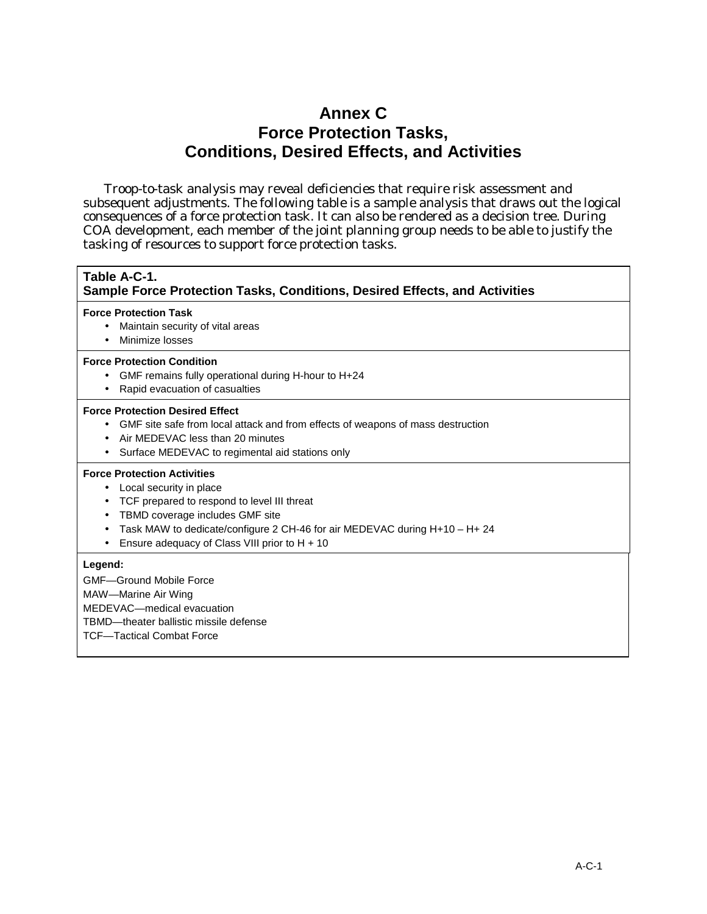# Annex C
# Force Protection Tasks, Conditions, Desired Effects, and Activities

Troop-to-task analysis may reveal deficiencies that require risk assessment and subsequent adjustments. The following table is a sample analysis that draws out the logical consequences of a force protection task. It can also be rendered as a decision tree. During COA development, each member of the joint planning group needs to be able to justify the tasking of resources to support force protection tasks.

**Table A-C-1.**
**Sample Force Protection Tasks, Conditions, Desired Effects, and Activities**

**Force Protection Task**

- Maintain security of vital areas
- Minimize losses

**Force Protection Condition**

- GMF remains fully operational during H-hour to H+24
- Rapid evacuation of casualties

**Force Protection Desired Effect**

- GMF site safe from local attack and from effects of weapons of mass destruction
- Air MEDEVAC less than 20 minutes
- Surface MEDEVAC to regimental aid stations only

**Force Protection Activities**

- Local security in place
- TCF prepared to respond to level III threat
- TBMD coverage includes GMF site
- Task MAW to dedicate/configure 2 CH-46 for air MEDEVAC during H+10 – H+ 24
- Ensure adequacy of Class VIII prior to H + 10

**Legend:**

GMF—Ground Mobile Force
MAW—Marine Air Wing
MEDEVAC—medical evacuation
TBMD—theater ballistic missile defense
TCF—Tactical Combat Force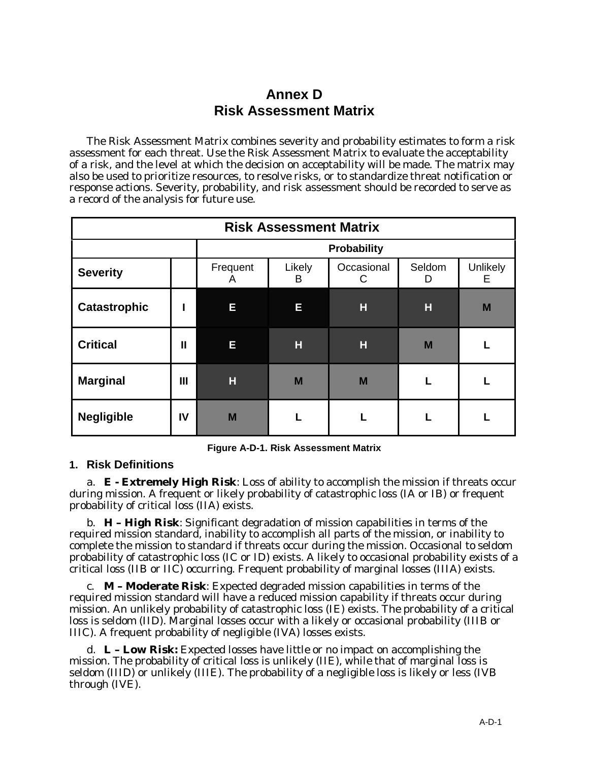# Annex D
# Risk Assessment Matrix

The Risk Assessment Matrix combines severity and probability estimates to form a risk assessment for each threat. Use the Risk Assessment Matrix to evaluate the acceptability of a risk, and the level at which the decision on acceptability will be made. The matrix may also be used to prioritize resources, to resolve risks, or to standardize threat notification or response actions. Severity, probability, and risk assessment should be recorded to serve as a record of the analysis for future use.

| Risk Assessment Matrix | | | | | | |
|---|---|---|---|---|---|---|
| | | **Probability** | | | | |
| **Severity** | | Frequent A | Likely B | Occasional C | Seldom D | Unlikely E |
| **Catastrophic** | **I** | **E** | **E** | **H** | **H** | **M** |
| **Critical** | **II** | **E** | **H** | **H** | **M** | **L** |
| **Marginal** | **III** | **H** | **M** | **M** | **L** | **L** |
| **Negligible** | **IV** | **M** | **L** | **L** | **L** | **L** |

**Figure A-D-1. Risk Assessment Matrix**

## 1. Risk Definitions

a. **E - Extremely High Risk**: Loss of ability to accomplish the mission if threats occur during mission. A frequent or likely probability of catastrophic loss (IA or IB) or frequent probability of critical loss (IIA) exists.

b. **H – High Risk**: Significant degradation of mission capabilities in terms of the required mission standard, inability to accomplish all parts of the mission, or inability to complete the mission to standard if threats occur during the mission. Occasional to seldom probability of catastrophic loss (IC or ID) exists. A likely to occasional probability exists of a critical loss (IIB or IIC) occurring. Frequent probability of marginal losses (IIIA) exists.

c. **M – Moderate Risk**: Expected degraded mission capabilities in terms of the required mission standard will have a reduced mission capability if threats occur during mission. An unlikely probability of catastrophic loss (IE) exists. The probability of a critical loss is seldom (IID). Marginal losses occur with a likely or occasional probability (IIIB or IIIC). A frequent probability of negligible (IVA) losses exists.

d. **L – Low Risk:** Expected losses have little or no impact on accomplishing the mission. The probability of critical loss is unlikely (IIE), while that of marginal loss is seldom (IIID) or unlikely (IIIE). The probability of a negligible loss is likely or less (IVB through (IVE).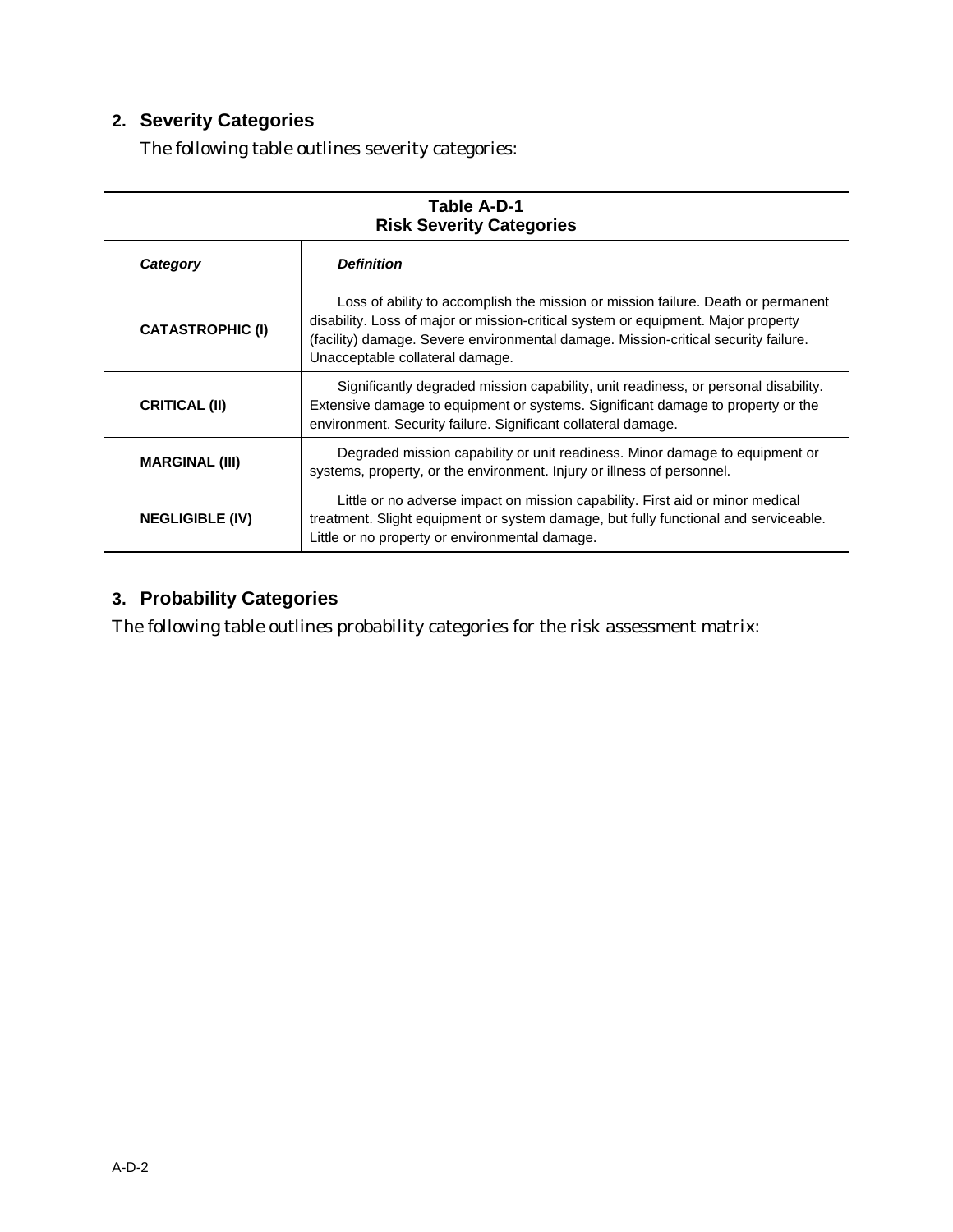## 2. Severity Categories

The following table outlines severity categories:

**Table A-D-1**
**Risk Severity Categories**

| *Category* | *Definition* |
|---|---|
| **CATASTROPHIC (I)** | Loss of ability to accomplish the mission or mission failure. Death or permanent disability. Loss of major or mission-critical system or equipment. Major property (facility) damage. Severe environmental damage. Mission-critical security failure. Unacceptable collateral damage. |
| **CRITICAL (II)** | Significantly degraded mission capability, unit readiness, or personal disability. Extensive damage to equipment or systems. Significant damage to property or the environment. Security failure. Significant collateral damage. |
| **MARGINAL (III)** | Degraded mission capability or unit readiness. Minor damage to equipment or systems, property, or the environment. Injury or illness of personnel. |
| **NEGLIGIBLE (IV)** | Little or no adverse impact on mission capability. First aid or minor medical treatment. Slight equipment or system damage, but fully functional and serviceable. Little or no property or environmental damage. |

## 3. Probability Categories

The following table outlines probability categories for the risk assessment matrix: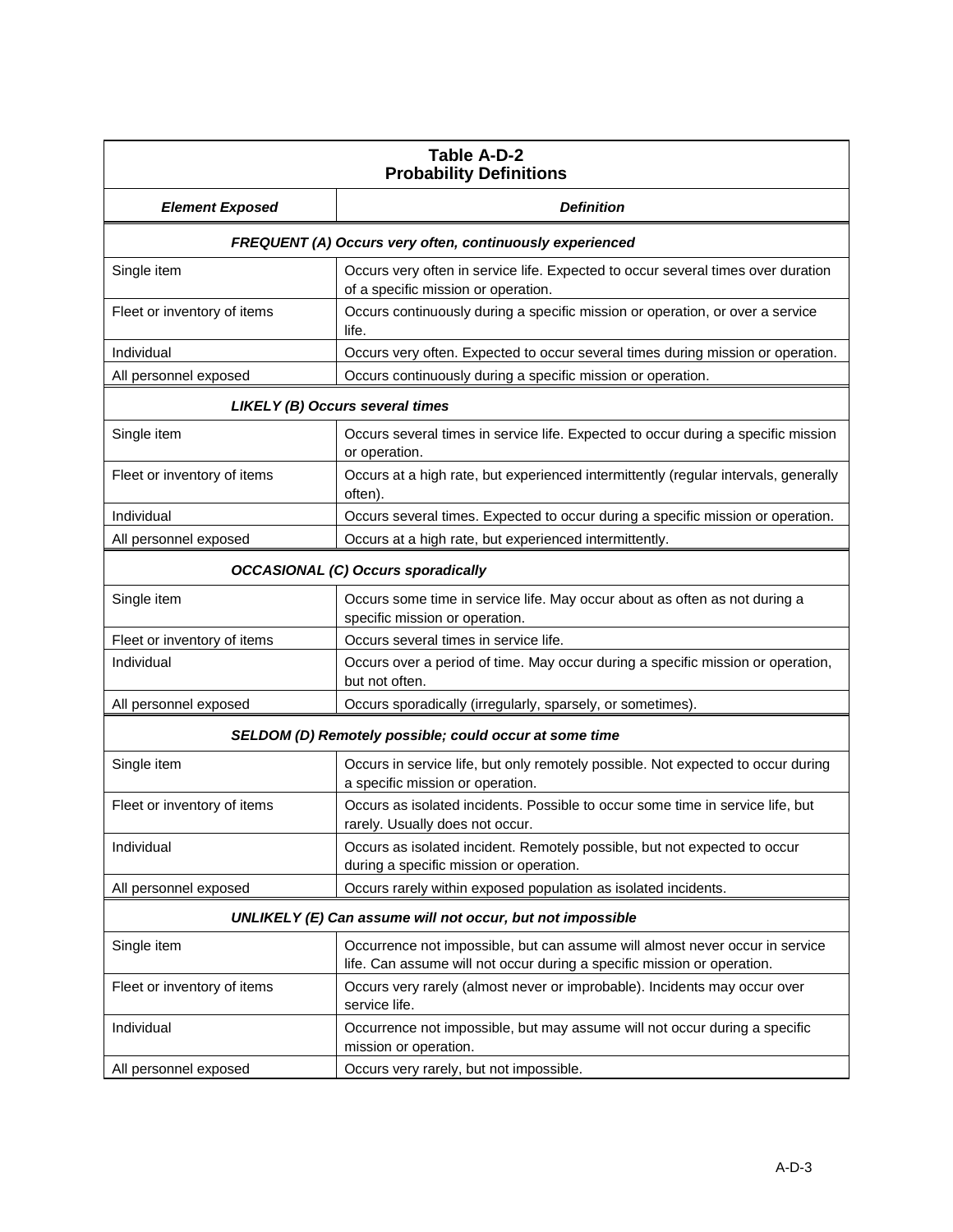| **Table A-D-2 Probability Definitions** | |
|---|---|
| ***Element Exposed*** | ***Definition*** |
| ***FREQUENT (A) Occurs very often, continuously experienced*** | |
| Single item | Occurs very often in service life. Expected to occur several times over duration of a specific mission or operation. |
| Fleet or inventory of items | Occurs continuously during a specific mission or operation, or over a service life. |
| Individual | Occurs very often. Expected to occur several times during mission or operation. |
| All personnel exposed | Occurs continuously during a specific mission or operation. |
| ***LIKELY (B) Occurs several times*** | |
| Single item | Occurs several times in service life. Expected to occur during a specific mission or operation. |
| Fleet or inventory of items | Occurs at a high rate, but experienced intermittently (regular intervals, generally often). |
| Individual | Occurs several times. Expected to occur during a specific mission or operation. |
| All personnel exposed | Occurs at a high rate, but experienced intermittently. |
| ***OCCASIONAL (C) Occurs sporadically*** | |
| Single item | Occurs some time in service life. May occur about as often as not during a specific mission or operation. |
| Fleet or inventory of items | Occurs several times in service life. |
| Individual | Occurs over a period of time. May occur during a specific mission or operation, but not often. |
| All personnel exposed | Occurs sporadically (irregularly, sparsely, or sometimes). |
| ***SELDOM (D) Remotely possible; could occur at some time*** | |
| Single item | Occurs in service life, but only remotely possible. Not expected to occur during a specific mission or operation. |
| Fleet or inventory of items | Occurs as isolated incidents. Possible to occur some time in service life, but rarely. Usually does not occur. |
| Individual | Occurs as isolated incident. Remotely possible, but not expected to occur during a specific mission or operation. |
| All personnel exposed | Occurs rarely within exposed population as isolated incidents. |
| ***UNLIKELY (E) Can assume will not occur, but not impossible*** | |
| Single item | Occurrence not impossible, but can assume will almost never occur in service life. Can assume will not occur during a specific mission or operation. |
| Fleet or inventory of items | Occurs very rarely (almost never or improbable). Incidents may occur over service life. |
| Individual | Occurrence not impossible, but may assume will not occur during a specific mission or operation. |
| All personnel exposed | Occurs very rarely, but not impossible. |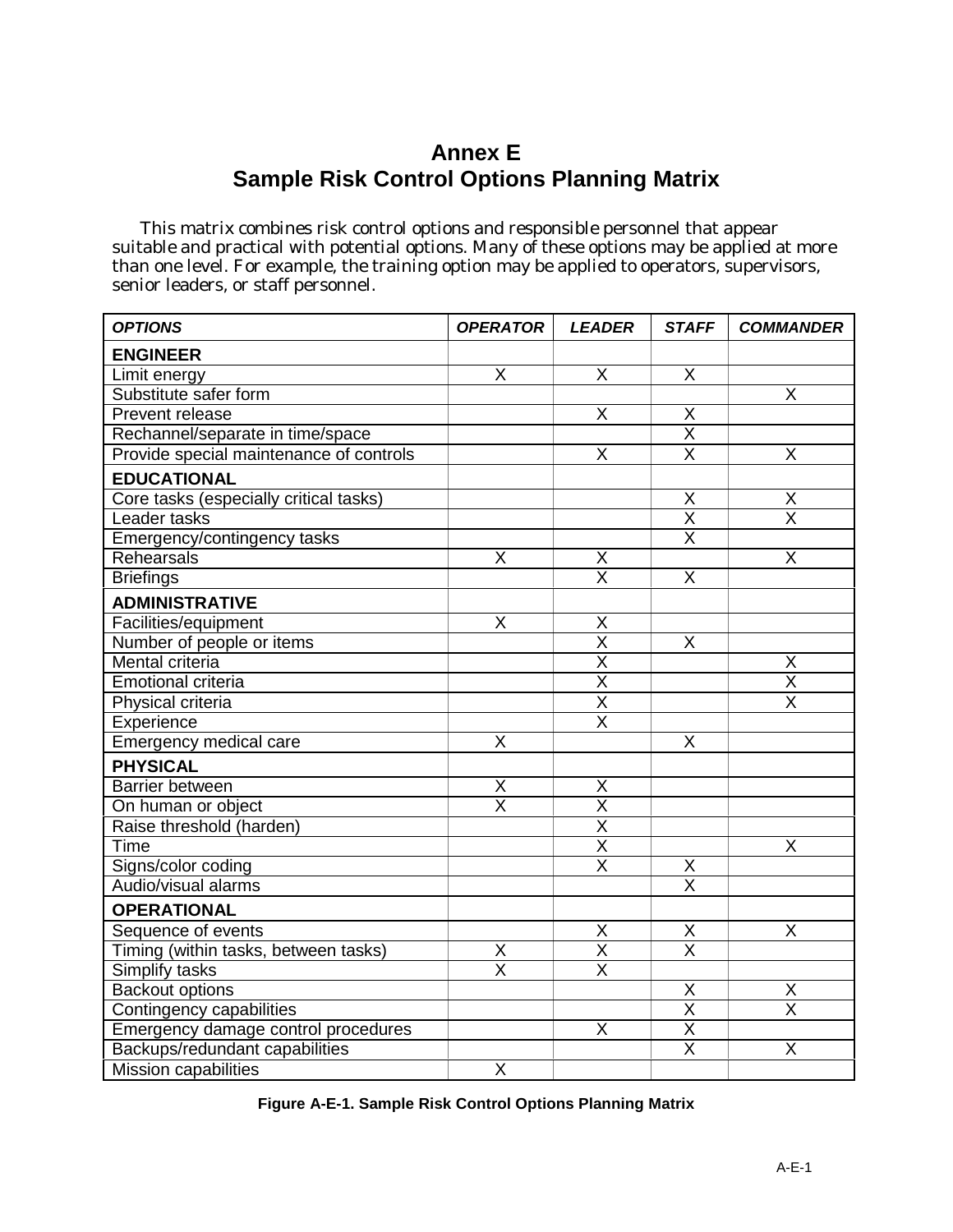# Annex E
# Sample Risk Control Options Planning Matrix

This matrix combines risk control options and responsible personnel that appear suitable and practical with potential options. Many of these options may be applied at more than one level. For example, the training option may be applied to operators, supervisors, senior leaders, or staff personnel.

| *OPTIONS* | *OPERATOR* | *LEADER* | *STAFF* | *COMMANDER* |
|---|---|---|---|---|
| **ENGINEER** | | | | |
| Limit energy | X | X | X | |
| Substitute safer form | | | | X |
| Prevent release | | X | X | |
| Rechannel/separate in time/space | | | X | |
| Provide special maintenance of controls | | X | X | X |
| **EDUCATIONAL** | | | | |
| Core tasks (especially critical tasks) | | | X | X |
| Leader tasks | | | X | X |
| Emergency/contingency tasks | | | X | |
| Rehearsals | X | X | | X |
| Briefings | | X | X | |
| **ADMINISTRATIVE** | | | | |
| Facilities/equipment | X | X | | |
| Number of people or items | | X | X | |
| Mental criteria | | X | | X |
| Emotional criteria | | X | | X |
| Physical criteria | | X | | X |
| Experience | | X | | |
| Emergency medical care | X | | X | |
| **PHYSICAL** | | | | |
| Barrier between | X | X | | |
| On human or object | X | X | | |
| Raise threshold (harden) | | X | | |
| Time | | X | | X |
| Signs/color coding | | X | X | |
| Audio/visual alarms | | | X | |
| **OPERATIONAL** | | | | |
| Sequence of events | | X | X | X |
| Timing (within tasks, between tasks) | X | X | X | |
| Simplify tasks | X | X | | |
| Backout options | | | X | X |
| Contingency capabilities | | | X | X |
| Emergency damage control procedures | | X | X | |
| Backups/redundant capabilities | | | X | X |
| Mission capabilities | X | | | |

**Figure A-E-1. Sample Risk Control Options Planning Matrix**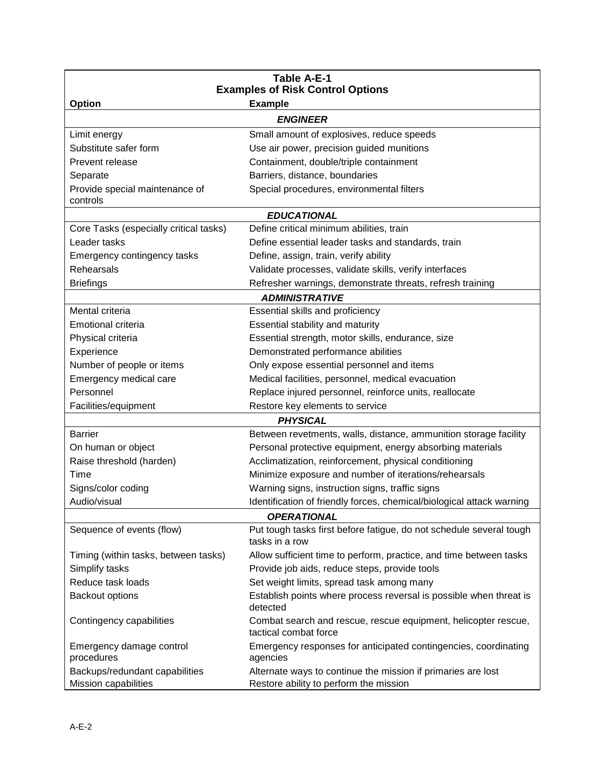**Table A-E-1**
**Examples of Risk Control Options**

| Option | Example |
| --- | --- |
| ***ENGINEER*** | |
| Limit energy | Small amount of explosives, reduce speeds |
| Substitute safer form | Use air power, precision guided munitions |
| Prevent release | Containment, double/triple containment |
| Separate | Barriers, distance, boundaries |
| Provide special maintenance of controls | Special procedures, environmental filters |
| ***EDUCATIONAL*** | |
| Core Tasks (especially critical tasks) | Define critical minimum abilities, train |
| Leader tasks | Define essential leader tasks and standards, train |
| Emergency contingency tasks | Define, assign, train, verify ability |
| Rehearsals | Validate processes, validate skills, verify interfaces |
| Briefings | Refresher warnings, demonstrate threats, refresh training |
| ***ADMINISTRATIVE*** | |
| Mental criteria | Essential skills and proficiency |
| Emotional criteria | Essential stability and maturity |
| Physical criteria | Essential strength, motor skills, endurance, size |
| Experience | Demonstrated performance abilities |
| Number of people or items | Only expose essential personnel and items |
| Emergency medical care | Medical facilities, personnel, medical evacuation |
| Personnel | Replace injured personnel, reinforce units, reallocate |
| Facilities/equipment | Restore key elements to service |
| ***PHYSICAL*** | |
| Barrier | Between revetments, walls, distance, ammunition storage facility |
| On human or object | Personal protective equipment, energy absorbing materials |
| Raise threshold (harden) | Acclimatization, reinforcement, physical conditioning |
| Time | Minimize exposure and number of iterations/rehearsals |
| Signs/color coding | Warning signs, instruction signs, traffic signs |
| Audio/visual | Identification of friendly forces, chemical/biological attack warning |
| ***OPERATIONAL*** | |
| Sequence of events (flow) | Put tough tasks first before fatigue, do not schedule several tough tasks in a row |
| Timing (within tasks, between tasks) | Allow sufficient time to perform, practice, and time between tasks |
| Simplify tasks | Provide job aids, reduce steps, provide tools |
| Reduce task loads | Set weight limits, spread task among many |
| Backout options | Establish points where process reversal is possible when threat is detected |
| Contingency capabilities | Combat search and rescue, rescue equipment, helicopter rescue, tactical combat force |
| Emergency damage control procedures | Emergency responses for anticipated contingencies, coordinating agencies |
| Backups/redundant capabilities | Alternate ways to continue the mission if primaries are lost |
| Mission capabilities | Restore ability to perform the mission |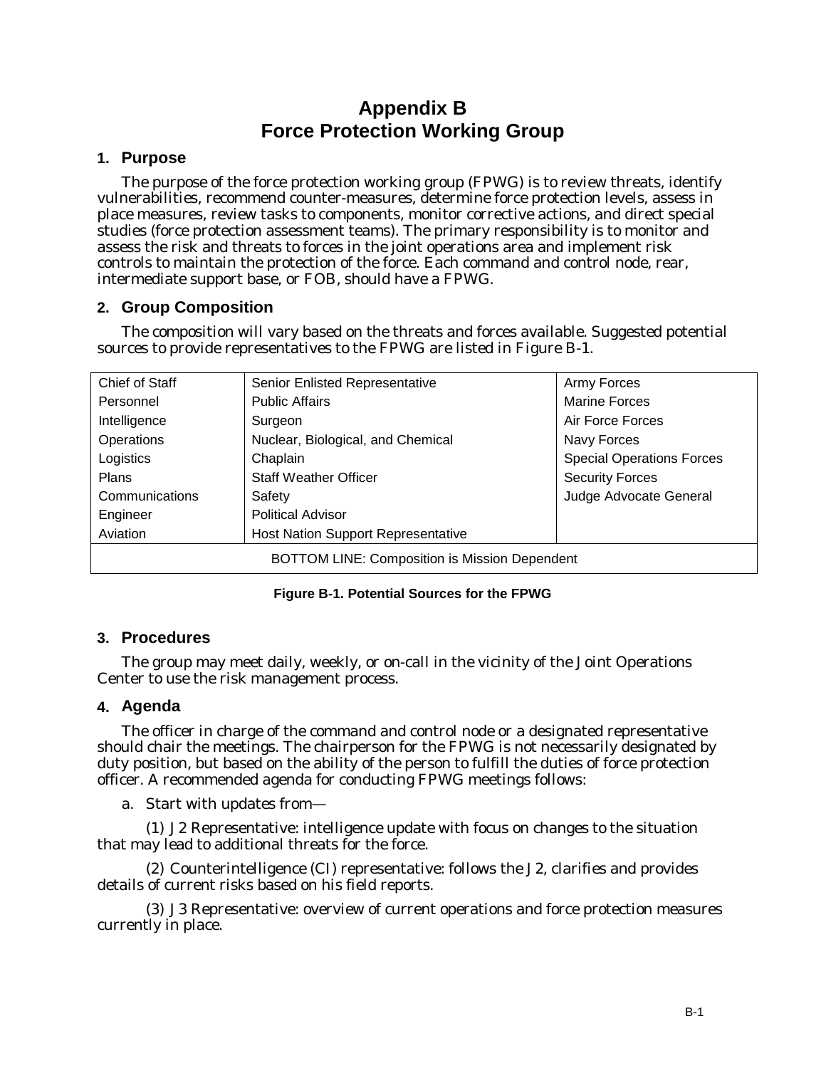# Appendix B
# Force Protection Working Group

## 1. Purpose

The purpose of the force protection working group (FPWG) is to review threats, identify vulnerabilities, recommend counter-measures, determine force protection levels, assess in place measures, review tasks to components, monitor corrective actions, and direct special studies (force protection assessment teams). The primary responsibility is to monitor and assess the risk and threats to forces in the joint operations area and implement risk controls to maintain the protection of the force. Each command and control node, rear, intermediate support base, or FOB, should have a FPWG.

## 2. Group Composition

The composition will vary based on the threats and forces available. Suggested potential sources to provide representatives to the FPWG are listed in Figure B-1.

| | | |
|---|---|---|
| Chief of Staff | Senior Enlisted Representative | Army Forces |
| Personnel | Public Affairs | Marine Forces |
| Intelligence | Surgeon | Air Force Forces |
| Operations | Nuclear, Biological, and Chemical | Navy Forces |
| Logistics | Chaplain | Special Operations Forces |
| Plans | Staff Weather Officer | Security Forces |
| Communications | Safety | Judge Advocate General |
| Engineer | Political Advisor | |
| Aviation | Host Nation Support Representative | |
| BOTTOM LINE: Composition is Mission Dependent | | |

**Figure B-1. Potential Sources for the FPWG**

## 3. Procedures

The group may meet daily, weekly, or on-call in the vicinity of the Joint Operations Center to use the risk management process.

## 4. Agenda

The officer in charge of the command and control node or a designated representative should chair the meetings. The chairperson for the FPWG is not necessarily designated by duty position, but based on the ability of the person to fulfill the duties of force protection officer. A recommended agenda for conducting FPWG meetings follows:

a. Start with updates from—

(1) J2 Representative: intelligence update with focus on changes to the situation that may lead to additional threats for the force.

(2) Counterintelligence (CI) representative: follows the J2, clarifies and provides details of current risks based on his field reports.

(3) J3 Representative: overview of current operations and force protection measures currently in place.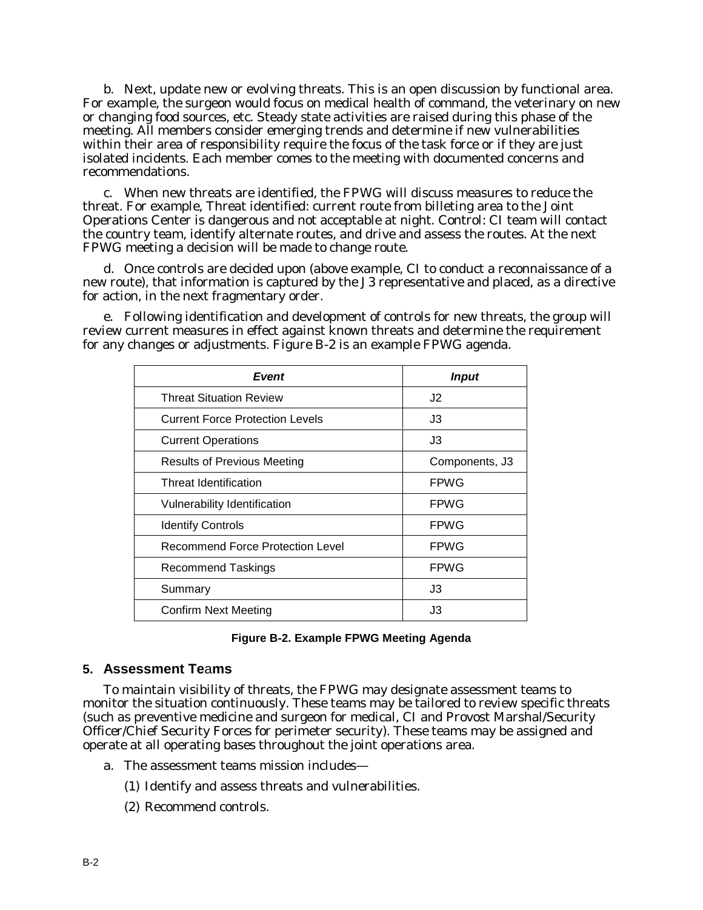b. Next, update new or evolving threats. This is an open discussion by functional area. For example, the surgeon would focus on medical health of command, the veterinary on new or changing food sources, etc. Steady state activities are raised during this phase of the meeting. All members consider emerging trends and determine if new vulnerabilities within their area of responsibility require the focus of the task force or if they are just isolated incidents. Each member comes to the meeting with documented concerns and recommendations.

c. When new threats are identified, the FPWG will discuss measures to reduce the threat. For example, Threat identified: current route from billeting area to the Joint Operations Center is dangerous and not acceptable at night. Control: CI team will contact the country team, identify alternate routes, and drive and assess the routes. At the next FPWG meeting a decision will be made to change route.

d. Once controls are decided upon (above example, CI to conduct a reconnaissance of a new route), that information is captured by the J3 representative and placed, as a directive for action, in the next fragmentary order.

e. Following identification and development of controls for new threats, the group will review current measures in effect against known threats and determine the requirement for any changes or adjustments. Figure B-2 is an example FPWG agenda.

| *Event* | *Input* |
|---|---|
| Threat Situation Review | J2 |
| Current Force Protection Levels | J3 |
| Current Operations | J3 |
| Results of Previous Meeting | Components, J3 |
| Threat Identification | FPWG |
| Vulnerability Identification | FPWG |
| Identify Controls | FPWG |
| Recommend Force Protection Level | FPWG |
| Recommend Taskings | FPWG |
| Summary | J3 |
| Confirm Next Meeting | J3 |

**Figure B-2. Example FPWG Meeting Agenda**

## 5. Assessment Teams

To maintain visibility of threats, the FPWG may designate assessment teams to monitor the situation continuously. These teams may be tailored to review specific threats (such as preventive medicine and surgeon for medical, CI and Provost Marshal/Security Officer/Chief Security Forces for perimeter security). These teams may be assigned and operate at all operating bases throughout the joint operations area.

a. The assessment teams mission includes—

(1) Identify and assess threats and vulnerabilities.

(2) Recommend controls.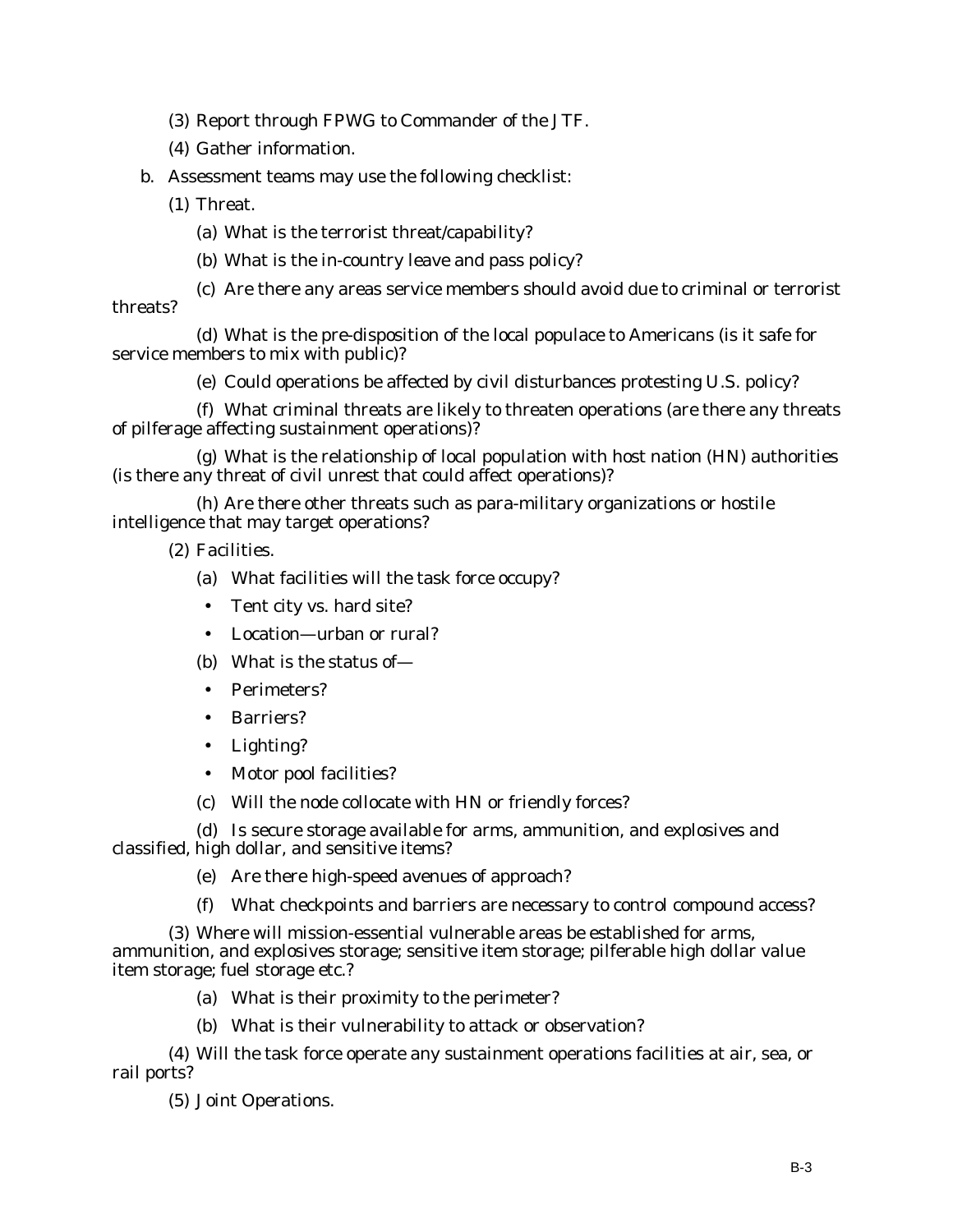(3) Report through FPWG to Commander of the JTF.

(4) Gather information.

b. Assessment teams may use the following checklist:

(1) Threat.

(a) What is the terrorist threat/capability?

(b) What is the in-country leave and pass policy?

(c) Are there any areas service members should avoid due to criminal or terrorist threats?

(d) What is the pre-disposition of the local populace to Americans (is it safe for service members to mix with public)?

(e) Could operations be affected by civil disturbances protesting U.S. policy?

(f) What criminal threats are likely to threaten operations (are there any threats of pilferage affecting sustainment operations)?

(g) What is the relationship of local population with host nation (HN) authorities (is there any threat of civil unrest that could affect operations)?

(h) Are there other threats such as para-military organizations or hostile intelligence that may target operations?

(2) Facilities.

(a) What facilities will the task force occupy?

- Tent city vs. hard site?
- Location—urban or rural?

(b) What is the status of—

- Perimeters?
- Barriers?
- Lighting?
- Motor pool facilities?

(c) Will the node collocate with HN or friendly forces?

(d) Is secure storage available for arms, ammunition, and explosives and classified, high dollar, and sensitive items?

(e) Are there high-speed avenues of approach?

(f) What checkpoints and barriers are necessary to control compound access?

(3) Where will mission-essential vulnerable areas be established for arms, ammunition, and explosives storage; sensitive item storage; pilferable high dollar value item storage; fuel storage etc.?

(a) What is their proximity to the perimeter?

(b) What is their vulnerability to attack or observation?

(4) Will the task force operate any sustainment operations facilities at air, sea, or rail ports?

(5) Joint Operations.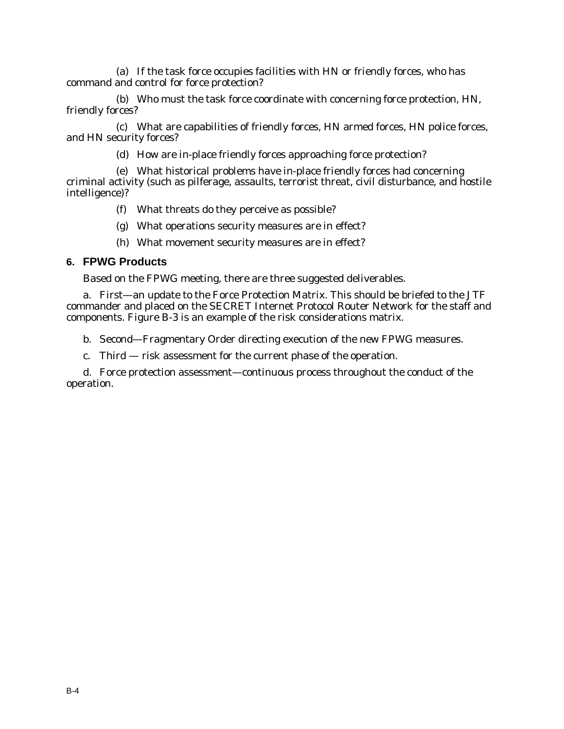(a) If the task force occupies facilities with HN or friendly forces, who has command and control for force protection?

(b) Who must the task force coordinate with concerning force protection, HN, friendly forces?

(c) What are capabilities of friendly forces, HN armed forces, HN police forces, and HN security forces?

(d) How are in-place friendly forces approaching force protection?

(e) What historical problems have in-place friendly forces had concerning criminal activity (such as pilferage, assaults, terrorist threat, civil disturbance, and hostile intelligence)?

(f) What threats do they perceive as possible?

(g) What operations security measures are in effect?

(h) What movement security measures are in effect?

## 6. FPWG Products

Based on the FPWG meeting, there are three suggested deliverables.

a. First—an update to the Force Protection Matrix. This should be briefed to the JTF commander and placed on the SECRET Internet Protocol Router Network for the staff and components. Figure B-3 is an example of the risk considerations matrix.

b. Second—Fragmentary Order directing execution of the new FPWG measures.

c. Third — risk assessment for the current phase of the operation.

d. Force protection assessment—continuous process throughout the conduct of the operation.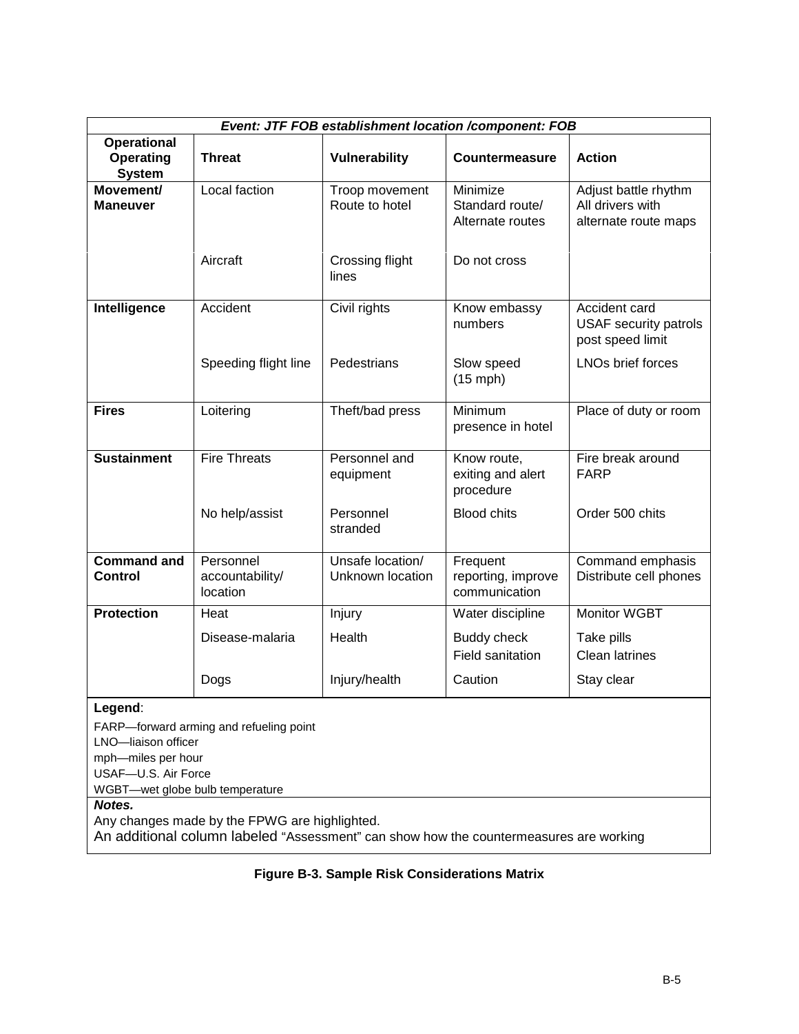| *Event: JTF FOB establishment location /component: FOB* | | | | |
|---|---|---|---|---|
| **Operational Operating System** | **Threat** | **Vulnerability** | **Countermeasure** | **Action** |
| **Movement/ Maneuver** | Local faction | Troop movement Route to hotel | Minimize Standard route/ Alternate routes | Adjust battle rhythm All drivers with alternate route maps |
| | Aircraft | Crossing flight lines | Do not cross | |
| **Intelligence** | Accident | Civil rights | Know embassy numbers | Accident card USAF security patrols post speed limit |
| | Speeding flight line | Pedestrians | Slow speed (15 mph) | LNOs brief forces |
| **Fires** | Loitering | Theft/bad press | Minimum presence in hotel | Place of duty or room |
| **Sustainment** | Fire Threats | Personnel and equipment | Know route, exiting and alert procedure | Fire break around FARP |
| | No help/assist | Personnel stranded | Blood chits | Order 500 chits |
| **Command and Control** | Personnel accountability/ location | Unsafe location/ Unknown location | Frequent reporting, improve communication | Command emphasis Distribute cell phones |
| **Protection** | Heat | Injury | Water discipline | Monitor WGBT |
| | Disease-malaria | Health | Buddy check Field sanitation | Take pills Clean latrines |
| | Dogs | Injury/health | Caution | Stay clear |

**Legend**:

FARP—forward arming and refueling point
LNO—liaison officer
mph—miles per hour
USAF—U.S. Air Force
WGBT—wet globe bulb temperature

***Notes.***

Any changes made by the FPWG are highlighted.
An additional column labeled "Assessment" can show how the countermeasures are working

**Figure B-3. Sample Risk Considerations Matrix**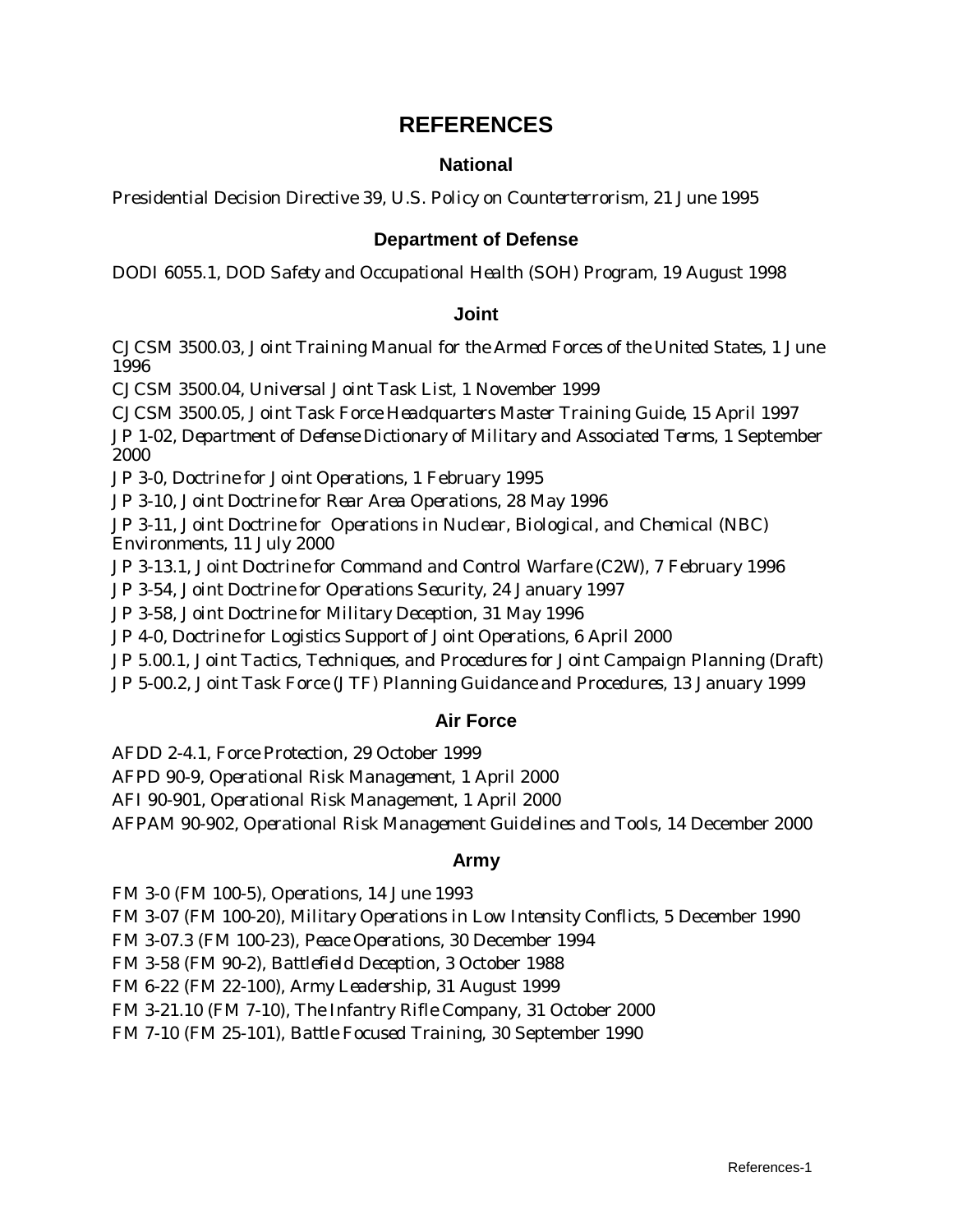# REFERENCES

## National

Presidential Decision Directive 39, *U.S. Policy on Counterterrorism*, 21 June 1995

## Department of Defense

DODI 6055.1, *DOD Safety and Occupational Health (SOH) Program*, 19 August 1998

## Joint

CJCSM 3500.03, *Joint Training Manual for the Armed Forces of the United States*, 1 June 1996

CJCSM 3500.04, *Universal Joint Task List*, 1 November 1999

CJCSM 3500.05, *Joint Task Force Headquarters Master Training Guide*, 15 April 1997

JP 1-02, *Department of Defense Dictionary of Military and Associated Terms*, 1 September 2000

JP 3-0, *Doctrine for Joint Operations*, 1 February 1995

JP 3-10, *Joint Doctrine for Rear Area Operations*, 28 May 1996

JP 3-11, *Joint Doctrine for Operations in Nuclear, Biological, and Chemical (NBC) Environments*, 11 July 2000

JP 3-13.1, *Joint Doctrine for Command and Control Warfare (C2W)*, 7 February 1996

JP 3-54, *Joint Doctrine for Operations Security*, 24 January 1997

JP 3-58, *Joint Doctrine for Military Deception*, 31 May 1996

JP 4-0, *Doctrine for Logistics Support of Joint Operations*, 6 April 2000

JP 5.00.1, *Joint Tactics, Techniques, and Procedures for Joint Campaign Planning* (Draft)

JP 5-00.2, *Joint Task Force (JTF) Planning Guidance and Procedures*, 13 January 1999

## Air Force

AFDD 2-4.1, *Force Protection*, 29 October 1999

AFPD 90-9, *Operational Risk Management*, 1 April 2000

AFI 90-901, *Operational Risk Management*, 1 April 2000

AFPAM 90-902, *Operational Risk Management Guidelines and Tools*, 14 December 2000

## Army

FM 3-0 (FM 100-5), *Operations*, 14 June 1993

FM 3-07 (FM 100-20), *Military Operations in Low Intensity Conflicts*, 5 December 1990

FM 3-07.3 (FM 100-23), *Peace Operations*, 30 December 1994

FM 3-58 (FM 90-2), *Battlefield Deception*, 3 October 1988

FM 6-22 (FM 22-100), *Army Leadership*, 31 August 1999

FM 3-21.10 (FM 7-10), *The Infantry Rifle Company*, 31 October 2000

FM 7-10 (FM 25-101), *Battle Focused Training*, 30 September 1990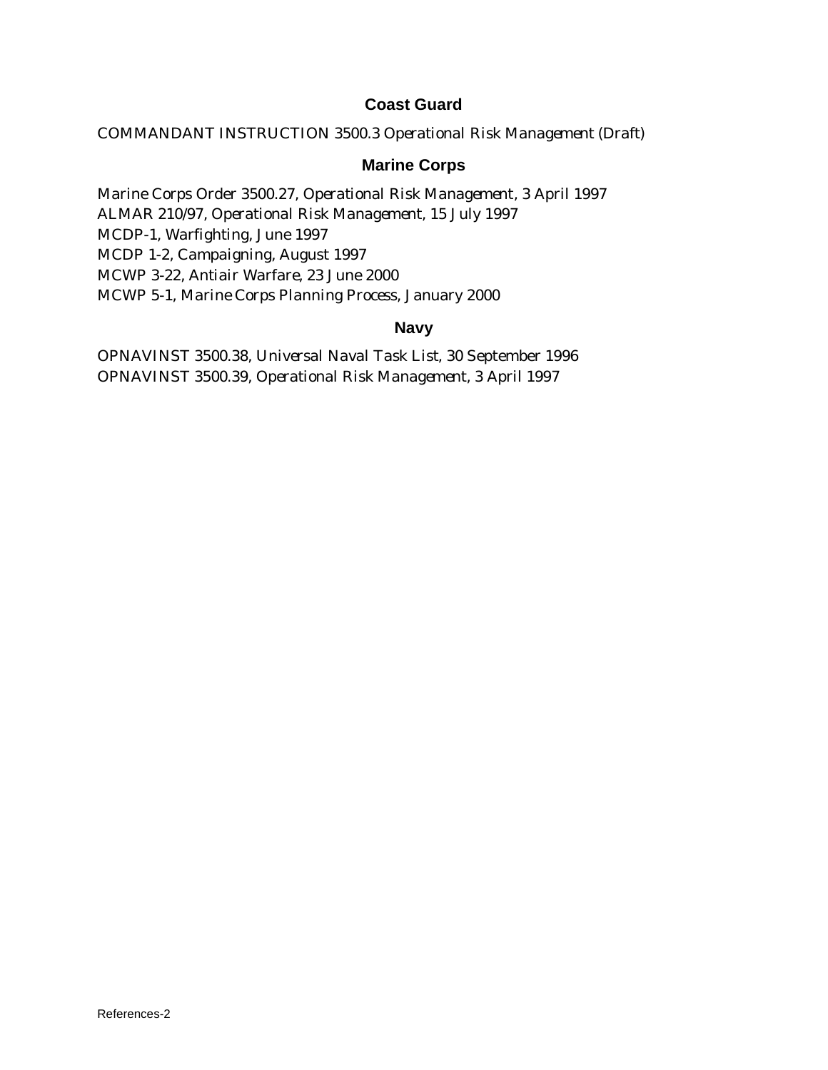## Coast Guard

COMMANDANT INSTRUCTION 3500.3 *Operational Risk Management* (Draft)

## Marine Corps

Marine Corps Order 3500.27, *Operational Risk Management*, 3 April 1997
ALMAR 210/97, *Operational Risk Management*, 15 July 1997
MCDP-1, Warfighting, June 1997
MCDP 1-2, Campaigning, August 1997
MCWP 3-22, Antiair Warfare, 23 June 2000
MCWP 5-1, Marine Corps Planning Process, January 2000

## Navy

OPNAVINST 3500.38, *Universal Naval Task List*, 30 September 1996
OPNAVINST 3500.39, *Operational Risk Management*, 3 April 1997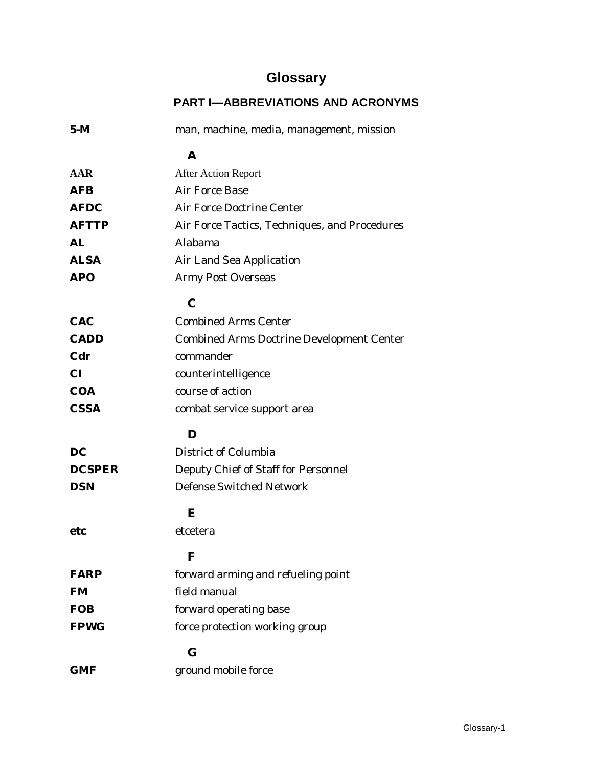# Glossary

## PART I—ABBREVIATIONS AND ACRONYMS

| | |
|---|---|
| **5-M** | man, machine, media, management, mission |

### A

| | |
|---|---|
| **AAR** | After Action Report |
| **AFB** | Air Force Base |
| **AFDC** | Air Force Doctrine Center |
| **AFTTP** | Air Force Tactics, Techniques, and Procedures |
| **AL** | Alabama |
| **ALSA** | Air Land Sea Application |
| **APO** | Army Post Overseas |

### C

| | |
|---|---|
| **CAC** | Combined Arms Center |
| **CADD** | Combined Arms Doctrine Development Center |
| **Cdr** | commander |
| **CI** | counterintelligence |
| **COA** | course of action |
| **CSSA** | combat service support area |

### D

| | |
|---|---|
| **DC** | District of Columbia |
| **DCSPER** | Deputy Chief of Staff for Personnel |
| **DSN** | Defense Switched Network |

### E

| | |
|---|---|
| **etc** | etcetera |

### F

| | |
|---|---|
| **FARP** | forward arming and refueling point |
| **FM** | field manual |
| **FOB** | forward operating base |
| **FPWG** | force protection working group |

### G

| | |
|---|---|
| **GMF** | ground mobile force |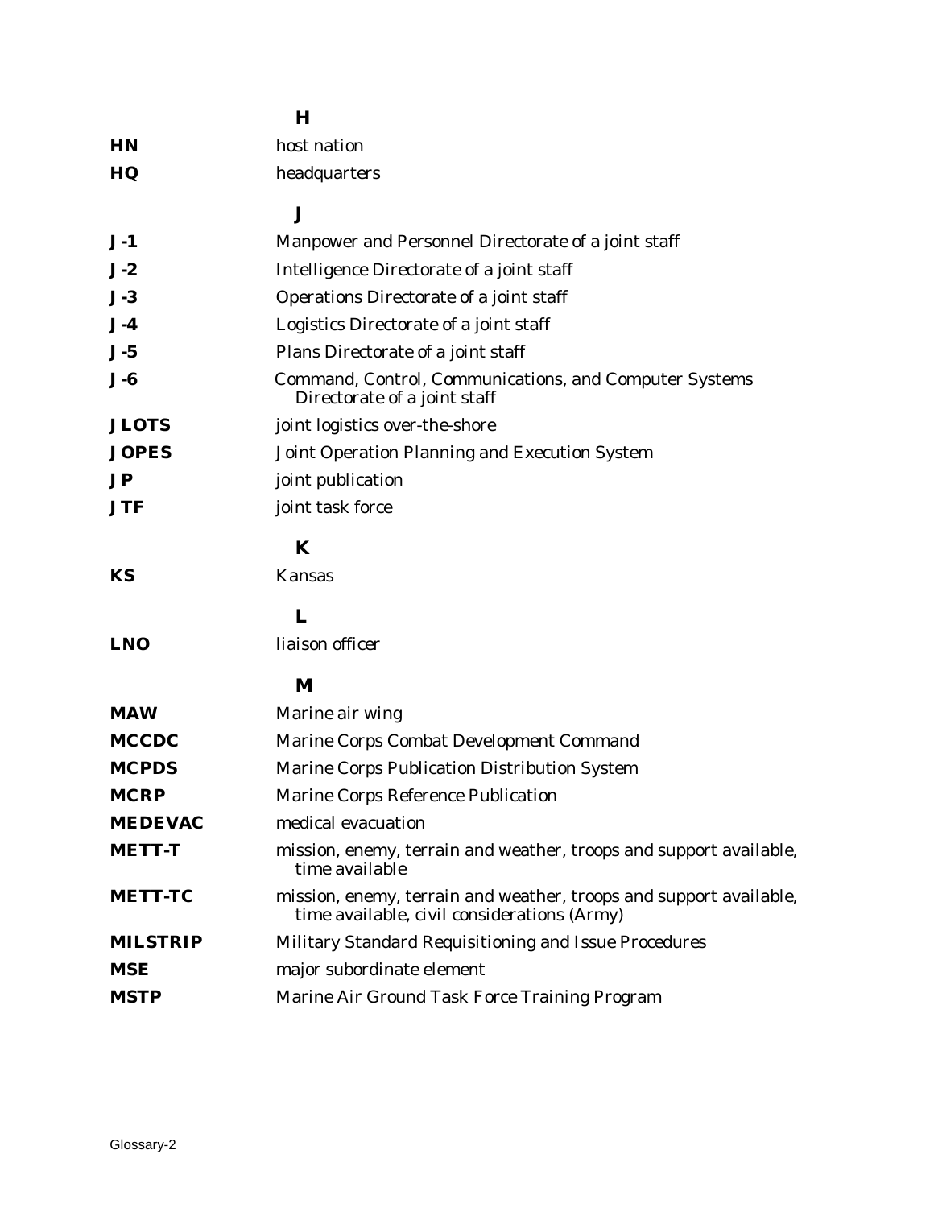**H**

**HN** host nation

**HQ** headquarters

**J**

**J-1** Manpower and Personnel Directorate of a joint staff

**J-2** Intelligence Directorate of a joint staff

**J-3** Operations Directorate of a joint staff

**J-4** Logistics Directorate of a joint staff

**J-5** Plans Directorate of a joint staff

**J-6** Command, Control, Communications, and Computer Systems Directorate of a joint staff

**JLOTS** joint logistics over-the-shore

**JOPES** Joint Operation Planning and Execution System

**JP** joint publication

**JTF** joint task force

**K**

**KS** Kansas

**L**

**LNO** liaison officer

**M**

**MAW** Marine air wing

**MCCDC** Marine Corps Combat Development Command

**MCPDS** Marine Corps Publication Distribution System

**MCRP** Marine Corps Reference Publication

**MEDEVAC** medical evacuation

**METT-T** mission, enemy, terrain and weather, troops and support available, time available

**METT-TC** mission, enemy, terrain and weather, troops and support available, time available, civil considerations (Army)

**MILSTRIP** Military Standard Requisitioning and Issue Procedures

**MSE** major subordinate element

**MSTP** Marine Air Ground Task Force Training Program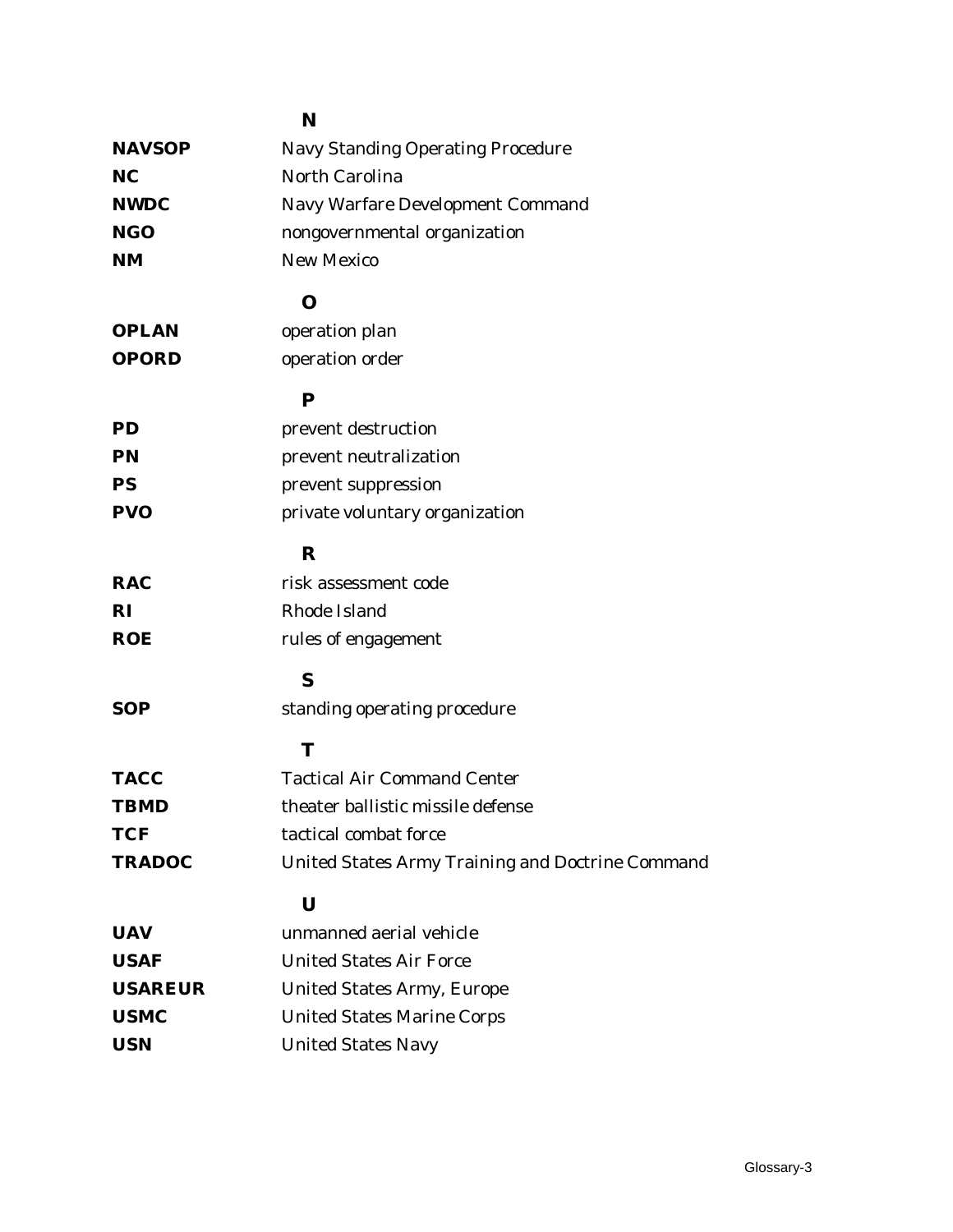**N**

| | |
|---|---|
| **NAVSOP** | Navy Standing Operating Procedure |
| **NC** | North Carolina |
| **NWDC** | Navy Warfare Development Command |
| **NGO** | nongovernmental organization |
| **NM** | New Mexico |

**O**

| | |
|---|---|
| **OPLAN** | operation plan |
| **OPORD** | operation order |

**P**

| | |
|---|---|
| **PD** | prevent destruction |
| **PN** | prevent neutralization |
| **PS** | prevent suppression |
| **PVO** | private voluntary organization |

**R**

| | |
|---|---|
| **RAC** | risk assessment code |
| **RI** | Rhode Island |
| **ROE** | rules of engagement |

**S**

| | |
|---|---|
| **SOP** | standing operating procedure |

**T**

| | |
|---|---|
| **TACC** | Tactical Air Command Center |
| **TBMD** | theater ballistic missile defense |
| **TCF** | tactical combat force |
| **TRADOC** | United States Army Training and Doctrine Command |

**U**

| | |
|---|---|
| **UAV** | unmanned aerial vehicle |
| **USAF** | United States Air Force |
| **USAREUR** | United States Army, Europe |
| **USMC** | United States Marine Corps |
| **USN** | United States Navy |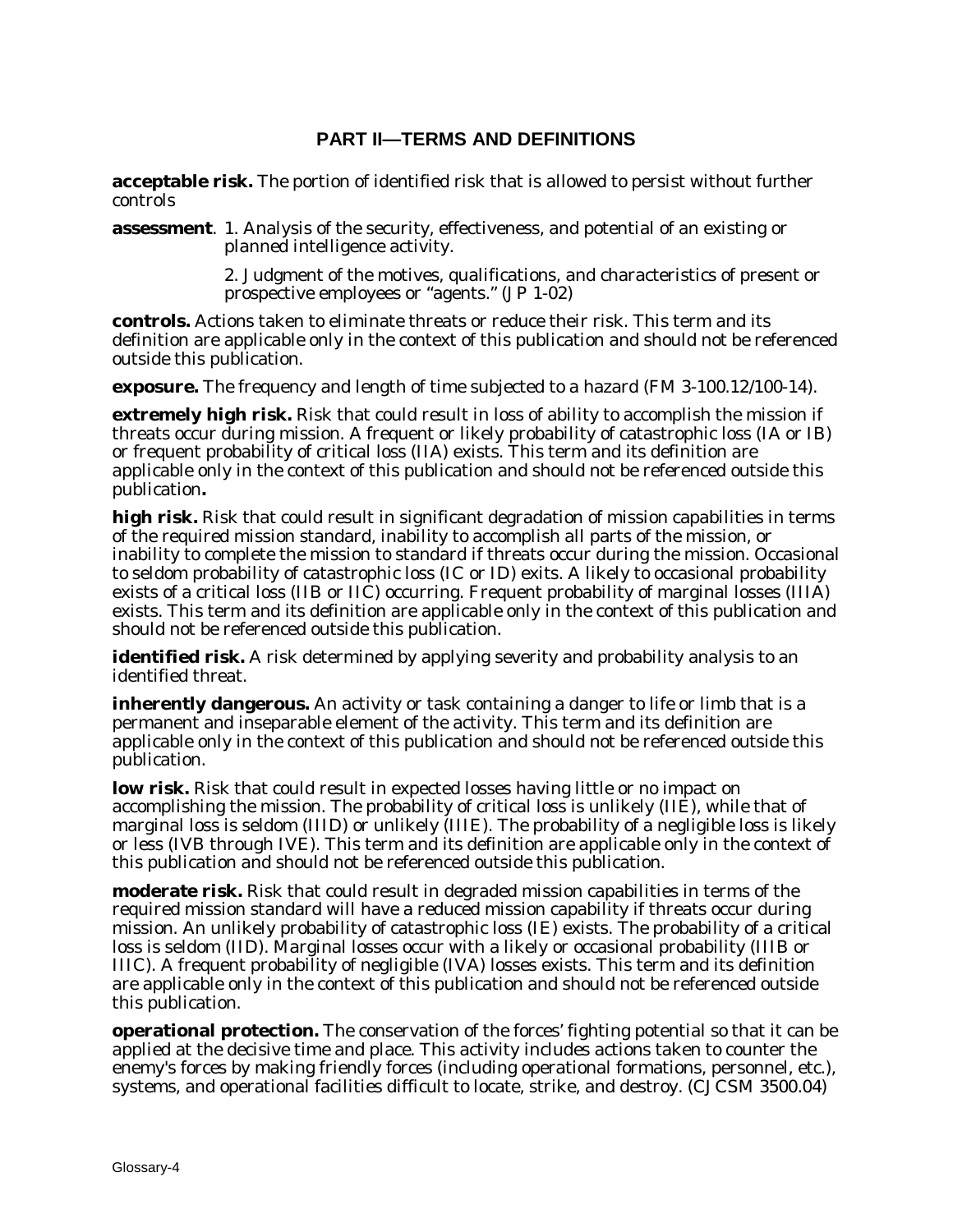## PART II—TERMS AND DEFINITIONS

**acceptable risk.** The portion of identified risk that is allowed to persist without further controls

**assessment**. 1. Analysis of the security, effectiveness, and potential of an existing or planned intelligence activity.

2. Judgment of the motives, qualifications, and characteristics of present or prospective employees or "agents." (JP 1-02)

**controls.** Actions taken to eliminate threats or reduce their risk. This term and its definition are applicable only in the context of this publication and should not be referenced outside this publication.

**exposure.** The frequency and length of time subjected to a hazard (FM 3-100.12/100-14).

**extremely high risk.** Risk that could result in loss of ability to accomplish the mission if threats occur during mission. A frequent or likely probability of catastrophic loss (IA or IB) or frequent probability of critical loss (IIA) exists. This term and its definition are applicable only in the context of this publication and should not be referenced outside this publication**.**

**high risk.** Risk that could result in significant degradation of mission capabilities in terms of the required mission standard, inability to accomplish all parts of the mission, or inability to complete the mission to standard if threats occur during the mission. Occasional to seldom probability of catastrophic loss (IC or ID) exits. A likely to occasional probability exists of a critical loss (IIB or IIC) occurring. Frequent probability of marginal losses (IIIA) exists. This term and its definition are applicable only in the context of this publication and should not be referenced outside this publication.

**identified risk.** A risk determined by applying severity and probability analysis to an identified threat.

**inherently dangerous.** An activity or task containing a danger to life or limb that is a permanent and inseparable element of the activity. This term and its definition are applicable only in the context of this publication and should not be referenced outside this publication.

**low risk.** Risk that could result in expected losses having little or no impact on accomplishing the mission. The probability of critical loss is unlikely (IIE), while that of marginal loss is seldom (IIID) or unlikely (IIIE). The probability of a negligible loss is likely or less (IVB through IVE). This term and its definition are applicable only in the context of this publication and should not be referenced outside this publication.

**moderate risk.** Risk that could result in degraded mission capabilities in terms of the required mission standard will have a reduced mission capability if threats occur during mission. An unlikely probability of catastrophic loss (IE) exists. The probability of a critical loss is seldom (IID). Marginal losses occur with a likely or occasional probability (IIIB or IIIC). A frequent probability of negligible (IVA) losses exists. This term and its definition are applicable only in the context of this publication and should not be referenced outside this publication.

**operational protection.** The conservation of the forces' fighting potential so that it can be applied at the decisive time and place. This activity includes actions taken to counter the enemy's forces by making friendly forces (including operational formations, personnel, etc.), systems, and operational facilities difficult to locate, strike, and destroy. (CJCSM 3500.04)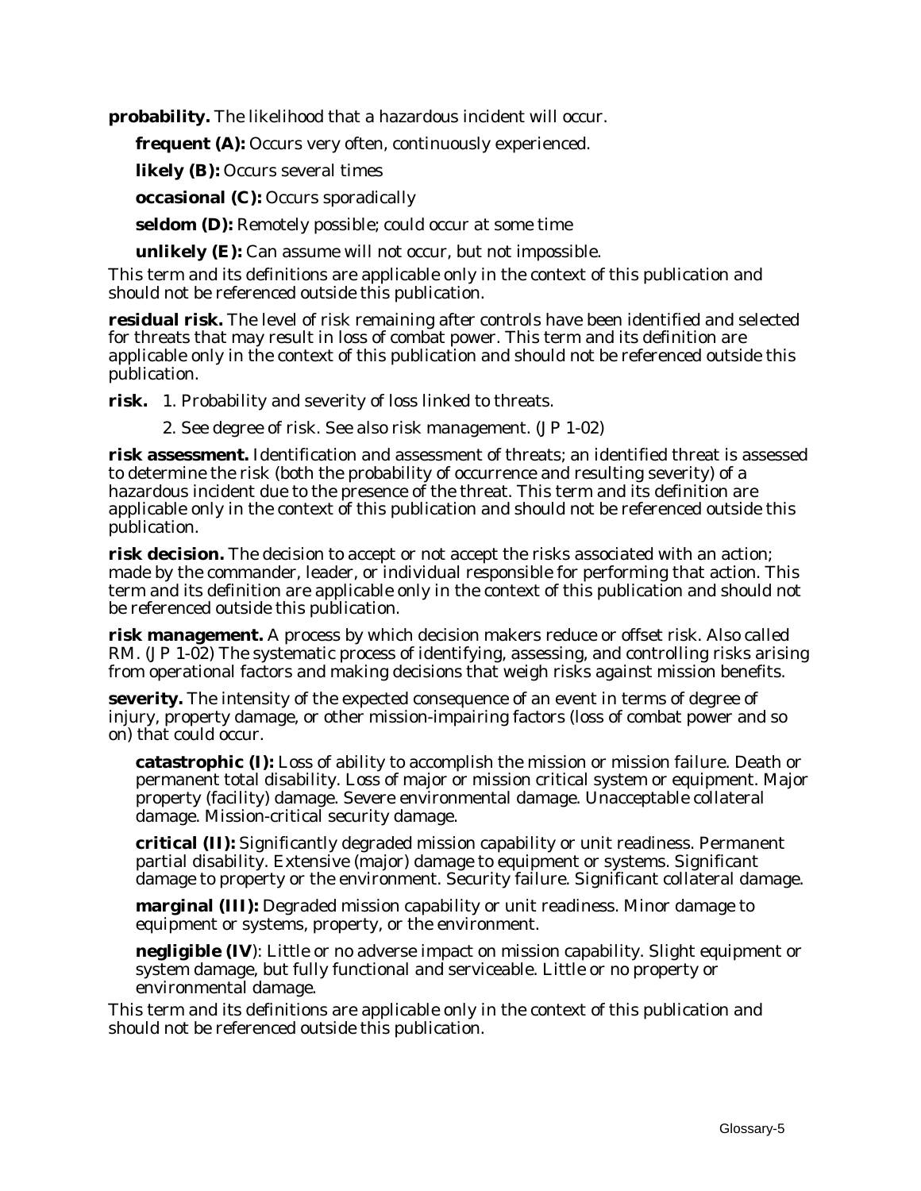**probability.** The likelihood that a hazardous incident will occur.

**frequent (A):** Occurs very often, continuously experienced.

**likely (B):** Occurs several times

**occasional (C):** Occurs sporadically

**seldom (D):** Remotely possible; could occur at some time

**unlikely (E):** Can assume will not occur, but not impossible.

This term and its definitions are applicable only in the context of this publication and should not be referenced outside this publication.

**residual risk.** The level of risk remaining after controls have been identified and selected for threats that may result in loss of combat power. This term and its definition are applicable only in the context of this publication and should not be referenced outside this publication.

**risk.** 1. Probability and severity of loss linked to threats.

2. See degree of risk. See also risk management. (JP 1-02)

**risk assessment.** Identification and assessment of threats; an identified threat is assessed to determine the risk (both the probability of occurrence and resulting severity) of a hazardous incident due to the presence of the threat. This term and its definition are applicable only in the context of this publication and should not be referenced outside this publication.

**risk decision.** The decision to accept or not accept the risks associated with an action; made by the commander, leader, or individual responsible for performing that action. This term and its definition are applicable only in the context of this publication and should not be referenced outside this publication.

**risk management.** A process by which decision makers reduce or offset risk. Also called RM. (JP 1-02) The systematic process of identifying, assessing, and controlling risks arising from operational factors and making decisions that weigh risks against mission benefits.

**severity.** The intensity of the expected consequence of an event in terms of degree of injury, property damage, or other mission-impairing factors (loss of combat power and so on) that could occur.

**catastrophic (I):** Loss of ability to accomplish the mission or mission failure. Death or permanent total disability. Loss of major or mission critical system or equipment. Major property (facility) damage. Severe environmental damage. Unacceptable collateral damage. Mission-critical security damage.

**critical (II):** Significantly degraded mission capability or unit readiness. Permanent partial disability. Extensive (major) damage to equipment or systems. Significant damage to property or the environment. Security failure. Significant collateral damage.

**marginal (III):** Degraded mission capability or unit readiness. Minor damage to equipment or systems, property, or the environment.

**negligible (IV)**: Little or no adverse impact on mission capability. Slight equipment or system damage, but fully functional and serviceable. Little or no property or environmental damage.

This term and its definitions are applicable only in the context of this publication and should not be referenced outside this publication.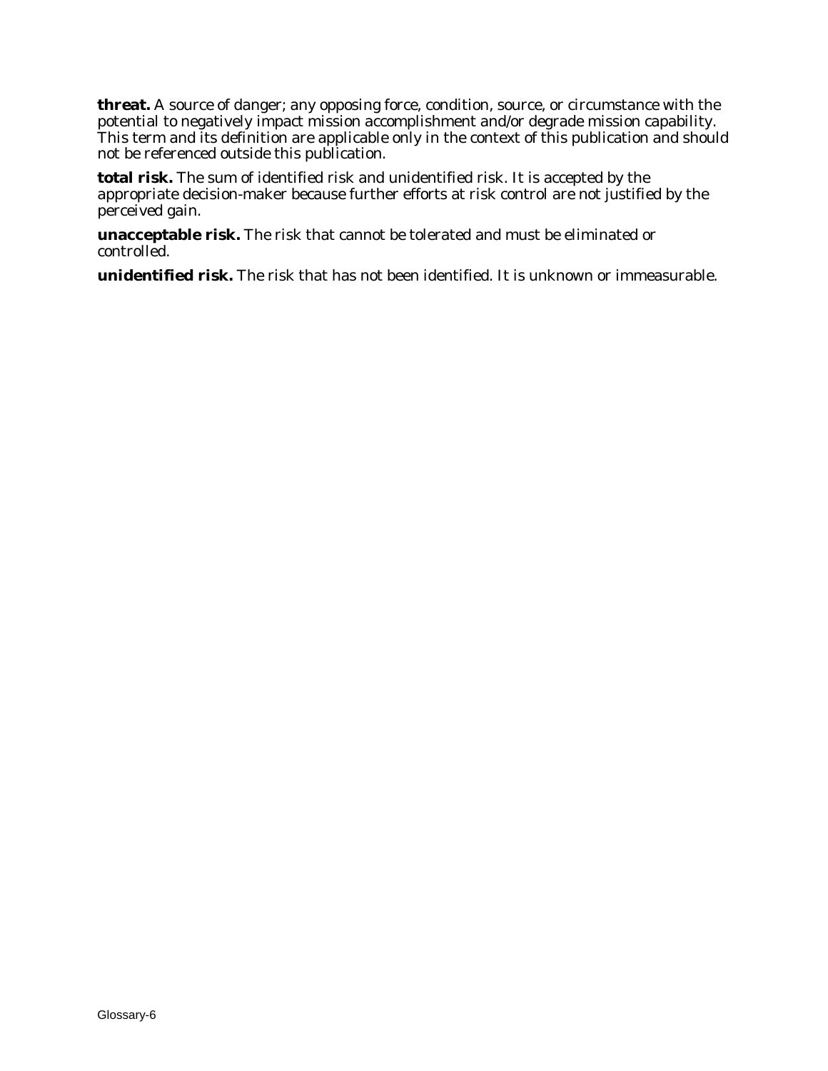**threat.** A source of danger; any opposing force, condition, source, or circumstance with the potential to negatively impact mission accomplishment and/or degrade mission capability. This term and its definition are applicable only in the context of this publication and should not be referenced outside this publication.

**total risk.** The sum of identified risk and unidentified risk. It is accepted by the appropriate decision-maker because further efforts at risk control are not justified by the perceived gain.

**unacceptable risk.** The risk that cannot be tolerated and must be eliminated or controlled.

**unidentified risk.** The risk that has not been identified. It is unknown or immeasurable.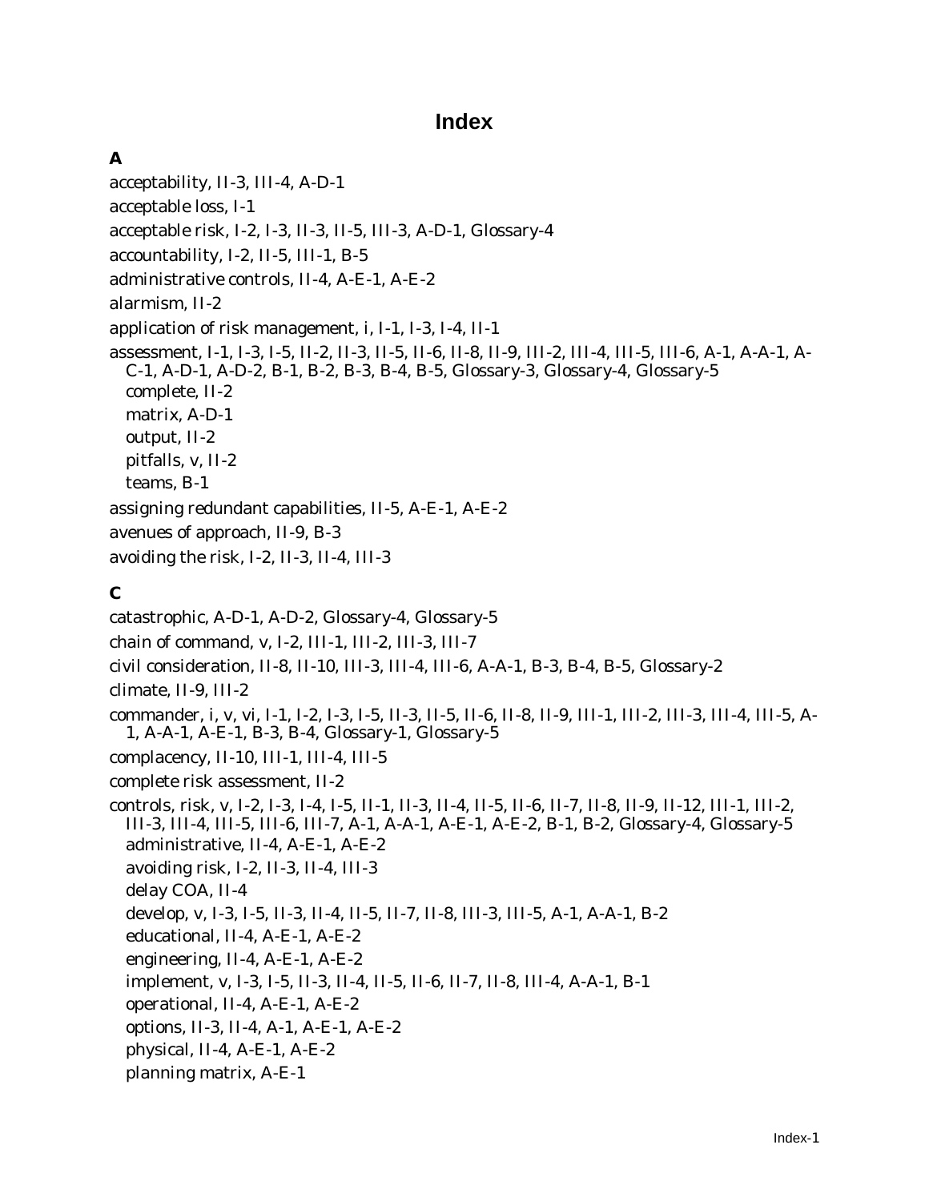# Index

## A

acceptability, II-3, III-4, A-D-1

acceptable loss, I-1

acceptable risk, I-2, I-3, II-5, III-3, A-D-1, Glossary-4

accountability, I-2, II-5, III-1, B-5

administrative controls, II-4, A-E-1, A-E-2

alarmism, II-2

application of risk management, i, I-1, I-3, I-4, II-1

assessment, I-1, I-3, I-5, II-2, II-3, II-5, II-6, II-8, II-9, III-2, III-4, III-5, III-6, A-1, A-A-1, A-C-1, A-D-1, A-D-2, B-1, B-2, B-3, B-4, B-5, Glossary-3, Glossary-4, Glossary-5

- complete, II-2
- matrix, A-D-1
- output, II-2
- pitfalls, v, II-2
- teams, B-1

assigning redundant capabilities, II-5, A-E-1, A-E-2

avenues of approach, II-9, B-3

avoiding the risk, I-2, II-3, II-4, III-3

## C

catastrophic, A-D-1, A-D-2, Glossary-4, Glossary-5

chain of command, v, I-2, III-1, III-2, III-3, III-7

civil consideration, II-8, II-10, III-3, III-4, III-6, A-A-1, B-3, B-4, B-5, Glossary-2

climate, II-9, III-2

commander, i, v, vi, I-1, I-2, I-3, I-5, II-3, II-5, II-6, II-8, II-9, III-1, III-2, III-3, III-4, III-5, A-1, A-A-1, A-E-1, B-3, B-4, Glossary-1, Glossary-5

complacency, II-10, III-1, III-4, III-5

complete risk assessment, II-2

controls, risk, v, I-2, I-3, I-4, I-5, II-1, II-3, II-4, II-5, II-6, II-7, II-8, II-9, II-12, III-1, III-2, III-3, III-4, III-5, III-6, III-7, A-1, A-A-1, A-E-1, A-E-2, B-1, B-2, Glossary-4, Glossary-5

- administrative, II-4, A-E-1, A-E-2
- avoiding risk, I-2, II-3, II-4, III-3
- delay COA, II-4
- develop, v, I-3, I-5, II-3, II-4, II-5, II-7, II-8, III-3, III-5, A-1, A-A-1, B-2
- educational, II-4, A-E-1, A-E-2
- engineering, II-4, A-E-1, A-E-2
- implement, v, I-3, I-5, II-3, II-4, II-5, II-6, II-7, II-8, III-4, A-A-1, B-1
- operational, II-4, A-E-1, A-E-2
- options, II-3, II-4, A-1, A-E-1, A-E-2
- physical, II-4, A-E-1, A-E-2
- planning matrix, A-E-1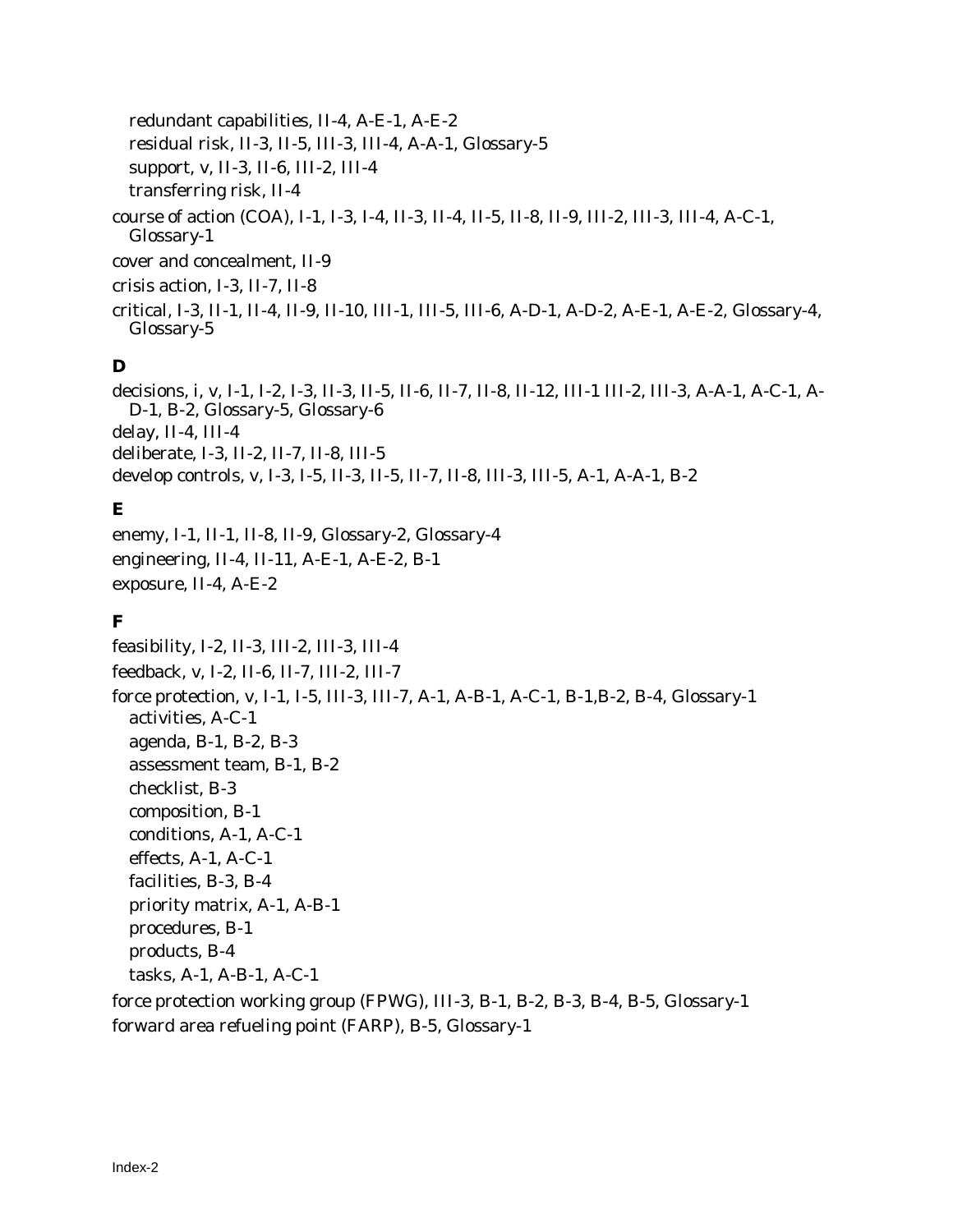- redundant capabilities, II-4, A-E-1, A-E-2
- residual risk, II-3, II-5, III-3, III-4, A-A-1, Glossary-5
- support, v, II-3, II-6, III-2, III-4
- transferring risk, II-4

course of action (COA), I-1, I-3, I-4, II-3, II-4, II-5, II-8, II-9, III-2, III-3, III-4, A-C-1, Glossary-1

cover and concealment, II-9

crisis action, I-3, II-7, II-8

critical, I-3, II-1, II-4, II-9, II-10, III-1, III-5, III-6, A-D-1, A-D-2, A-E-1, A-E-2, Glossary-4, Glossary-5

**D**

decisions, i, v, I-1, I-2, I-3, II-3, II-5, II-6, II-7, II-8, II-12, III-1 III-2, III-3, A-A-1, A-C-1, A-D-1, B-2, Glossary-5, Glossary-6

delay, II-4, III-4

deliberate, I-3, II-2, II-7, II-8, III-5

develop controls, v, I-3, I-5, II-3, II-5, II-7, II-8, III-3, III-5, A-1, A-A-1, B-2

**E**

enemy, I-1, II-1, II-8, II-9, Glossary-2, Glossary-4

engineering, II-4, II-11, A-E-1, A-E-2, B-1

exposure, II-4, A-E-2

**F**

feasibility, I-2, II-3, III-2, III-3, III-4

feedback, v, I-2, II-6, II-7, III-2, III-7

force protection, v, I-1, I-5, III-3, III-7, A-1, A-B-1, A-C-1, B-1,B-2, B-4, Glossary-1

- activities, A-C-1
- agenda, B-1, B-2, B-3
- assessment team, B-1, B-2
- checklist, B-3
- composition, B-1
- conditions, A-1, A-C-1
- effects, A-1, A-C-1
- facilities, B-3, B-4
- priority matrix, A-1, A-B-1
- procedures, B-1
- products, B-4
- tasks, A-1, A-B-1, A-C-1

force protection working group (FPWG), III-3, B-1, B-2, B-3, B-4, B-5, Glossary-1

forward area refueling point (FARP), B-5, Glossary-1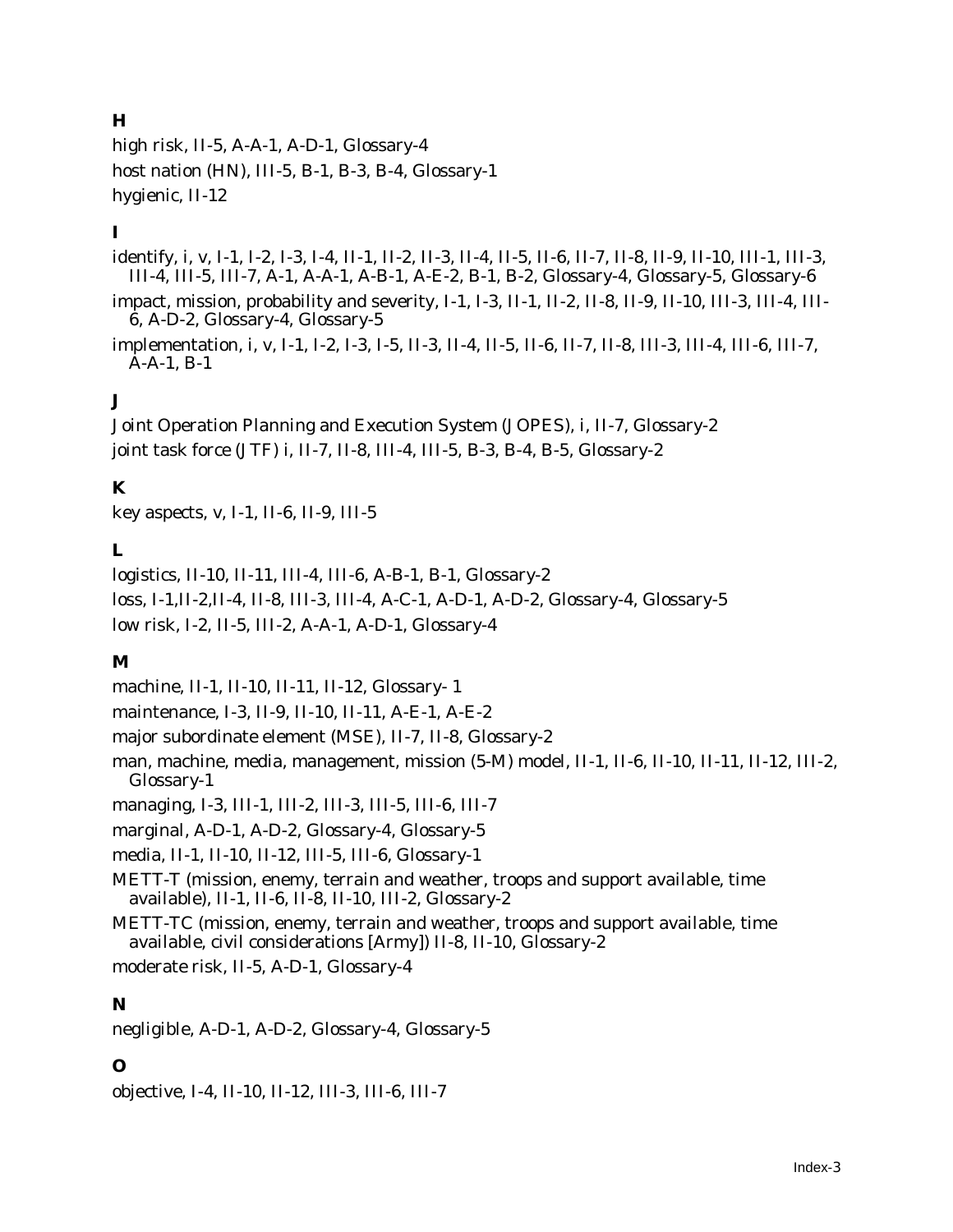**H**

high risk, II-5, A-A-1, A-D-1, Glossary-4

host nation (HN), III-5, B-1, B-3, B-4, Glossary-1

hygienic, II-12

**I**

identify, i, v, I-1, I-2, I-3, I-4, II-1, II-2, II-3, II-4, II-5, II-6, II-7, II-8, II-9, II-10, III-1, III-3, III-4, III-5, III-7, A-1, A-A-1, A-B-1, A-E-2, B-1, B-2, Glossary-4, Glossary-5, Glossary-6

impact, mission, probability and severity, I-1, I-3, II-1, II-2, II-8, II-9, II-10, III-3, III-4, III-6, A-D-2, Glossary-4, Glossary-5

implementation, i, v, I-1, I-2, I-3, I-5, II-3, II-4, II-5, II-6, II-7, II-8, III-3, III-4, III-6, III-7, A-A-1, B-1

**J**

Joint Operation Planning and Execution System (JOPES), i, II-7, Glossary-2

joint task force (JTF) i, II-7, II-8, III-4, III-5, B-3, B-4, B-5, Glossary-2

**K**

key aspects, v, I-1, II-6, II-9, III-5

**L**

logistics, II-10, II-11, III-4, III-6, A-B-1, B-1, Glossary-2

loss, I-1,II-2,II-4, II-8, III-3, III-4, A-C-1, A-D-1, A-D-2, Glossary-4, Glossary-5

low risk, I-2, II-5, III-2, A-A-1, A-D-1, Glossary-4

**M**

machine, II-1, II-10, II-11, II-12, Glossary- 1

maintenance, I-3, II-9, II-10, II-11, A-E-1, A-E-2

major subordinate element (MSE), II-7, II-8, Glossary-2

man, machine, media, management, mission (5-M) model, II-1, II-6, II-10, II-11, II-12, III-2, Glossary-1

managing, I-3, III-1, III-2, III-3, III-5, III-6, III-7

marginal, A-D-1, A-D-2, Glossary-4, Glossary-5

media, II-1, II-10, II-12, III-5, III-6, Glossary-1

METT-T (mission, enemy, terrain and weather, troops and support available, time available), II-1, II-6, II-8, II-10, III-2, Glossary-2

METT-TC (mission, enemy, terrain and weather, troops and support available, time available, civil considerations [Army]) II-8, II-10, Glossary-2

moderate risk, II-5, A-D-1, Glossary-4

**N**

negligible, A-D-1, A-D-2, Glossary-4, Glossary-5

**O**

objective, I-4, II-10, II-12, III-3, III-6, III-7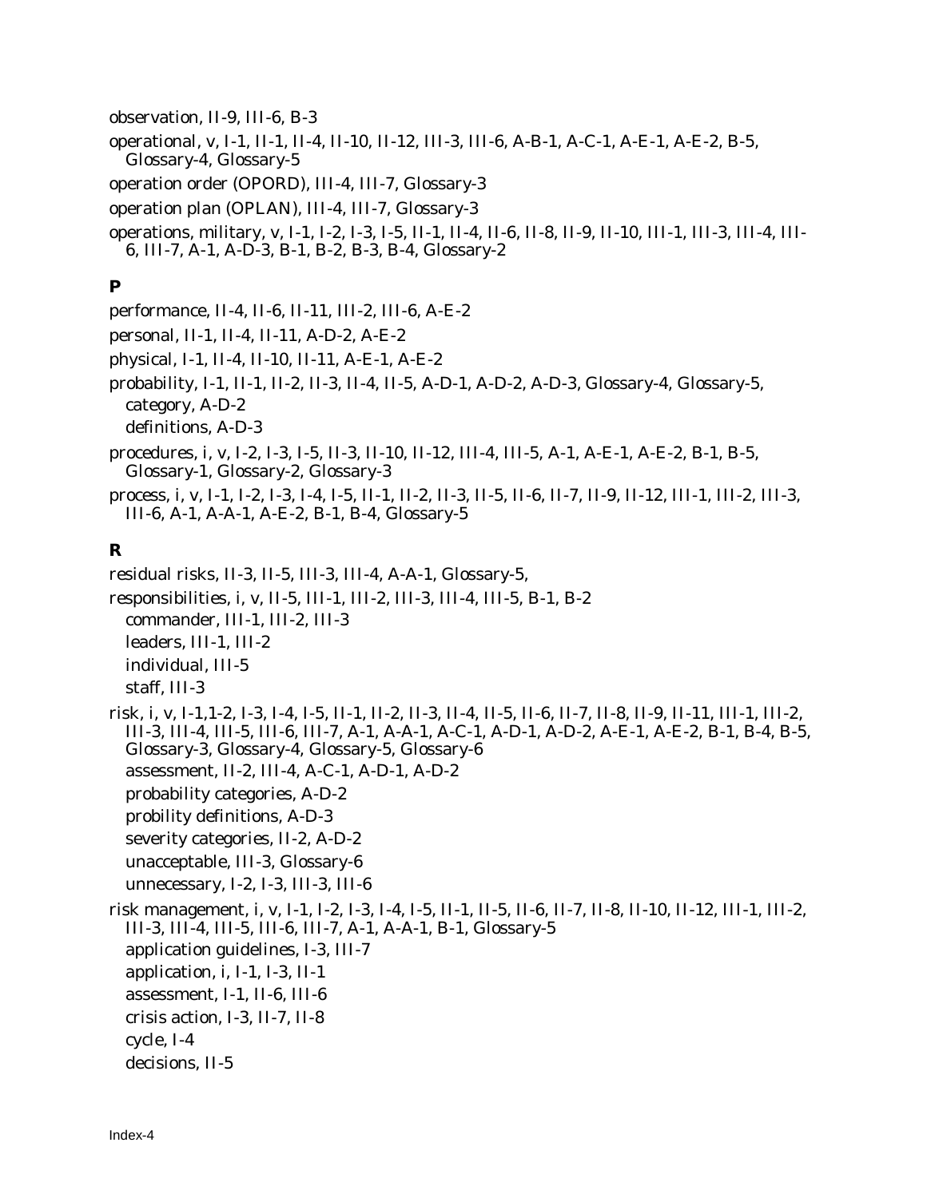observation, II-9, III-6, B-3

operational, v, I-1, II-1, II-4, II-10, II-12, III-3, III-6, A-B-1, A-C-1, A-E-1, A-E-2, B-5, Glossary-4, Glossary-5

operation order (OPORD), III-4, III-7, Glossary-3

operation plan (OPLAN), III-4, III-7, Glossary-3

operations, military, v, I-1, I-2, I-3, I-5, II-1, II-4, II-6, II-8, II-9, II-10, III-1, III-3, III-4, III-6, III-7, A-1, A-D-3, B-1, B-2, B-3, B-4, Glossary-2

**P**

performance, II-4, II-6, II-11, III-2, III-6, A-E-2

personal, II-1, II-4, II-11, A-D-2, A-E-2

physical, I-1, II-4, II-10, II-11, A-E-1, A-E-2

probability, I-1, II-1, II-2, II-3, II-4, II-5, A-D-1, A-D-2, A-D-3, Glossary-4, Glossary-5,
- category, A-D-2
- definitions, A-D-3

procedures, i, v, I-2, I-3, I-5, II-3, II-10, II-12, III-4, III-5, A-1, A-E-1, A-E-2, B-1, B-5, Glossary-1, Glossary-2, Glossary-3

process, i, v, I-1, I-2, I-3, I-4, I-5, II-1, II-2, II-3, II-5, II-6, II-7, II-9, II-12, III-1, III-2, III-3, III-6, A-1, A-A-1, A-E-2, B-1, B-4, Glossary-5

**R**

residual risks, II-3, II-5, III-3, III-4, A-A-1, Glossary-5,

responsibilities, i, v, II-5, III-1, III-2, III-3, III-4, III-5, B-1, B-2
- commander, III-1, III-2, III-3
- leaders, III-1, III-2
- individual, III-5
- staff, III-3

risk, i, v, I-1,1-2, I-3, I-4, I-5, II-1, II-2, II-3, II-4, II-5, II-6, II-7, II-8, II-9, II-11, III-1, III-2, III-3, III-4, III-5, III-6, III-7, A-1, A-A-1, A-C-1, A-D-1, A-D-2, A-E-1, A-E-2, B-1, B-4, B-5, Glossary-3, Glossary-4, Glossary-5, Glossary-6
- assessment, II-2, III-4, A-C-1, A-D-1, A-D-2
- probability categories, A-D-2
- probility definitions, A-D-3
- severity categories, II-2, A-D-2
- unacceptable, III-3, Glossary-6
- unnecessary, I-2, I-3, III-3, III-6

risk management, i, v, I-1, I-2, I-3, I-4, I-5, II-1, II-5, II-6, II-7, II-8, II-10, II-12, III-1, III-2, III-3, III-4, III-5, III-6, III-7, A-1, A-A-1, B-1, Glossary-5
- application guidelines, I-3, III-7
- application, i, I-1, I-3, II-1
- assessment, I-1, II-6, III-6
- crisis action, I-3, II-7, II-8
- cycle, I-4
- decisions, II-5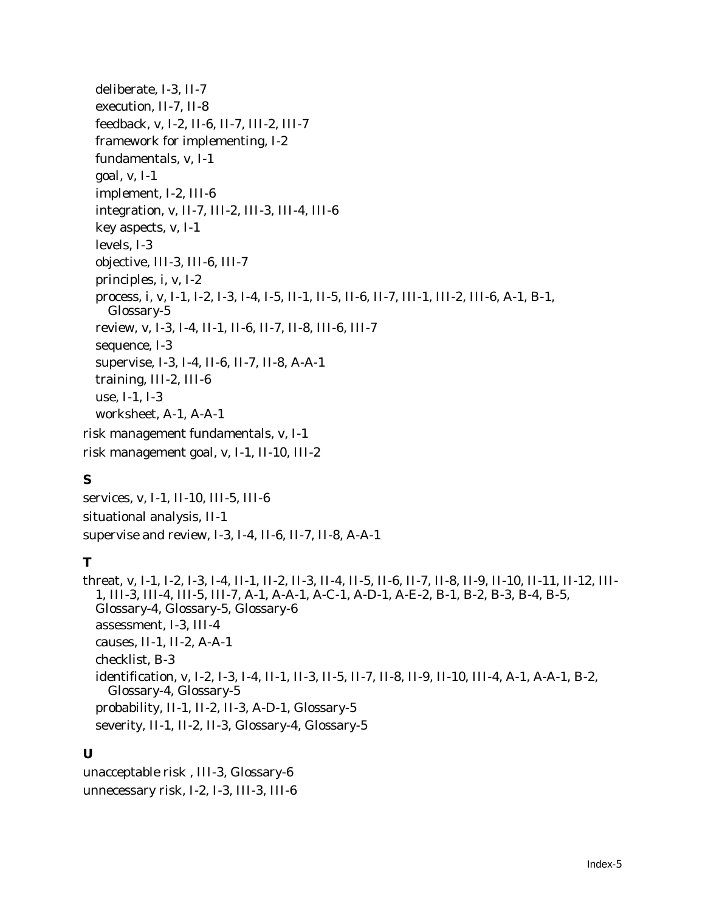- deliberate, I-3, II-7
- execution, II-7, II-8
- feedback, v, I-2, II-6, II-7, III-2, III-7
- framework for implementing, I-2
- fundamentals, v, I-1
- goal, v, I-1
- implement, I-2, III-6
- integration, v, II-7, III-2, III-3, III-4, III-6
- key aspects, v, I-1
- levels, I-3
- objective, III-3, III-6, III-7
- principles, i, v, I-2
- process, i, v, I-1, I-2, I-3, I-4, I-5, II-1, II-5, II-6, II-7, III-1, III-2, III-6, A-1, B-1, Glossary-5
- review, v, I-3, I-4, II-1, II-6, II-7, II-8, III-6, III-7
- sequence, I-3
- supervise, I-3, I-4, II-6, II-7, II-8, A-A-1
- training, III-2, III-6
- use, I-1, I-3
- worksheet, A-1, A-A-1

risk management fundamentals, v, I-1

risk management goal, v, I-1, II-10, III-2

## S

services, v, I-1, II-10, III-5, III-6

situational analysis, II-1

supervise and review, I-3, I-4, II-6, II-7, II-8, A-A-1

## T

threat, v, I-1, I-2, I-3, I-4, II-1, II-2, II-3, II-4, II-5, II-6, II-7, II-8, II-9, II-10, II-11, II-12, III-1, III-3, III-4, III-5, III-7, A-1, A-A-1, A-C-1, A-D-1, A-E-2, B-1, B-2, B-3, B-4, B-5, Glossary-4, Glossary-5, Glossary-6

- assessment, I-3, III-4
- causes, II-1, II-2, A-A-1
- checklist, B-3
- identification, v, I-2, I-3, I-4, II-1, II-3, II-5, II-7, II-8, II-9, II-10, III-4, A-1, A-A-1, B-2, Glossary-4, Glossary-5
- probability, II-1, II-2, II-3, A-D-1, Glossary-5
- severity, II-1, II-2, II-3, Glossary-4, Glossary-5

## U

unacceptable risk , III-3, Glossary-6

unnecessary risk, I-2, I-3, III-3, III-6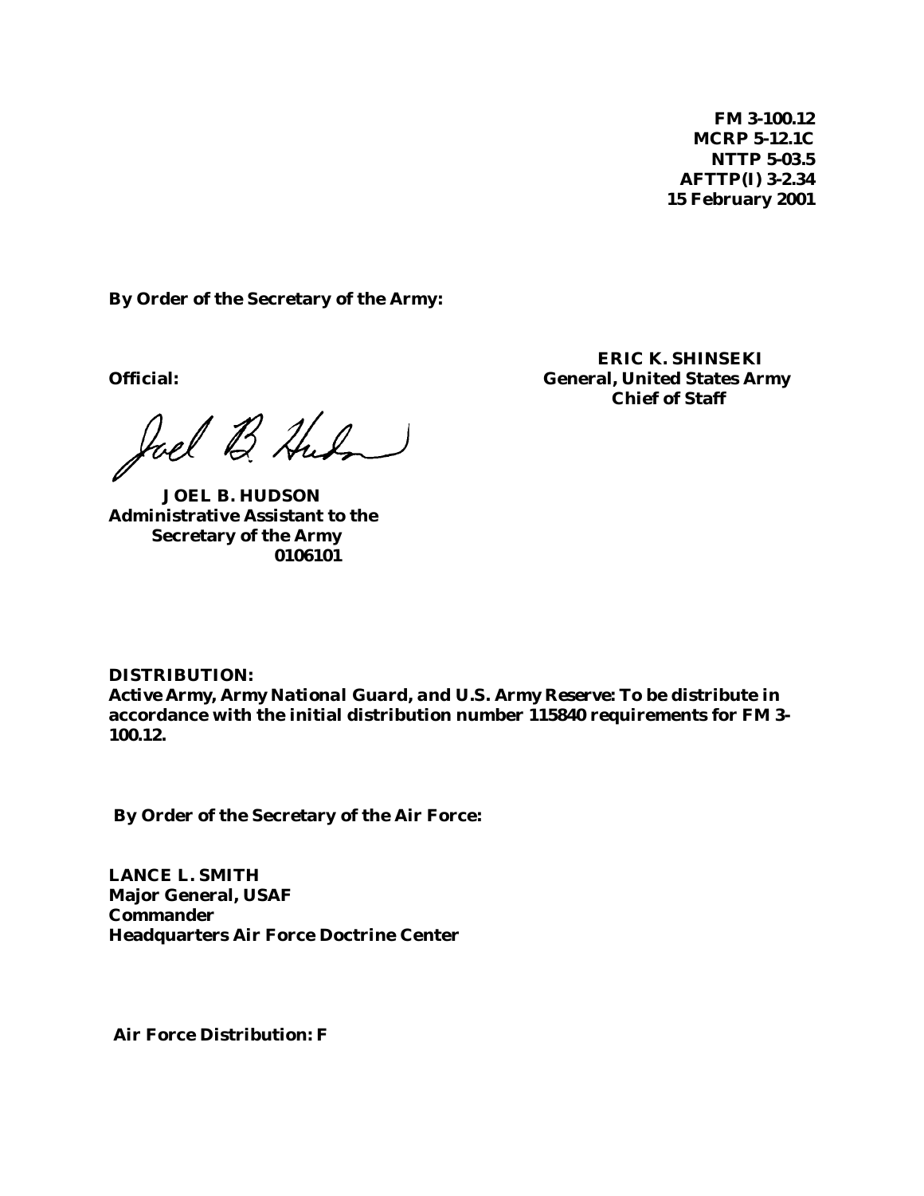**FM 3-100.12**
**MCRP 5-12.1C**
**NTTP 5-03.5**
**AFTTP(I) 3-2.34**
**15 February 2001**

**By Order of the Secretary of the Army:**

**ERIC K. SHINSEKI**
**General, United States Army**
**Chief of Staff**

**Official:**

**JOEL B. HUDSON**
**Administrative Assistant to the Secretary of the Army**
**0106101**

**DISTRIBUTION:**
**Active Army, Army National Guard, and U.S. Army Reserve: To be distribute in accordance with the initial distribution number 115840 requirements for FM 3-100.12.**

**By Order of the Secretary of the Air Force:**

**LANCE L. SMITH**
**Major General, USAF**
**Commander**
**Headquarters Air Force Doctrine Center**

**Air Force Distribution: F**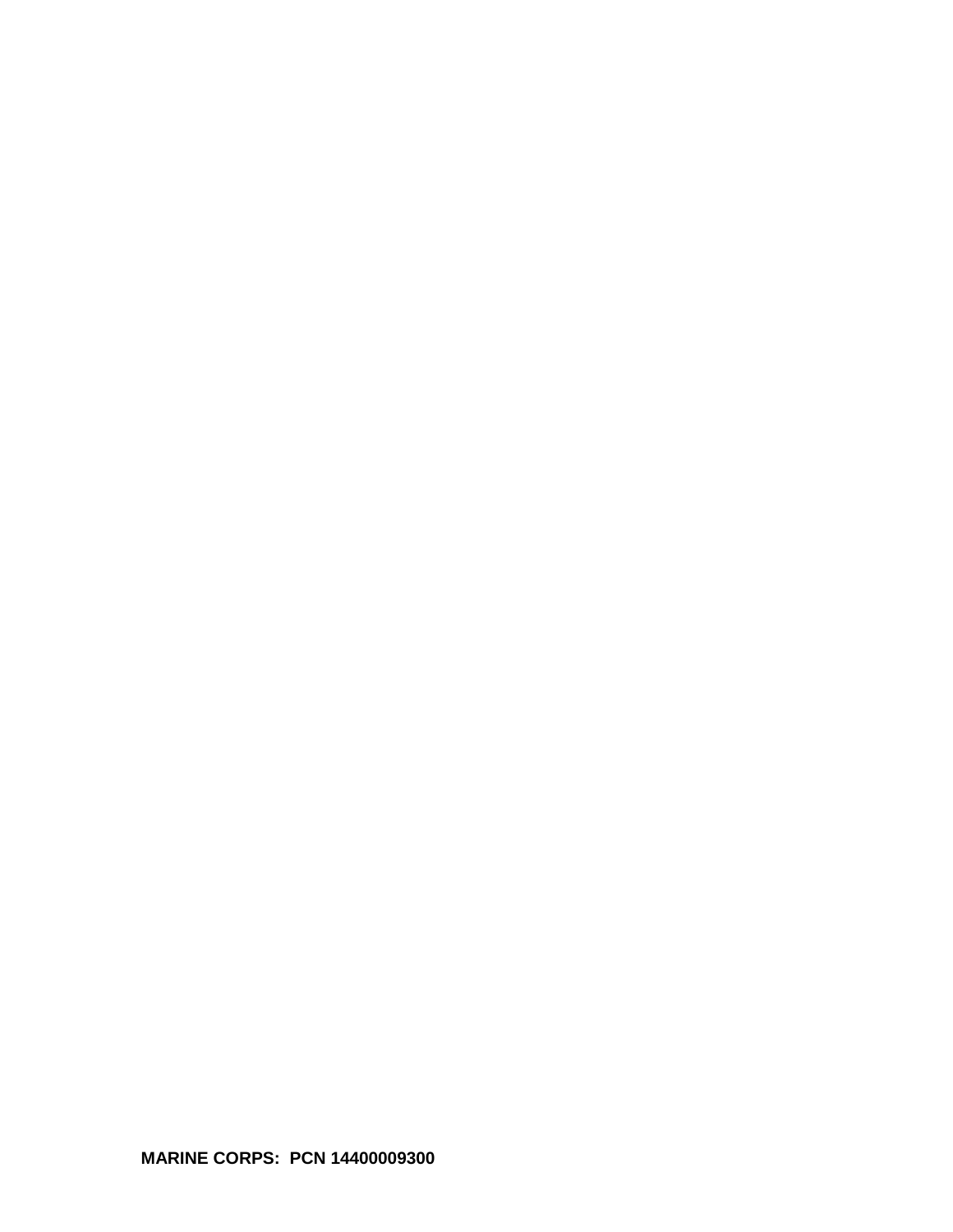**MARINE CORPS: PCN 14400009300**